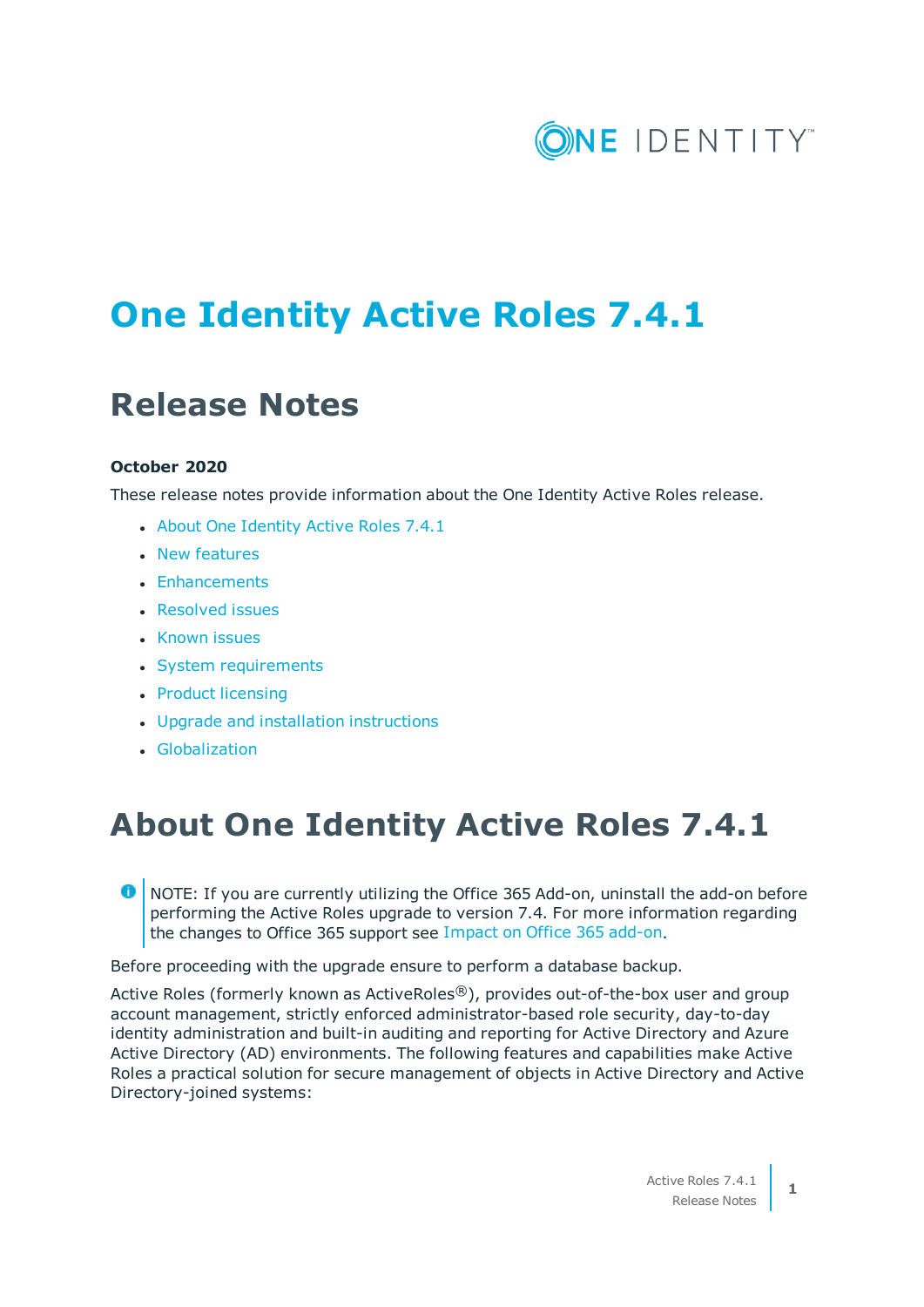# One Identity Active Roles 7.4.1

## Release Notes

**October 2020**

These release notes provide information about the One Identity Active Roles release.

- About One Identity Active Roles 7.4.1
- New features
- Enhancements
- Resolved issues
- Known issues
- System requirements
- Product licensing
- Upgrade and installation instructions
- Globalization

# About One Identity Active Roles 7.4.1

NOTE: If you are currently utilizing the Office 365 Add-on, uninstall the add-on before performing the Active Roles upgrade to version 7.4. For more information regarding the changes to Office 365 support see Impact on Office 365 add-on.

Before proceeding with the upgrade ensure to perform a database backup.

Active Roles (formerly known as ActiveRoles®), provides out-of-the-box user and group account management, strictly enforced administrator-based role security, day-to-day identity administration and built-in auditing and reporting for Active Directory and Azure Active Directory (AD) environments. The following features and capabilities make Active Roles a practical solution for secure management of objects in Active Directory and Active Directory-joined systems: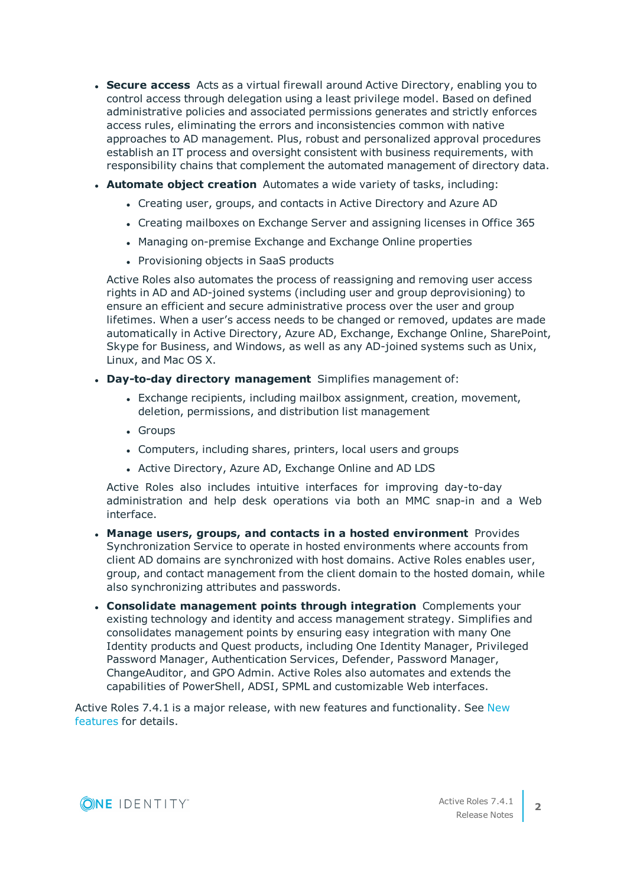- **Secure access** Acts as a virtual firewall around Active Directory, enabling you to control access through delegation using a least privilege model. Based on defined administrative policies and associated permissions generates and strictly enforces access rules, eliminating the errors and inconsistencies common with native approaches to AD management. Plus, robust and personalized approval procedures establish an IT process and oversight consistent with business requirements, with responsibility chains that complement the automated management of directory data.
- **Automate object creation** Automates a wide variety of tasks, including:
  - Creating user, groups, and contacts in Active Directory and Azure AD
  - Creating mailboxes on Exchange Server and assigning licenses in Office 365
  - Managing on-premise Exchange and Exchange Online properties
  - Provisioning objects in SaaS products

  Active Roles also automates the process of reassigning and removing user access rights in AD and AD-joined systems (including user and group deprovisioning) to ensure an efficient and secure administrative process over the user and group lifetimes. When a user's access needs to be changed or removed, updates are made automatically in Active Directory, Azure AD, Exchange, Exchange Online, SharePoint, Skype for Business, and Windows, as well as any AD-joined systems such as Unix, Linux, and Mac OS X.
- **Day-to-day directory management** Simplifies management of:
  - Exchange recipients, including mailbox assignment, creation, movement, deletion, permissions, and distribution list management
  - Groups
  - Computers, including shares, printers, local users and groups
  - Active Directory, Azure AD, Exchange Online and AD LDS

  Active Roles also includes intuitive interfaces for improving day-to-day administration and help desk operations via both an MMC snap-in and a Web interface.
- **Manage users, groups, and contacts in a hosted environment** Provides Synchronization Service to operate in hosted environments where accounts from client AD domains are synchronized with host domains. Active Roles enables user, group, and contact management from the client domain to the hosted domain, while also synchronizing attributes and passwords.
- **Consolidate management points through integration** Complements your existing technology and identity and access management strategy. Simplifies and consolidates management points by ensuring easy integration with many One Identity products and Quest products, including One Identity Manager, Privileged Password Manager, Authentication Services, Defender, Password Manager, ChangeAuditor, and GPO Admin. Active Roles also automates and extends the capabilities of PowerShell, ADSI, SPML and customizable Web interfaces.

Active Roles 7.4.1 is a major release, with new features and functionality. See New features for details.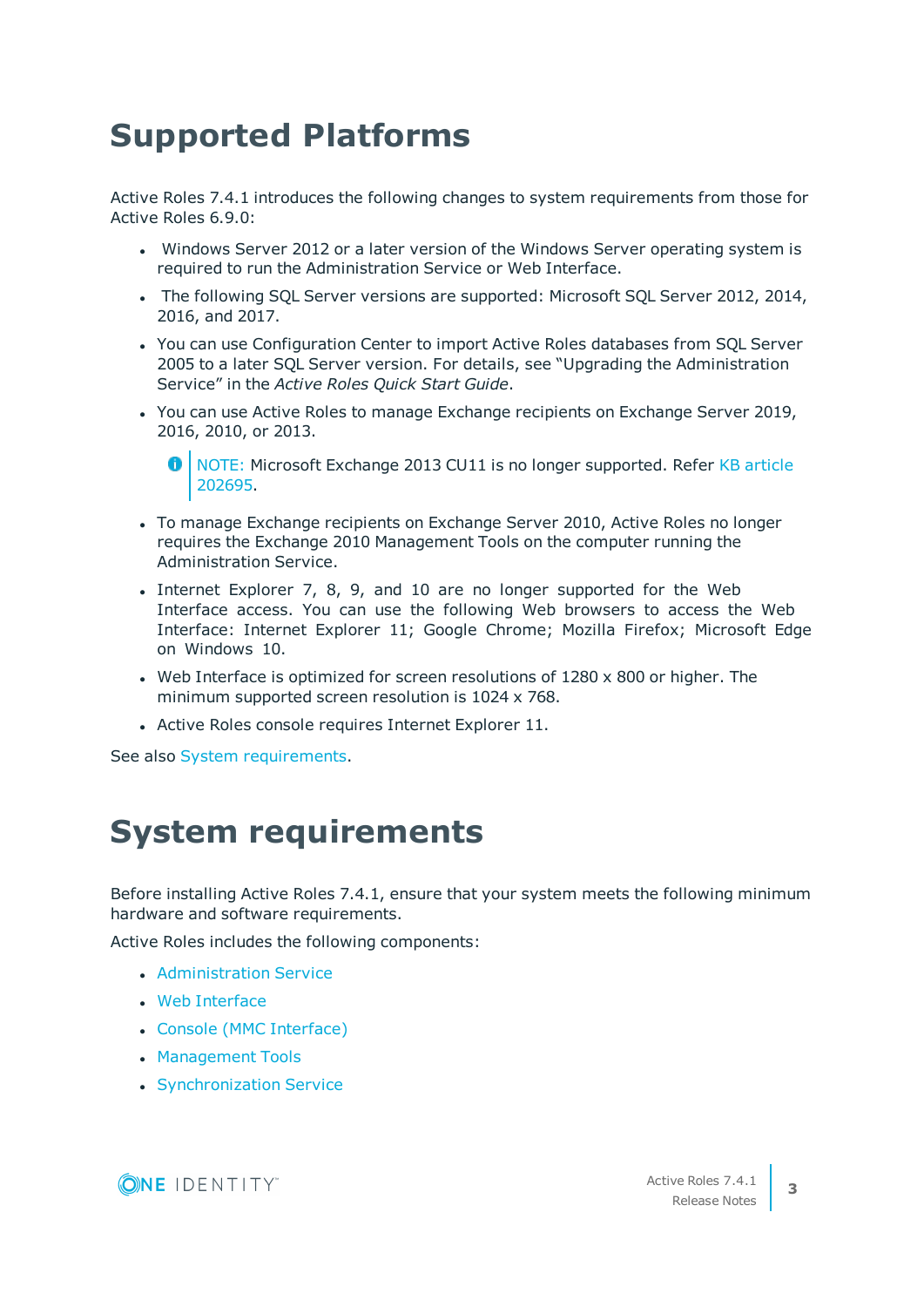# Supported Platforms

Active Roles 7.4.1 introduces the following changes to system requirements from those for Active Roles 6.9.0:

- Windows Server 2012 or a later version of the Windows Server operating system is required to run the Administration Service or Web Interface.
- The following SQL Server versions are supported: Microsoft SQL Server 2012, 2014, 2016, and 2017.
- You can use Configuration Center to import Active Roles databases from SQL Server 2005 to a later SQL Server version. For details, see "Upgrading the Administration Service" in the *Active Roles Quick Start Guide*.
- You can use Active Roles to manage Exchange recipients on Exchange Server 2019, 2016, 2010, or 2013.

  > NOTE: Microsoft Exchange 2013 CU11 is no longer supported. Refer KB article 202695.

- To manage Exchange recipients on Exchange Server 2010, Active Roles no longer requires the Exchange 2010 Management Tools on the computer running the Administration Service.
- Internet Explorer 7, 8, 9, and 10 are no longer supported for the Web Interface access. You can use the following Web browsers to access the Web Interface: Internet Explorer 11; Google Chrome; Mozilla Firefox; Microsoft Edge on Windows 10.
- Web Interface is optimized for screen resolutions of 1280 x 800 or higher. The minimum supported screen resolution is 1024 x 768.
- Active Roles console requires Internet Explorer 11.

See also System requirements.

# System requirements

Before installing Active Roles 7.4.1, ensure that your system meets the following minimum hardware and software requirements.

Active Roles includes the following components:

- Administration Service
- Web Interface
- Console (MMC Interface)
- Management Tools
- Synchronization Service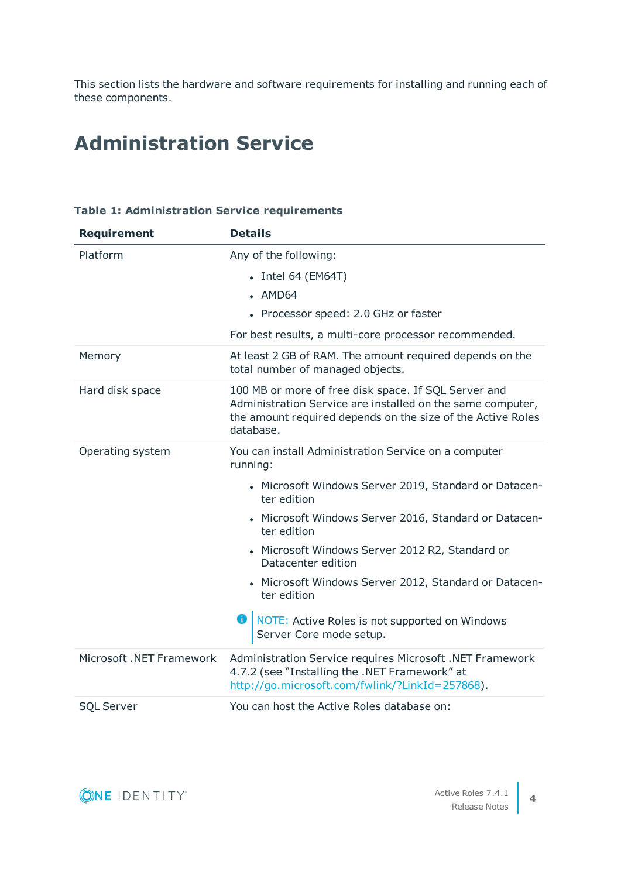This section lists the hardware and software requirements for installing and running each of these components.

## Administration Service

**Table 1: Administration Service requirements**

| Requirement | Details |
| --- | --- |
| Platform | Any of the following:<br>• Intel 64 (EM64T)<br>• AMD64<br>• Processor speed: 2.0 GHz or faster<br>For best results, a multi-core processor recommended. |
| Memory | At least 2 GB of RAM. The amount required depends on the total number of managed objects. |
| Hard disk space | 100 MB or more of free disk space. If SQL Server and Administration Service are installed on the same computer, the amount required depends on the size of the Active Roles database. |
| Operating system | You can install Administration Service on a computer running:<br>• Microsoft Windows Server 2019, Standard or Datacenter edition<br>• Microsoft Windows Server 2016, Standard or Datacenter edition<br>• Microsoft Windows Server 2012 R2, Standard or Datacenter edition<br>• Microsoft Windows Server 2012, Standard or Datacenter edition<br>NOTE: Active Roles is not supported on Windows Server Core mode setup. |
| Microsoft .NET Framework | Administration Service requires Microsoft .NET Framework 4.7.2 (see "Installing the .NET Framework" at http://go.microsoft.com/fwlink/?LinkId=257868). |
| SQL Server | You can host the Active Roles database on: |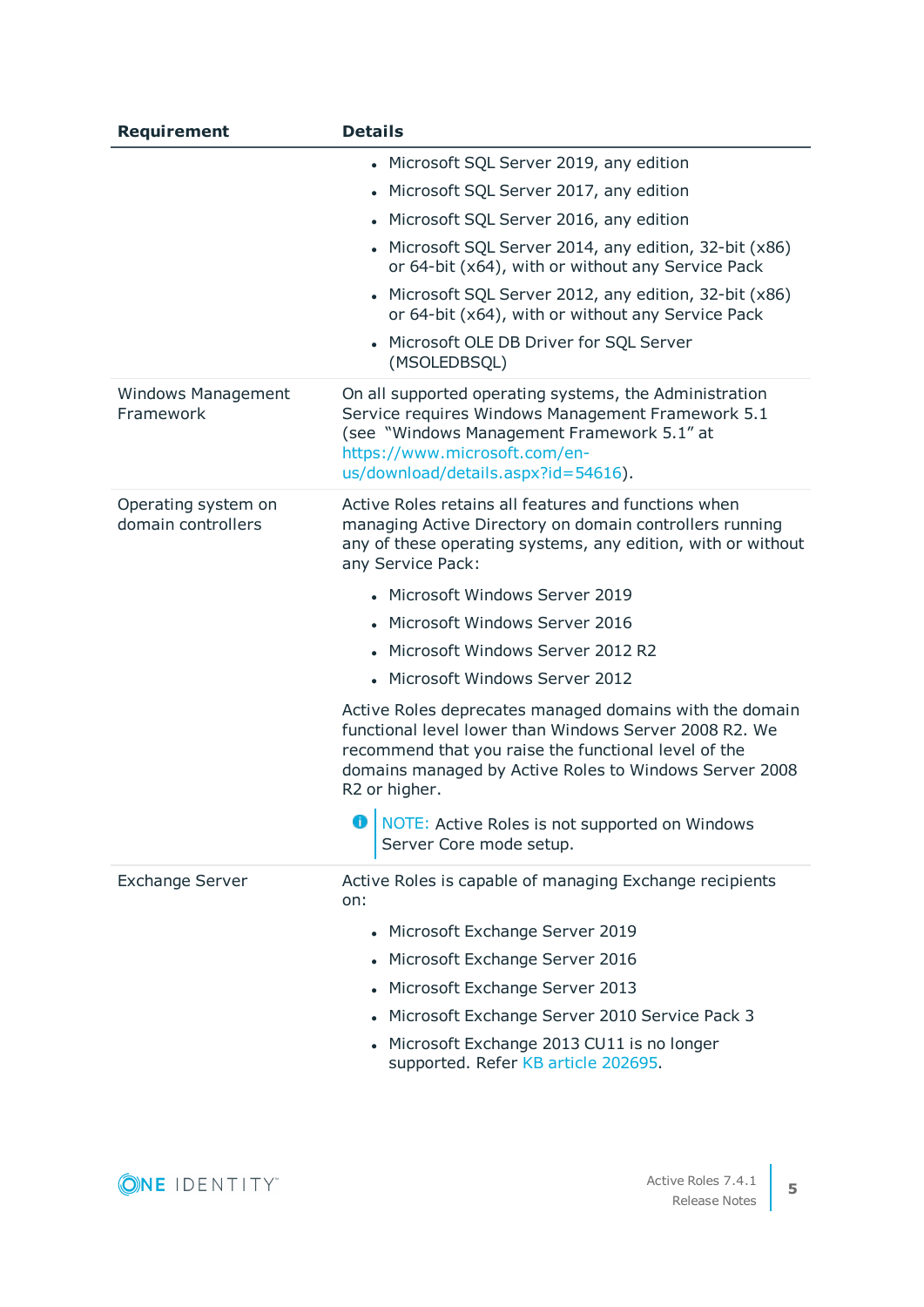| Requirement | Details |
| --- | --- |
| | • Microsoft SQL Server 2019, any edition<br>• Microsoft SQL Server 2017, any edition<br>• Microsoft SQL Server 2016, any edition<br>• Microsoft SQL Server 2014, any edition, 32-bit (x86) or 64-bit (x64), with or without any Service Pack<br>• Microsoft SQL Server 2012, any edition, 32-bit (x86) or 64-bit (x64), with or without any Service Pack<br>• Microsoft OLE DB Driver for SQL Server (MSOLEDBSQL) |
| Windows Management Framework | On all supported operating systems, the Administration Service requires Windows Management Framework 5.1 (see "Windows Management Framework 5.1" at https://www.microsoft.com/en-us/download/details.aspx?id=54616). |
| Operating system on domain controllers | Active Roles retains all features and functions when managing Active Directory on domain controllers running any of these operating systems, any edition, with or without any Service Pack:<br>• Microsoft Windows Server 2019<br>• Microsoft Windows Server 2016<br>• Microsoft Windows Server 2012 R2<br>• Microsoft Windows Server 2012<br>Active Roles deprecates managed domains with the domain functional level lower than Windows Server 2008 R2. We recommend that you raise the functional level of the domains managed by Active Roles to Windows Server 2008 R2 or higher.<br>NOTE: Active Roles is not supported on Windows Server Core mode setup. |
| Exchange Server | Active Roles is capable of managing Exchange recipients on:<br>• Microsoft Exchange Server 2019<br>• Microsoft Exchange Server 2016<br>• Microsoft Exchange Server 2013<br>• Microsoft Exchange Server 2010 Service Pack 3<br>• Microsoft Exchange 2013 CU11 is no longer supported. Refer KB article 202695. |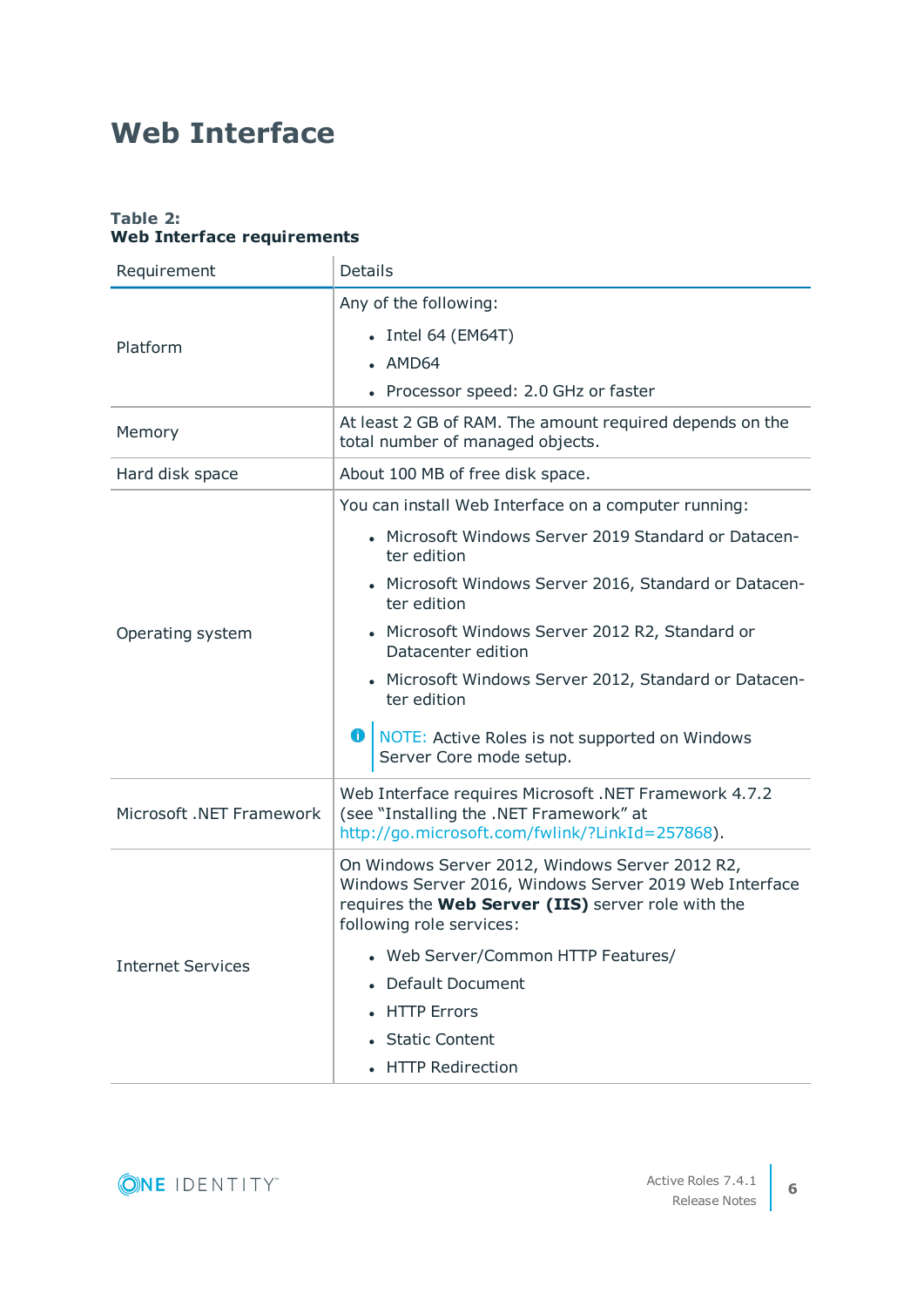# Web Interface

**Table 2:**
**Web Interface requirements**

| Requirement | Details |
|---|---|
| Platform | Any of the following:<br>• Intel 64 (EM64T)<br>• AMD64<br>• Processor speed: 2.0 GHz or faster |
| Memory | At least 2 GB of RAM. The amount required depends on the total number of managed objects. |
| Hard disk space | About 100 MB of free disk space. |
| Operating system | You can install Web Interface on a computer running:<br>• Microsoft Windows Server 2019 Standard or Datacenter edition<br>• Microsoft Windows Server 2016, Standard or Datacenter edition<br>• Microsoft Windows Server 2012 R2, Standard or Datacenter edition<br>• Microsoft Windows Server 2012, Standard or Datacenter edition<br><br>NOTE: Active Roles is not supported on Windows Server Core mode setup. |
| Microsoft .NET Framework | Web Interface requires Microsoft .NET Framework 4.7.2 (see "Installing the .NET Framework" at http://go.microsoft.com/fwlink/?LinkId=257868). |
| Internet Services | On Windows Server 2012, Windows Server 2012 R2, Windows Server 2016, Windows Server 2019 Web Interface requires the **Web Server (IIS)** server role with the following role services:<br>• Web Server/Common HTTP Features/<br>• Default Document<br>• HTTP Errors<br>• Static Content<br>• HTTP Redirection |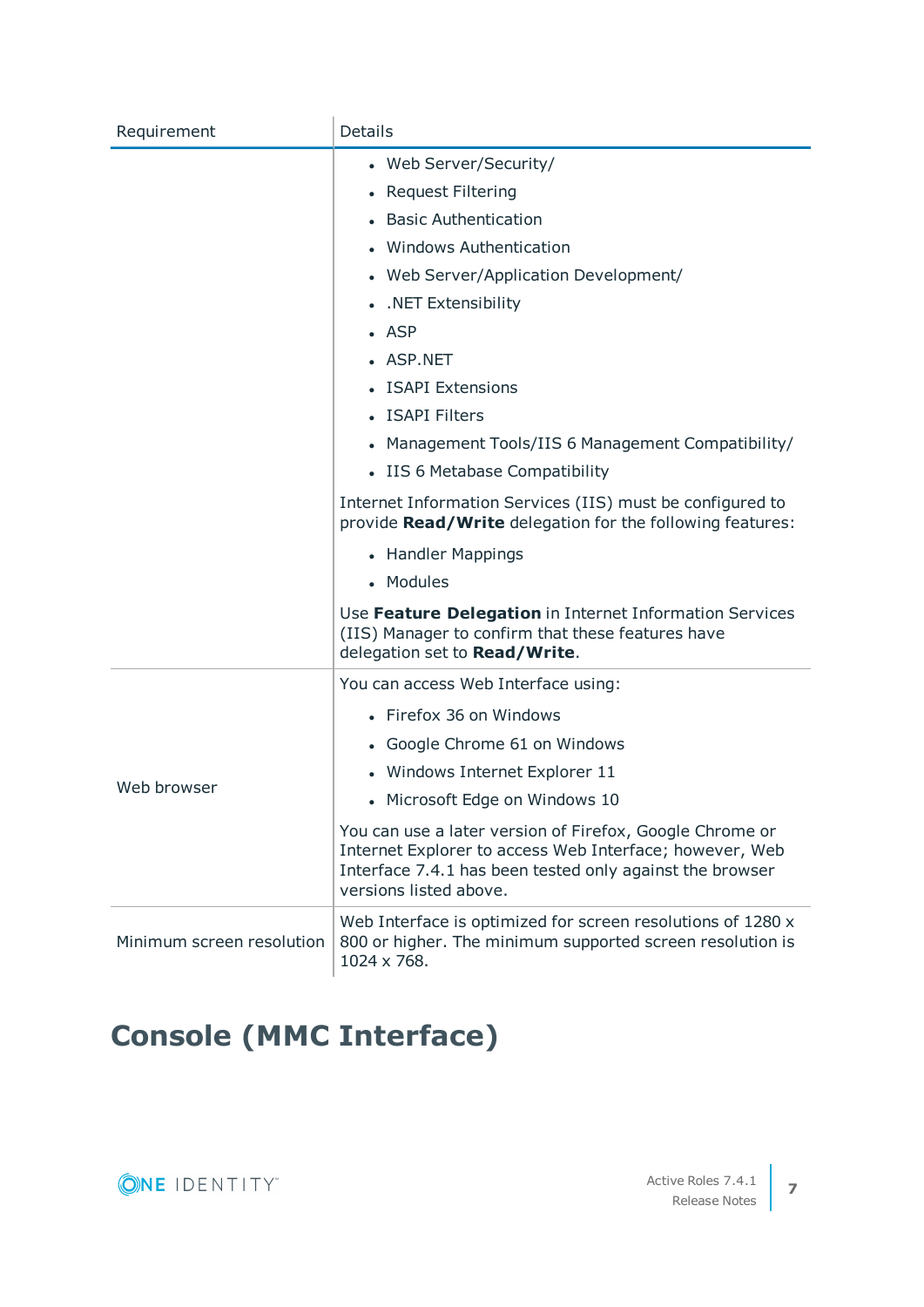| Requirement | Details |
|---|---|
| | <ul><li>Web Server/Security/</li><li>Request Filtering</li><li>Basic Authentication</li><li>Windows Authentication</li><li>Web Server/Application Development/</li><li>.NET Extensibility</li><li>ASP</li><li>ASP.NET</li><li>ISAPI Extensions</li><li>ISAPI Filters</li><li>Management Tools/IIS 6 Management Compatibility/</li><li>IIS 6 Metabase Compatibility</li></ul>Internet Information Services (IIS) must be configured to provide **Read/Write** delegation for the following features:<ul><li>Handler Mappings</li><li>Modules</li></ul>Use **Feature Delegation** in Internet Information Services (IIS) Manager to confirm that these features have delegation set to **Read/Write**. |
| Web browser | You can access Web Interface using:<ul><li>Firefox 36 on Windows</li><li>Google Chrome 61 on Windows</li><li>Windows Internet Explorer 11</li><li>Microsoft Edge on Windows 10</li></ul>You can use a later version of Firefox, Google Chrome or Internet Explorer to access Web Interface; however, Web Interface 7.4.1 has been tested only against the browser versions listed above. |
| Minimum screen resolution | Web Interface is optimized for screen resolutions of 1280 x 800 or higher. The minimum supported screen resolution is 1024 x 768. |

## Console (MMC Interface)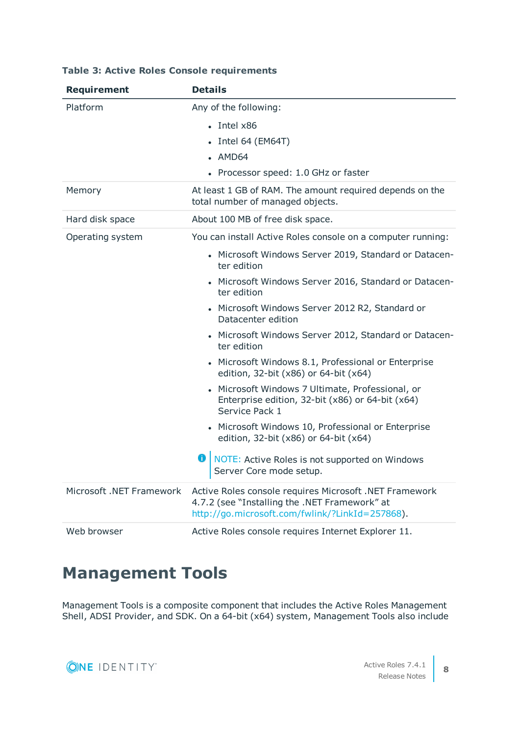**Table 3: Active Roles Console requirements**

| Requirement | Details |
| --- | --- |
| Platform | Any of the following:<br>• Intel x86<br>• Intel 64 (EM64T)<br>• AMD64<br>• Processor speed: 1.0 GHz or faster |
| Memory | At least 1 GB of RAM. The amount required depends on the total number of managed objects. |
| Hard disk space | About 100 MB of free disk space. |
| Operating system | You can install Active Roles console on a computer running:<br>• Microsoft Windows Server 2019, Standard or Datacenter edition<br>• Microsoft Windows Server 2016, Standard or Datacenter edition<br>• Microsoft Windows Server 2012 R2, Standard or Datacenter edition<br>• Microsoft Windows Server 2012, Standard or Datacenter edition<br>• Microsoft Windows 8.1, Professional or Enterprise edition, 32-bit (x86) or 64-bit (x64)<br>• Microsoft Windows 7 Ultimate, Professional, or Enterprise edition, 32-bit (x86) or 64-bit (x64) Service Pack 1<br>• Microsoft Windows 10, Professional or Enterprise edition, 32-bit (x86) or 64-bit (x64)<br>NOTE: Active Roles is not supported on Windows Server Core mode setup. |
| Microsoft .NET Framework | Active Roles console requires Microsoft .NET Framework 4.7.2 (see “Installing the .NET Framework” at http://go.microsoft.com/fwlink/?LinkId=257868). |
| Web browser | Active Roles console requires Internet Explorer 11. |

# Management Tools

Management Tools is a composite component that includes the Active Roles Management Shell, ADSI Provider, and SDK. On a 64-bit (x64) system, Management Tools also include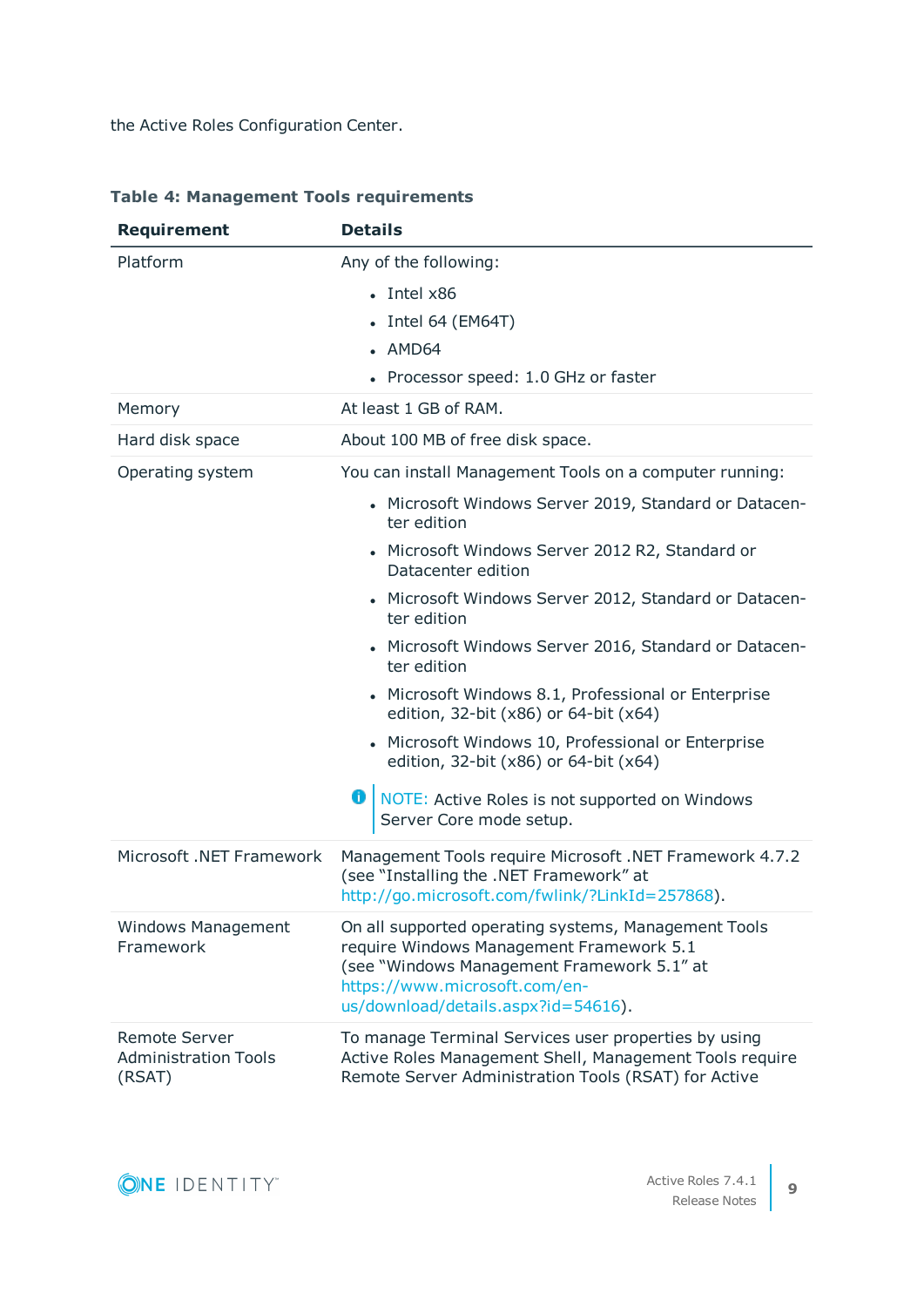the Active Roles Configuration Center.

**Table 4: Management Tools requirements**

| Requirement | Details |
|---|---|
| Platform | Any of the following:<br>• Intel x86<br>• Intel 64 (EM64T)<br>• AMD64<br>• Processor speed: 1.0 GHz or faster |
| Memory | At least 1 GB of RAM. |
| Hard disk space | About 100 MB of free disk space. |
| Operating system | You can install Management Tools on a computer running:<br>• Microsoft Windows Server 2019, Standard or Datacenter edition<br>• Microsoft Windows Server 2012 R2, Standard or Datacenter edition<br>• Microsoft Windows Server 2012, Standard or Datacenter edition<br>• Microsoft Windows Server 2016, Standard or Datacenter edition<br>• Microsoft Windows 8.1, Professional or Enterprise edition, 32-bit (x86) or 64-bit (x64)<br>• Microsoft Windows 10, Professional or Enterprise edition, 32-bit (x86) or 64-bit (x64)<br><br>NOTE: Active Roles is not supported on Windows Server Core mode setup. |
| Microsoft .NET Framework | Management Tools require Microsoft .NET Framework 4.7.2 (see “Installing the .NET Framework” at http://go.microsoft.com/fwlink/?LinkId=257868). |
| Windows Management Framework | On all supported operating systems, Management Tools require Windows Management Framework 5.1 (see “Windows Management Framework 5.1” at https://www.microsoft.com/en-us/download/details.aspx?id=54616). |
| Remote Server Administration Tools (RSAT) | To manage Terminal Services user properties by using Active Roles Management Shell, Management Tools require Remote Server Administration Tools (RSAT) for Active |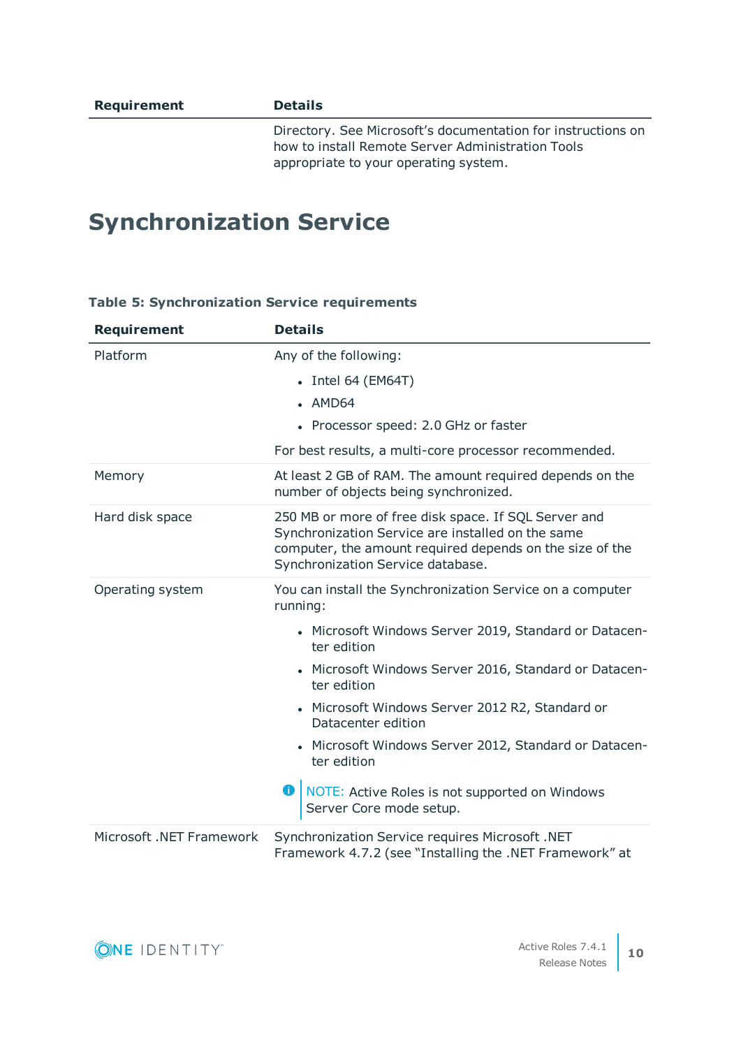| Requirement | Details |
|---|---|
| | Directory. See Microsoft's documentation for instructions on how to install Remote Server Administration Tools appropriate to your operating system. |

## Synchronization Service

**Table 5: Synchronization Service requirements**

| Requirement | Details |
|---|---|
| Platform | Any of the following:<br>• Intel 64 (EM64T)<br>• AMD64<br>• Processor speed: 2.0 GHz or faster<br>For best results, a multi-core processor recommended. |
| Memory | At least 2 GB of RAM. The amount required depends on the number of objects being synchronized. |
| Hard disk space | 250 MB or more of free disk space. If SQL Server and Synchronization Service are installed on the same computer, the amount required depends on the size of the Synchronization Service database. |
| Operating system | You can install the Synchronization Service on a computer running:<br>• Microsoft Windows Server 2019, Standard or Datacenter edition<br>• Microsoft Windows Server 2016, Standard or Datacenter edition<br>• Microsoft Windows Server 2012 R2, Standard or Datacenter edition<br>• Microsoft Windows Server 2012, Standard or Datacenter edition<br>NOTE: Active Roles is not supported on Windows Server Core mode setup. |
| Microsoft .NET Framework | Synchronization Service requires Microsoft .NET Framework 4.7.2 (see "Installing the .NET Framework" at |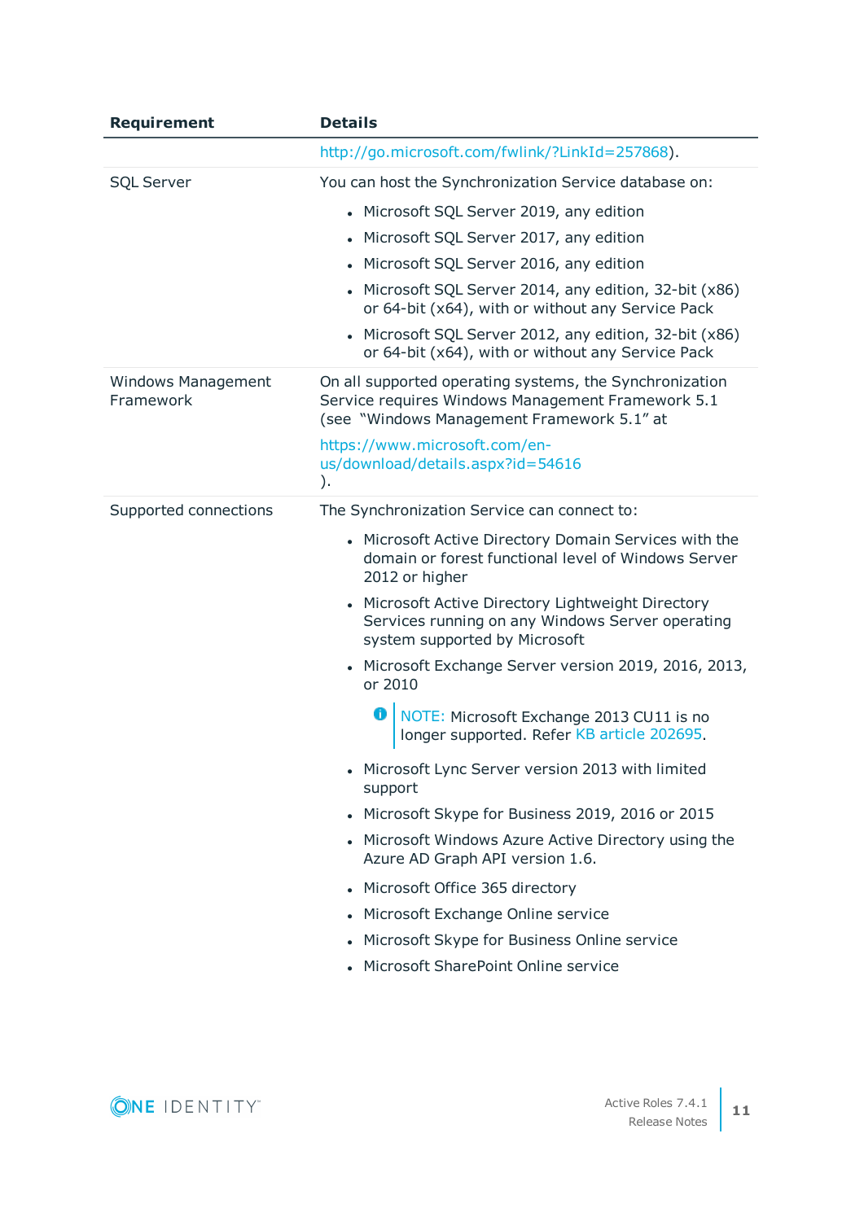| Requirement | Details |
| --- | --- |
| | http://go.microsoft.com/fwlink/?LinkId=257868). |
| SQL Server | You can host the Synchronization Service database on:<br>• Microsoft SQL Server 2019, any edition<br>• Microsoft SQL Server 2017, any edition<br>• Microsoft SQL Server 2016, any edition<br>• Microsoft SQL Server 2014, any edition, 32-bit (x86) or 64-bit (x64), with or without any Service Pack<br>• Microsoft SQL Server 2012, any edition, 32-bit (x86) or 64-bit (x64), with or without any Service Pack |
| Windows Management Framework | On all supported operating systems, the Synchronization Service requires Windows Management Framework 5.1 (see "Windows Management Framework 5.1" at<br>https://www.microsoft.com/en-us/download/details.aspx?id=54616<br>). |
| Supported connections | The Synchronization Service can connect to:<br>• Microsoft Active Directory Domain Services with the domain or forest functional level of Windows Server 2012 or higher<br>• Microsoft Active Directory Lightweight Directory Services running on any Windows Server operating system supported by Microsoft<br>• Microsoft Exchange Server version 2019, 2016, 2013, or 2010<br>NOTE: Microsoft Exchange 2013 CU11 is no longer supported. Refer KB article 202695.<br>• Microsoft Lync Server version 2013 with limited support<br>• Microsoft Skype for Business 2019, 2016 or 2015<br>• Microsoft Windows Azure Active Directory using the Azure AD Graph API version 1.6.<br>• Microsoft Office 365 directory<br>• Microsoft Exchange Online service<br>• Microsoft Skype for Business Online service<br>• Microsoft SharePoint Online service |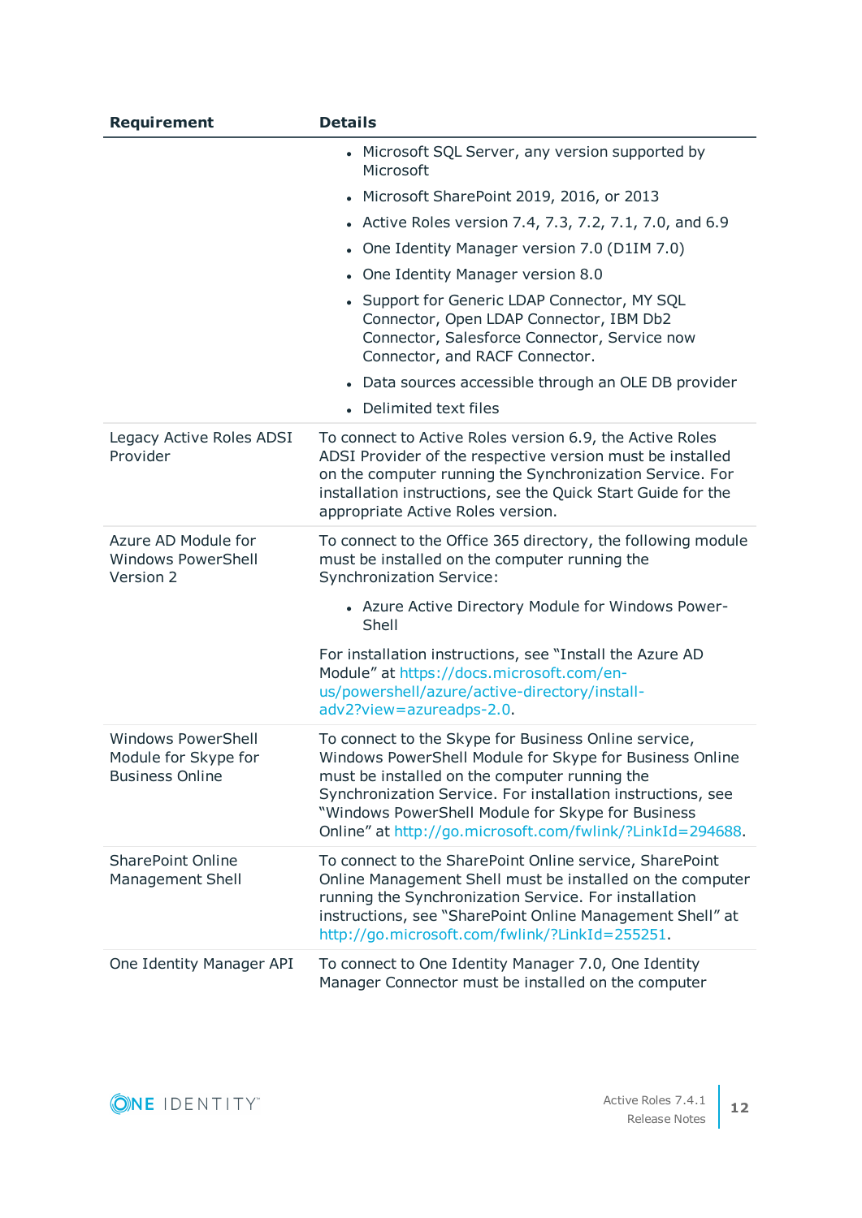| Requirement | Details |
|---|---|
| | <ul><li>Microsoft SQL Server, any version supported by Microsoft</li><li>Microsoft SharePoint 2019, 2016, or 2013</li><li>Active Roles version 7.4, 7.3, 7.2, 7.1, 7.0, and 6.9</li><li>One Identity Manager version 7.0 (D1IM 7.0)</li><li>One Identity Manager version 8.0</li><li>Support for Generic LDAP Connector, MY SQL Connector, Open LDAP Connector, IBM Db2 Connector, Salesforce Connector, Service now Connector, and RACF Connector.</li><li>Data sources accessible through an OLE DB provider</li><li>Delimited text files</li></ul> |
| Legacy Active Roles ADSI Provider | To connect to Active Roles version 6.9, the Active Roles ADSI Provider of the respective version must be installed on the computer running the Synchronization Service. For installation instructions, see the Quick Start Guide for the appropriate Active Roles version. |
| Azure AD Module for Windows PowerShell Version 2 | To connect to the Office 365 directory, the following module must be installed on the computer running the Synchronization Service:<ul><li>Azure Active Directory Module for Windows PowerShell</li></ul>For installation instructions, see "Install the Azure AD Module" at https://docs.microsoft.com/en-us/powershell/azure/active-directory/install-adv2?view=azureadps-2.0. |
| Windows PowerShell Module for Skype for Business Online | To connect to the Skype for Business Online service, Windows PowerShell Module for Skype for Business Online must be installed on the computer running the Synchronization Service. For installation instructions, see "Windows PowerShell Module for Skype for Business Online" at http://go.microsoft.com/fwlink/?LinkId=294688. |
| SharePoint Online Management Shell | To connect to the SharePoint Online service, SharePoint Online Management Shell must be installed on the computer running the Synchronization Service. For installation instructions, see "SharePoint Online Management Shell" at http://go.microsoft.com/fwlink/?LinkId=255251. |
| One Identity Manager API | To connect to One Identity Manager 7.0, One Identity Manager Connector must be installed on the computer |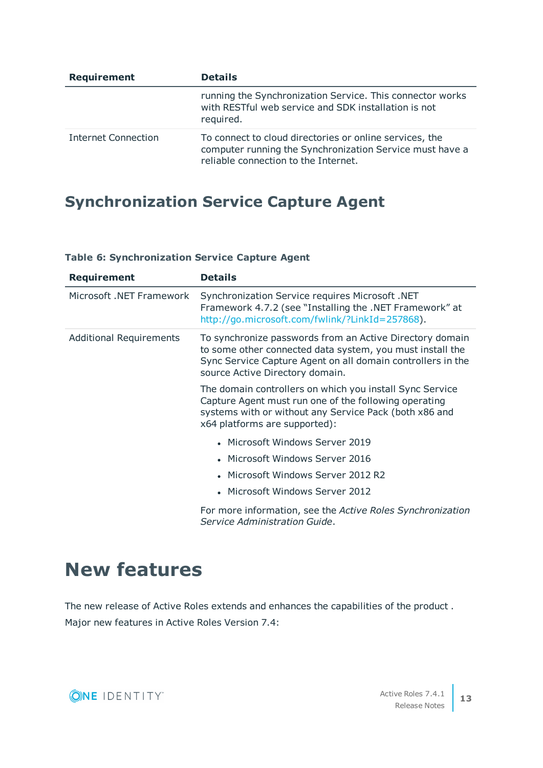| Requirement | Details |
| --- | --- |
| | running the Synchronization Service. This connector works with RESTful web service and SDK installation is not required. |
| Internet Connection | To connect to cloud directories or online services, the computer running the Synchronization Service must have a reliable connection to the Internet. |

## Synchronization Service Capture Agent

**Table 6: Synchronization Service Capture Agent**

| Requirement | Details |
| --- | --- |
| Microsoft .NET Framework | Synchronization Service requires Microsoft .NET Framework 4.7.2 (see "Installing the .NET Framework" at http://go.microsoft.com/fwlink/?LinkId=257868). |
| Additional Requirements | To synchronize passwords from an Active Directory domain to some other connected data system, you must install the Sync Service Capture Agent on all domain controllers in the source Active Directory domain.<br><br>The domain controllers on which you install Sync Service Capture Agent must run one of the following operating systems with or without any Service Pack (both x86 and x64 platforms are supported):<br><br>• Microsoft Windows Server 2019<br>• Microsoft Windows Server 2016<br>• Microsoft Windows Server 2012 R2<br>• Microsoft Windows Server 2012<br><br>For more information, see the *Active Roles Synchronization Service Administration Guide*. |

# New features

The new release of Active Roles extends and enhances the capabilities of the product .

Major new features in Active Roles Version 7.4: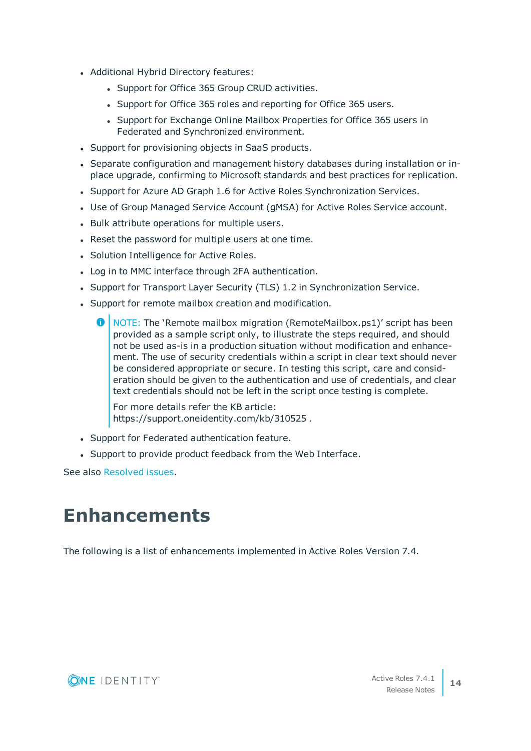- Additional Hybrid Directory features:
  - Support for Office 365 Group CRUD activities.
  - Support for Office 365 roles and reporting for Office 365 users.
  - Support for Exchange Online Mailbox Properties for Office 365 users in Federated and Synchronized environment.
- Support for provisioning objects in SaaS products.
- Separate configuration and management history databases during installation or in-place upgrade, confirming to Microsoft standards and best practices for replication.
- Support for Azure AD Graph 1.6 for Active Roles Synchronization Services.
- Use of Group Managed Service Account (gMSA) for Active Roles Service account.
- Bulk attribute operations for multiple users.
- Reset the password for multiple users at one time.
- Solution Intelligence for Active Roles.
- Log in to MMC interface through 2FA authentication.
- Support for Transport Layer Security (TLS) 1.2 in Synchronization Service.
- Support for remote mailbox creation and modification.

  > NOTE: The 'Remote mailbox migration (RemoteMailbox.ps1)' script has been provided as a sample script only, to illustrate the steps required, and should not be used as-is in a production situation without modification and enhancement. The use of security credentials within a script in clear text should never be considered appropriate or secure. In testing this script, care and consideration should be given to the authentication and use of credentials, and clear text credentials should not be left in the script once testing is complete.
  >
  > For more details refer the KB article: https://support.oneidentity.com/kb/310525 .

- Support for Federated authentication feature.
- Support to provide product feedback from the Web Interface.

See also Resolved issues.

# Enhancements

The following is a list of enhancements implemented in Active Roles Version 7.4.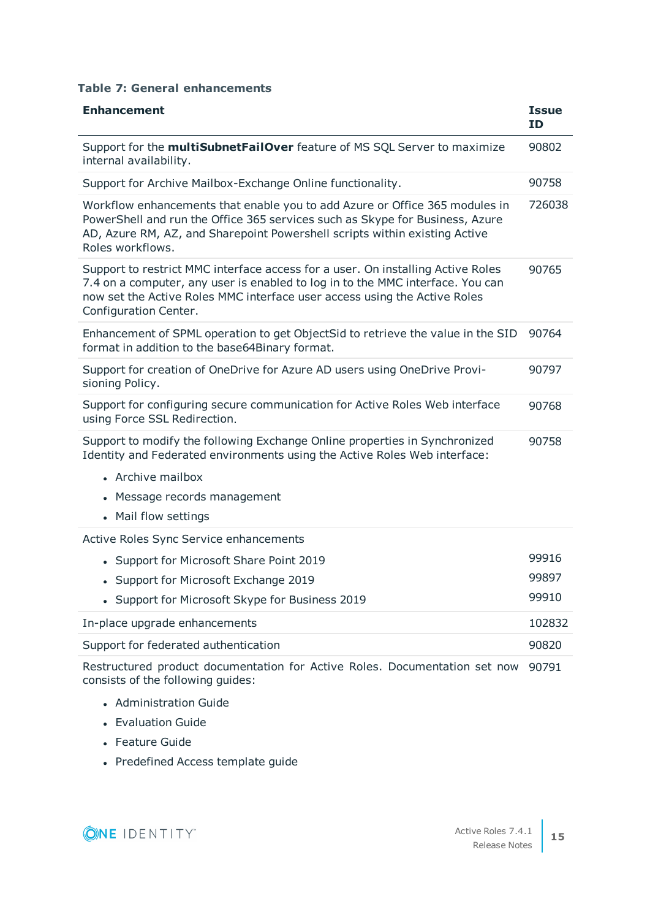**Table 7: General enhancements**

| Enhancement | Issue ID |
|---|---|
| Support for the **multiSubnetFailOver** feature of MS SQL Server to maximize internal availability. | 90802 |
| Support for Archive Mailbox-Exchange Online functionality. | 90758 |
| Workflow enhancements that enable you to add Azure or Office 365 modules in PowerShell and run the Office 365 services such as Skype for Business, Azure AD, Azure RM, AZ, and Sharepoint Powershell scripts within existing Active Roles workflows. | 726038 |
| Support to restrict MMC interface access for a user. On installing Active Roles 7.4 on a computer, any user is enabled to log in to the MMC interface. You can now set the Active Roles MMC interface user access using the Active Roles Configuration Center. | 90765 |
| Enhancement of SPML operation to get ObjectSid to retrieve the value in the SID format in addition to the base64Binary format. | 90764 |
| Support for creation of OneDrive for Azure AD users using OneDrive Provisioning Policy. | 90797 |
| Support for configuring secure communication for Active Roles Web interface using Force SSL Redirection. | 90768 |
| Support to modify the following Exchange Online properties in Synchronized Identity and Federated environments using the Active Roles Web interface:<br>• Archive mailbox<br>• Message records management<br>• Mail flow settings | 90758 |
| Active Roles Sync Service enhancements | |
| • Support for Microsoft Share Point 2019 | 99916 |
| • Support for Microsoft Exchange 2019 | 99897 |
| • Support for Microsoft Skype for Business 2019 | 99910 |
| In-place upgrade enhancements | 102832 |
| Support for federated authentication | 90820 |
| Restructured product documentation for Active Roles. Documentation set now consists of the following guides:<br>• Administration Guide<br>• Evaluation Guide<br>• Feature Guide<br>• Predefined Access template guide | 90791 |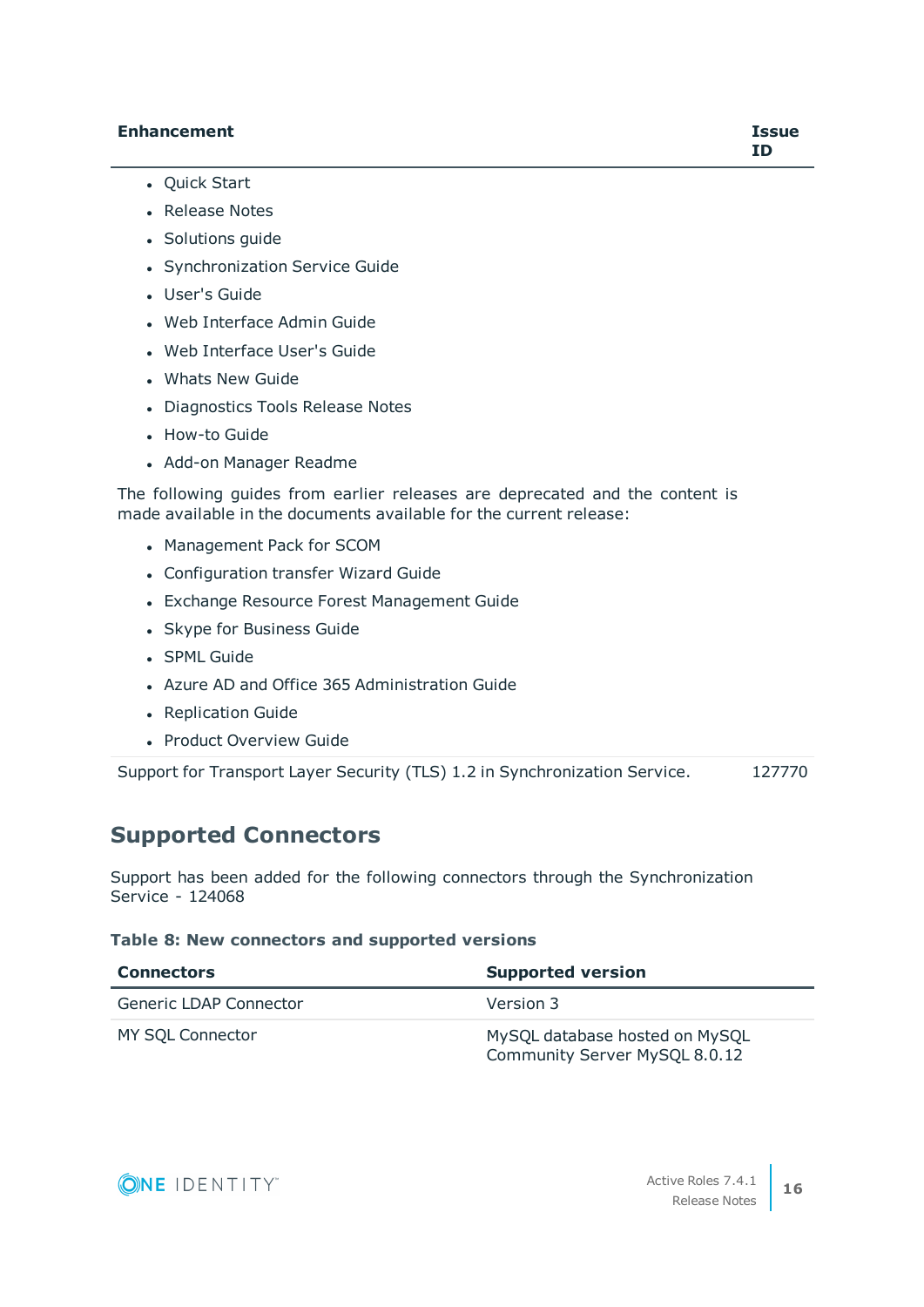| Enhancement | Issue ID |
| --- | --- |
| <ul><li>Quick Start</li><li>Release Notes</li><li>Solutions guide</li><li>Synchronization Service Guide</li><li>User's Guide</li><li>Web Interface Admin Guide</li><li>Web Interface User's Guide</li><li>Whats New Guide</li><li>Diagnostics Tools Release Notes</li><li>How-to Guide</li><li>Add-on Manager Readme</li></ul>The following guides from earlier releases are deprecated and the content is made available in the documents available for the current release:<ul><li>Management Pack for SCOM</li><li>Configuration transfer Wizard Guide</li><li>Exchange Resource Forest Management Guide</li><li>Skype for Business Guide</li><li>SPML Guide</li><li>Azure AD and Office 365 Administration Guide</li><li>Replication Guide</li><li>Product Overview Guide</li></ul> | |
| Support for Transport Layer Security (TLS) 1.2 in Synchronization Service. | 127770 |

## Supported Connectors

Support has been added for the following connectors through the Synchronization Service - 124068

**Table 8: New connectors and supported versions**

| Connectors | Supported version |
| --- | --- |
| Generic LDAP Connector | Version 3 |
| MY SQL Connector | MySQL database hosted on MySQL Community Server MySQL 8.0.12 |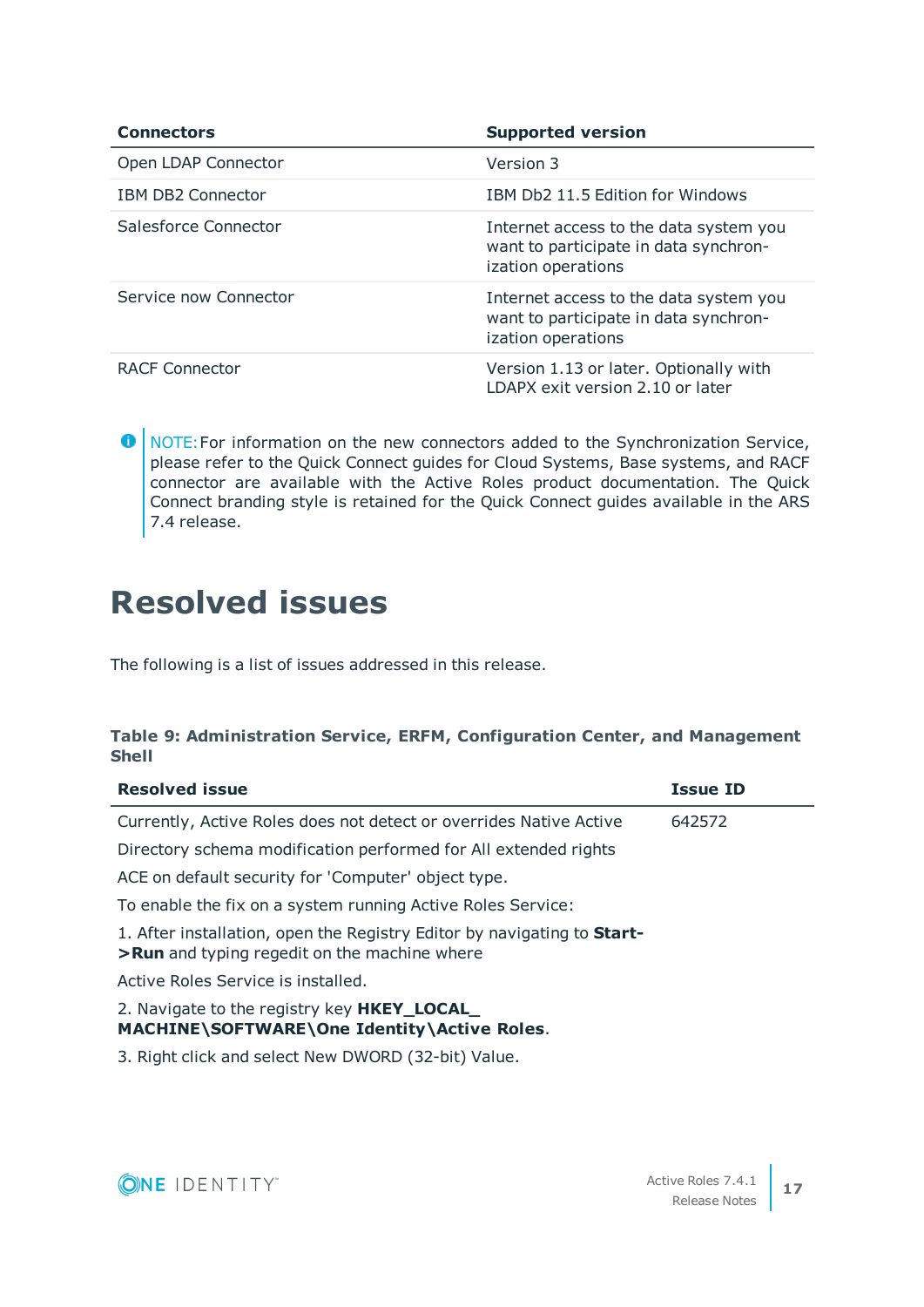| Connectors | Supported version |
| --- | --- |
| Open LDAP Connector | Version 3 |
| IBM DB2 Connector | IBM Db2 11.5 Edition for Windows |
| Salesforce Connector | Internet access to the data system you want to participate in data synchronization operations |
| Service now Connector | Internet access to the data system you want to participate in data synchronization operations |
| RACF Connector | Version 1.13 or later. Optionally with LDAPX exit version 2.10 or later |

NOTE: For information on the new connectors added to the Synchronization Service, please refer to the Quick Connect guides for Cloud Systems, Base systems, and RACF connector are available with the Active Roles product documentation. The Quick Connect branding style is retained for the Quick Connect guides available in the ARS 7.4 release.

# Resolved issues

The following is a list of issues addressed in this release.

**Table 9: Administration Service, ERFM, Configuration Center, and Management Shell**

| Resolved issue | Issue ID |
| --- | --- |
| Currently, Active Roles does not detect or overrides Native Active Directory schema modification performed for All extended rights ACE on default security for 'Computer' object type.<br><br>To enable the fix on a system running Active Roles Service:<br><br>1. After installation, open the Registry Editor by navigating to **Start->Run** and typing regedit on the machine where Active Roles Service is installed.<br><br>2. Navigate to the registry key **HKEY_LOCAL_MACHINE\SOFTWARE\One Identity\Active Roles**.<br><br>3. Right click and select New DWORD (32-bit) Value. | 642572 |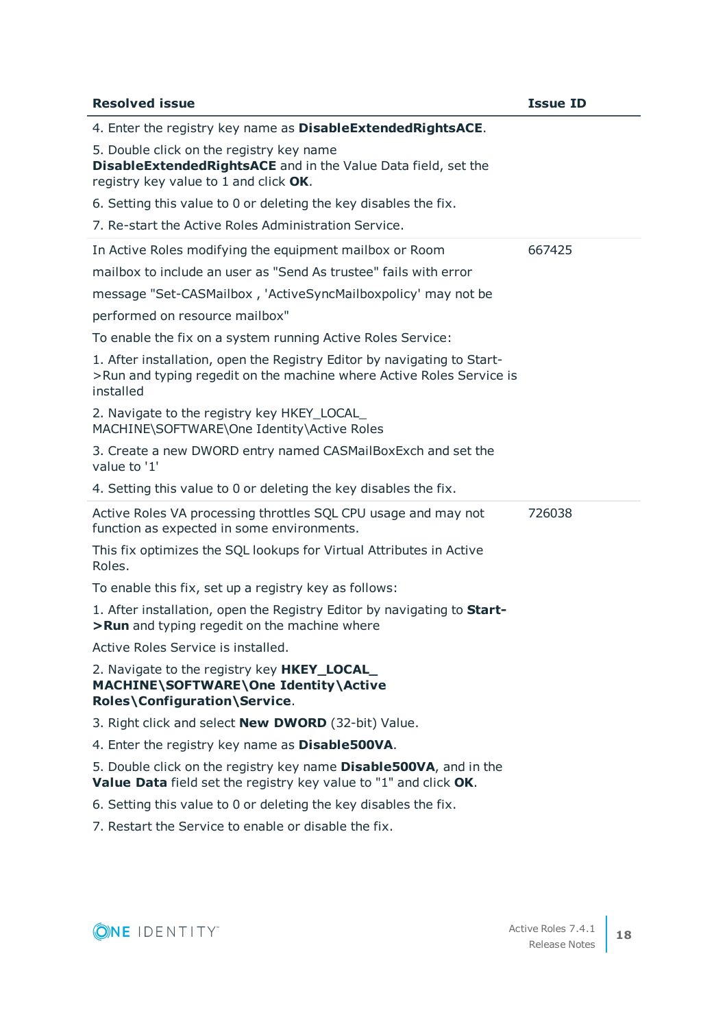| Resolved issue | Issue ID |
| --- | --- |
| 4. Enter the registry key name as **DisableExtendedRightsACE**.<br><br>5. Double click on the registry key name **DisableExtendedRightsACE** and in the Value Data field, set the registry key value to 1 and click **OK**.<br><br>6. Setting this value to 0 or deleting the key disables the fix.<br><br>7. Re-start the Active Roles Administration Service. | |
| In Active Roles modifying the equipment mailbox or Room mailbox to include an user as "Send As trustee" fails with error message "Set-CASMailbox , 'ActiveSyncMailboxpolicy' may not be performed on resource mailbox"<br><br>To enable the fix on a system running Active Roles Service:<br><br>1. After installation, open the Registry Editor by navigating to Start->Run and typing regedit on the machine where Active Roles Service is installed<br><br>2. Navigate to the registry key HKEY_LOCAL_MACHINE\SOFTWARE\One Identity\Active Roles<br><br>3. Create a new DWORD entry named CASMailBoxExch and set the value to '1'<br><br>4. Setting this value to 0 or deleting the key disables the fix. | 667425 |
| Active Roles VA processing throttles SQL CPU usage and may not function as expected in some environments.<br><br>This fix optimizes the SQL lookups for Virtual Attributes in Active Roles.<br><br>To enable this fix, set up a registry key as follows:<br><br>1. After installation, open the Registry Editor by navigating to **Start->Run** and typing regedit on the machine where<br><br>Active Roles Service is installed.<br><br>2. Navigate to the registry key **HKEY_LOCAL_MACHINE\SOFTWARE\One Identity\Active Roles\Configuration\Service**.<br><br>3. Right click and select **New DWORD** (32-bit) Value.<br><br>4. Enter the registry key name as **Disable500VA**.<br><br>5. Double click on the registry key name **Disable500VA**, and in the **Value Data** field set the registry key value to "1" and click **OK**.<br><br>6. Setting this value to 0 or deleting the key disables the fix.<br><br>7. Restart the Service to enable or disable the fix. | 726038 |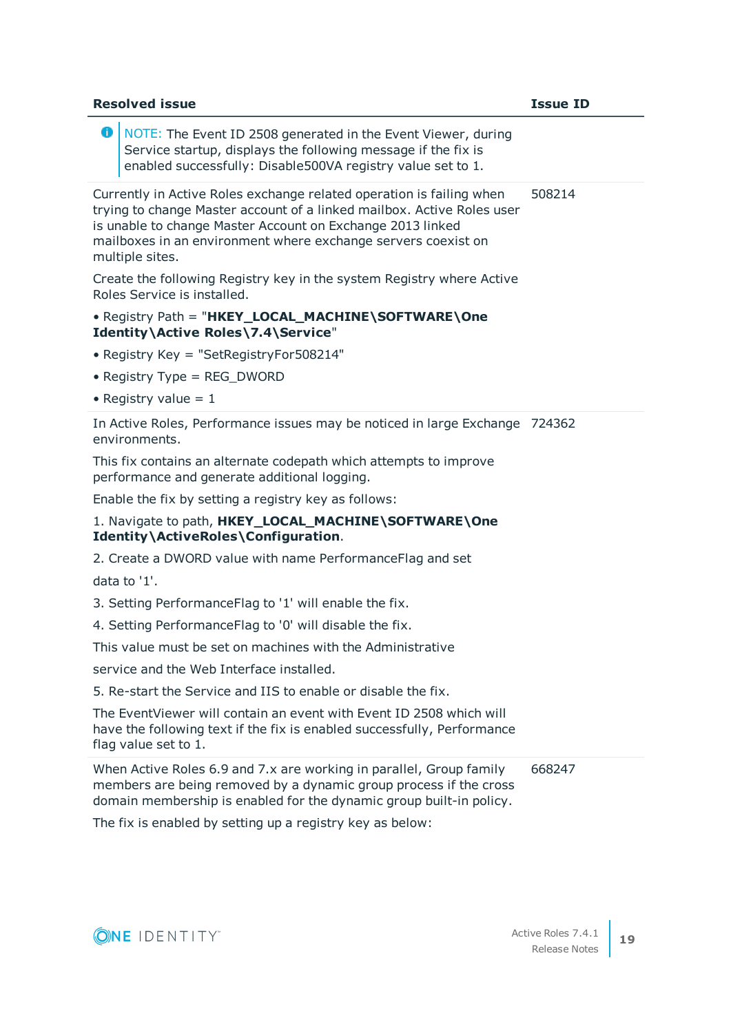| Resolved issue | Issue ID |
| --- | --- |
| NOTE: The Event ID 2508 generated in the Event Viewer, during Service startup, displays the following message if the fix is enabled successfully: Disable500VA registry value set to 1. | |
| Currently in Active Roles exchange related operation is failing when trying to change Master account of a linked mailbox. Active Roles user is unable to change Master Account on Exchange 2013 linked mailboxes in an environment where exchange servers coexist on multiple sites.<br><br>Create the following Registry key in the system Registry where Active Roles Service is installed.<br><br>• Registry Path = "**HKEY_LOCAL_MACHINE\SOFTWARE\One Identity\Active Roles\7.4\Service**"<br><br>• Registry Key = "SetRegistryFor508214"<br><br>• Registry Type = REG_DWORD<br><br>• Registry value = 1 | 508214 |
| In Active Roles, Performance issues may be noticed in large Exchange environments.<br><br>This fix contains an alternate codepath which attempts to improve performance and generate additional logging.<br><br>Enable the fix by setting a registry key as follows:<br><br>1. Navigate to path, **HKEY_LOCAL_MACHINE\SOFTWARE\One Identity\ActiveRoles\Configuration**.<br><br>2. Create a DWORD value with name PerformanceFlag and set<br><br>data to '1'.<br><br>3. Setting PerformanceFlag to '1' will enable the fix.<br><br>4. Setting PerformanceFlag to '0' will disable the fix.<br><br>This value must be set on machines with the Administrative<br><br>service and the Web Interface installed.<br><br>5. Re-start the Service and IIS to enable or disable the fix.<br><br>The EventViewer will contain an event with Event ID 2508 which will have the following text if the fix is enabled successfully, Performance flag value set to 1. | 724362 |
| When Active Roles 6.9 and 7.x are working in parallel, Group family members are being removed by a dynamic group process if the cross domain membership is enabled for the dynamic group built-in policy.<br><br>The fix is enabled by setting up a registry key as below: | 668247 |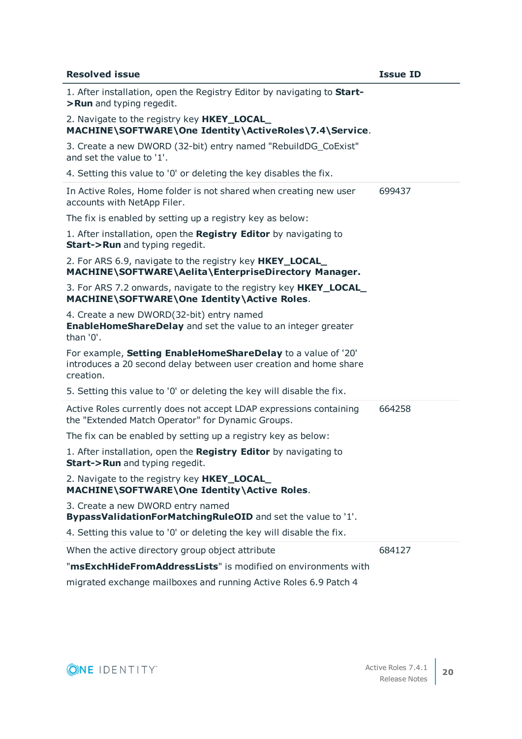| Resolved issue | Issue ID |
|---|---|
| 1. After installation, open the Registry Editor by navigating to **Start->Run** and typing regedit.<br><br>2. Navigate to the registry key **HKEY_LOCAL_MACHINE\SOFTWARE\One Identity\ActiveRoles\7.4\Service**.<br><br>3. Create a new DWORD (32-bit) entry named "RebuildDG_CoExist" and set the value to '1'.<br><br>4. Setting this value to '0' or deleting the key disables the fix. | |
| In Active Roles, Home folder is not shared when creating new user accounts with NetApp Filer.<br><br>The fix is enabled by setting up a registry key as below:<br><br>1. After installation, open the **Registry Editor** by navigating to **Start->Run** and typing regedit.<br><br>2. For ARS 6.9, navigate to the registry key **HKEY_LOCAL_MACHINE\SOFTWARE\Aelita\EnterpriseDirectory Manager.**<br><br>3. For ARS 7.2 onwards, navigate to the registry key **HKEY_LOCAL_MACHINE\SOFTWARE\One Identity\Active Roles**.<br><br>4. Create a new DWORD(32-bit) entry named **EnableHomeShareDelay** and set the value to an integer greater than '0'.<br><br>For example, **Setting EnableHomeShareDelay** to a value of '20' introduces a 20 second delay between user creation and home share creation.<br><br>5. Setting this value to '0' or deleting the key will disable the fix. | 699437 |
| Active Roles currently does not accept LDAP expressions containing the "Extended Match Operator" for Dynamic Groups.<br><br>The fix can be enabled by setting up a registry key as below:<br><br>1. After installation, open the **Registry Editor** by navigating to **Start->Run** and typing regedit.<br><br>2. Navigate to the registry key **HKEY_LOCAL_MACHINE\SOFTWARE\One Identity\Active Roles**.<br><br>3. Create a new DWORD entry named **BypassValidationForMatchingRuleOID** and set the value to '1'.<br><br>4. Setting this value to '0' or deleting the key will disable the fix. | 664258 |
| When the active directory group object attribute<br><br>"**msExchHideFromAddressLists**" is modified on environments with<br><br>migrated exchange mailboxes and running Active Roles 6.9 Patch 4 | 684127 |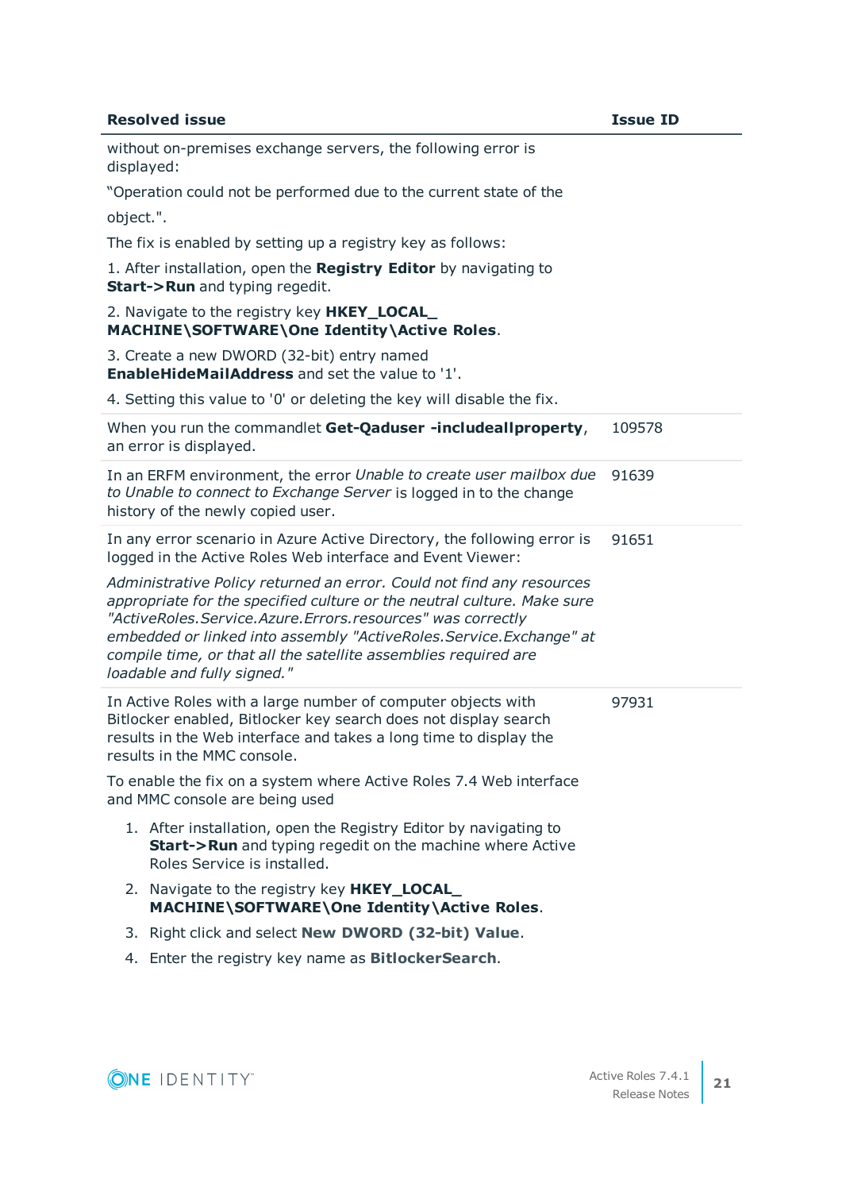| Resolved issue | Issue ID |
| --- | --- |
| without on-premises exchange servers, the following error is displayed:<br><br>“Operation could not be performed due to the current state of the<br><br>object.".<br><br>The fix is enabled by setting up a registry key as follows:<br><br>1. After installation, open the **Registry Editor** by navigating to **Start->Run** and typing regedit.<br><br>2. Navigate to the registry key **HKEY_LOCAL_MACHINE\SOFTWARE\One Identity\Active Roles**.<br><br>3. Create a new DWORD (32-bit) entry named **EnableHideMailAddress** and set the value to '1'.<br><br>4. Setting this value to '0' or deleting the key will disable the fix. | |
| When you run the commandlet **Get-Qaduser -includeallproperty**, an error is displayed. | 109578 |
| In an ERFM environment, the error *Unable to create user mailbox due to Unable to connect to Exchange Server* is logged in to the change history of the newly copied user. | 91639 |
| In any error scenario in Azure Active Directory, the following error is logged in the Active Roles Web interface and Event Viewer:<br><br>*Administrative Policy returned an error. Could not find any resources appropriate for the specified culture or the neutral culture. Make sure "ActiveRoles.Service.Azure.Errors.resources" was correctly embedded or linked into assembly "ActiveRoles.Service.Exchange" at compile time, or that all the satellite assemblies required are loadable and fully signed."* | 91651 |
| In Active Roles with a large number of computer objects with Bitlocker enabled, Bitlocker key search does not display search results in the Web interface and takes a long time to display the results in the MMC console.<br><br>To enable the fix on a system where Active Roles 7.4 Web interface and MMC console are being used<br><br>1. After installation, open the Registry Editor by navigating to **Start->Run** and typing regedit on the machine where Active Roles Service is installed.<br>2. Navigate to the registry key **HKEY_LOCAL_MACHINE\SOFTWARE\One Identity\Active Roles**.<br>3. Right click and select **New DWORD (32-bit) Value**.<br>4. Enter the registry key name as **BitlockerSearch**. | 97931 |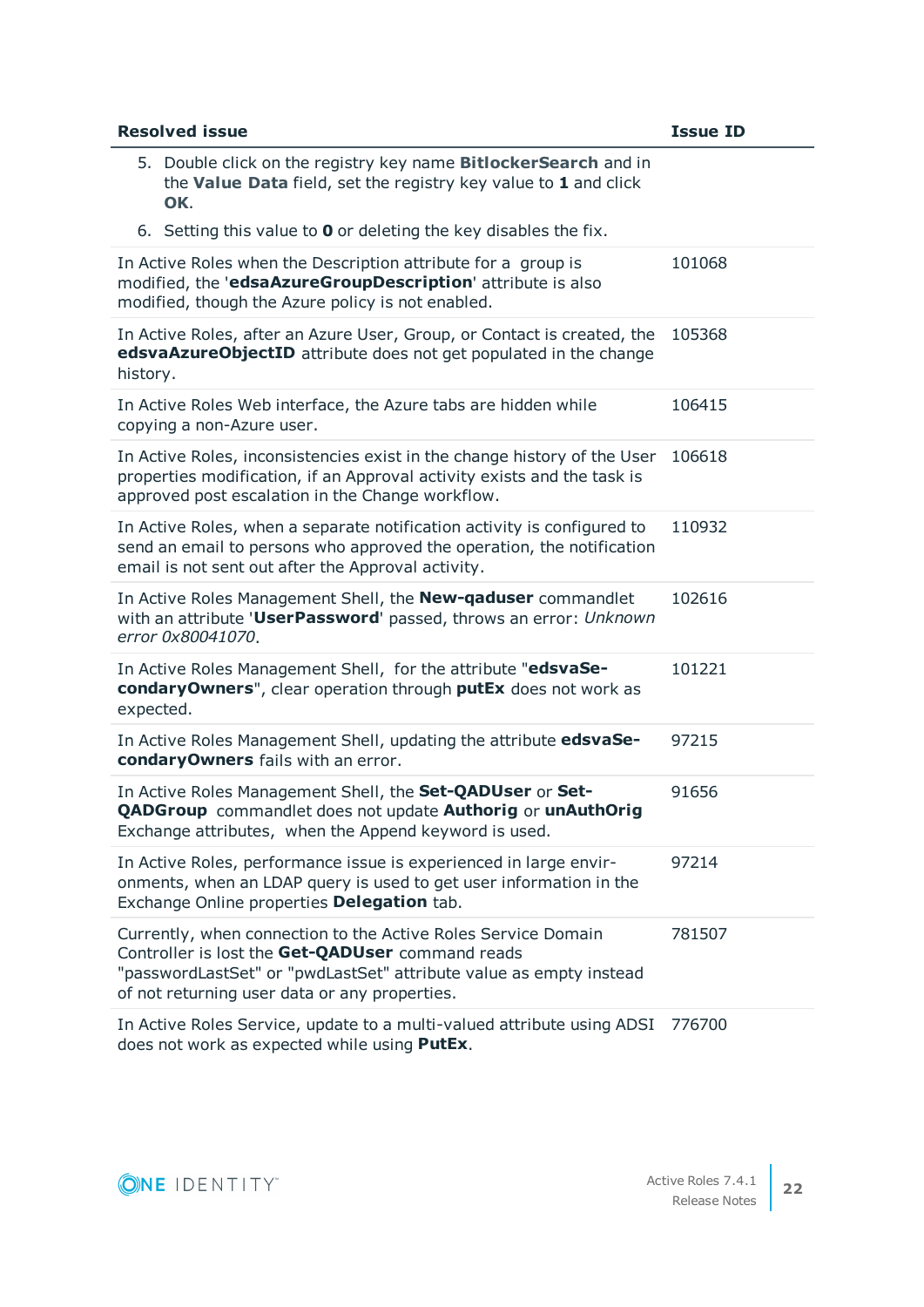| Resolved issue | Issue ID |
|---|---|
| 5. Double click on the registry key name **BitlockerSearch** and in the **Value Data** field, set the registry key value to **1** and click **OK**.<br>6. Setting this value to **0** or deleting the key disables the fix. | |
| In Active Roles when the Description attribute for a group is modified, the '**edsaAzureGroupDescription**' attribute is also modified, though the Azure policy is not enabled. | 101068 |
| In Active Roles, after an Azure User, Group, or Contact is created, the **edsvaAzureObjectID** attribute does not get populated in the change history. | 105368 |
| In Active Roles Web interface, the Azure tabs are hidden while copying a non-Azure user. | 106415 |
| In Active Roles, inconsistencies exist in the change history of the User properties modification, if an Approval activity exists and the task is approved post escalation in the Change workflow. | 106618 |
| In Active Roles, when a separate notification activity is configured to send an email to persons who approved the operation, the notification email is not sent out after the Approval activity. | 110932 |
| In Active Roles Management Shell, the **New-qaduser** commandlet with an attribute '**UserPassword**' passed, throws an error: *Unknown error 0x80041070*. | 102616 |
| In Active Roles Management Shell, for the attribute "**edsvaSecondaryOwners**", clear operation through **putEx** does not work as expected. | 101221 |
| In Active Roles Management Shell, updating the attribute **edsvaSecondaryOwners** fails with an error. | 97215 |
| In Active Roles Management Shell, the **Set-QADUser** or **Set-QADGroup** commandlet does not update **Authorig** or **unAuthOrig** Exchange attributes, when the Append keyword is used. | 91656 |
| In Active Roles, performance issue is experienced in large environments, when an LDAP query is used to get user information in the Exchange Online properties **Delegation** tab. | 97214 |
| Currently, when connection to the Active Roles Service Domain Controller is lost the **Get-QADUser** command reads "passwordLastSet" or "pwdLastSet" attribute value as empty instead of not returning user data or any properties. | 781507 |
| In Active Roles Service, update to a multi-valued attribute using ADSI does not work as expected while using **PutEx**. | 776700 |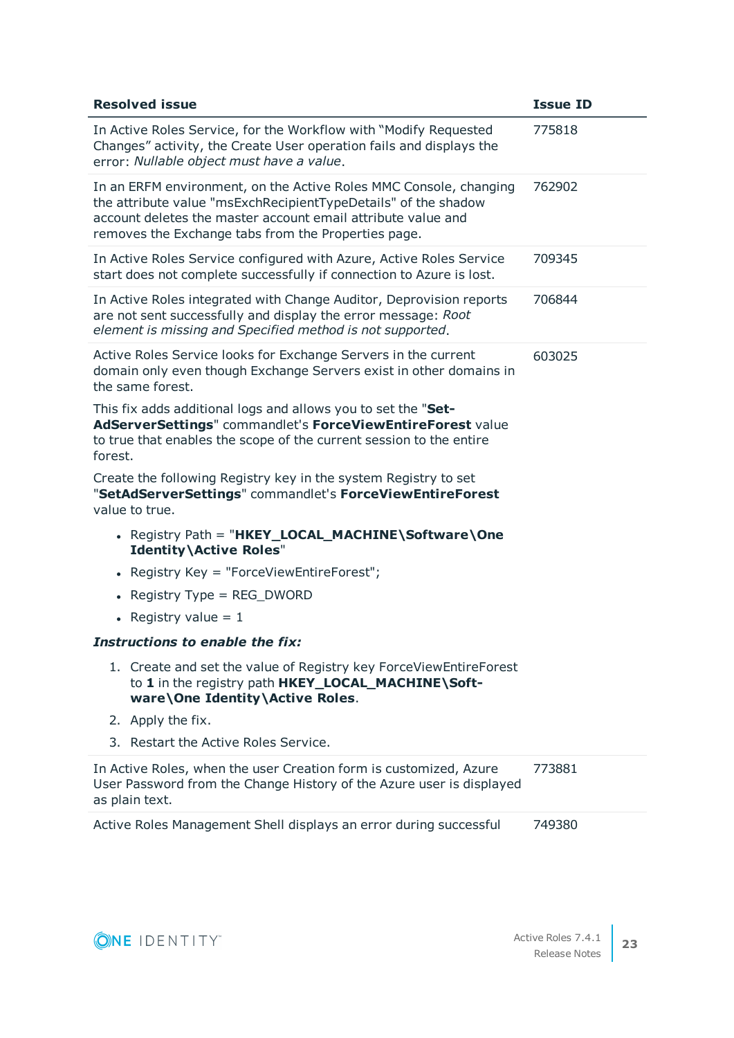| Resolved issue | Issue ID |
| --- | --- |
| In Active Roles Service, for the Workflow with “Modify Requested Changes” activity, the Create User operation fails and displays the error: *Nullable object must have a value*. | 775818 |
| In an ERFM environment, on the Active Roles MMC Console, changing the attribute value "msExchRecipientTypeDetails" of the shadow account deletes the master account email attribute value and removes the Exchange tabs from the Properties page. | 762902 |
| In Active Roles Service configured with Azure, Active Roles Service start does not complete successfully if connection to Azure is lost. | 709345 |
| In Active Roles integrated with Change Auditor, Deprovision reports are not sent successfully and display the error message: *Root element is missing and Specified method is not supported*. | 706844 |
| Active Roles Service looks for Exchange Servers in the current domain only even though Exchange Servers exist in other domains in the same forest.<br><br>This fix adds additional logs and allows you to set the "**Set-AdServerSettings**" commandlet's **ForceViewEntireForest** value to true that enables the scope of the current session to the entire forest.<br><br>Create the following Registry key in the system Registry to set "**SetAdServerSettings**" commandlet's **ForceViewEntireForest** value to true.<br><br>• Registry Path = "**HKEY_LOCAL_MACHINE\Software\One Identity\Active Roles**"<br>• Registry Key = "ForceViewEntireForest";<br>• Registry Type = REG_DWORD<br>• Registry value = 1<br><br>***Instructions to enable the fix:***<br><br>1. Create and set the value of Registry key ForceViewEntireForest to **1** in the registry path **HKEY_LOCAL_MACHINE\Software\One Identity\Active Roles**.<br>2. Apply the fix.<br>3. Restart the Active Roles Service. | 603025 |
| In Active Roles, when the user Creation form is customized, Azure User Password from the Change History of the Azure user is displayed as plain text. | 773881 |
| Active Roles Management Shell displays an error during successful | 749380 |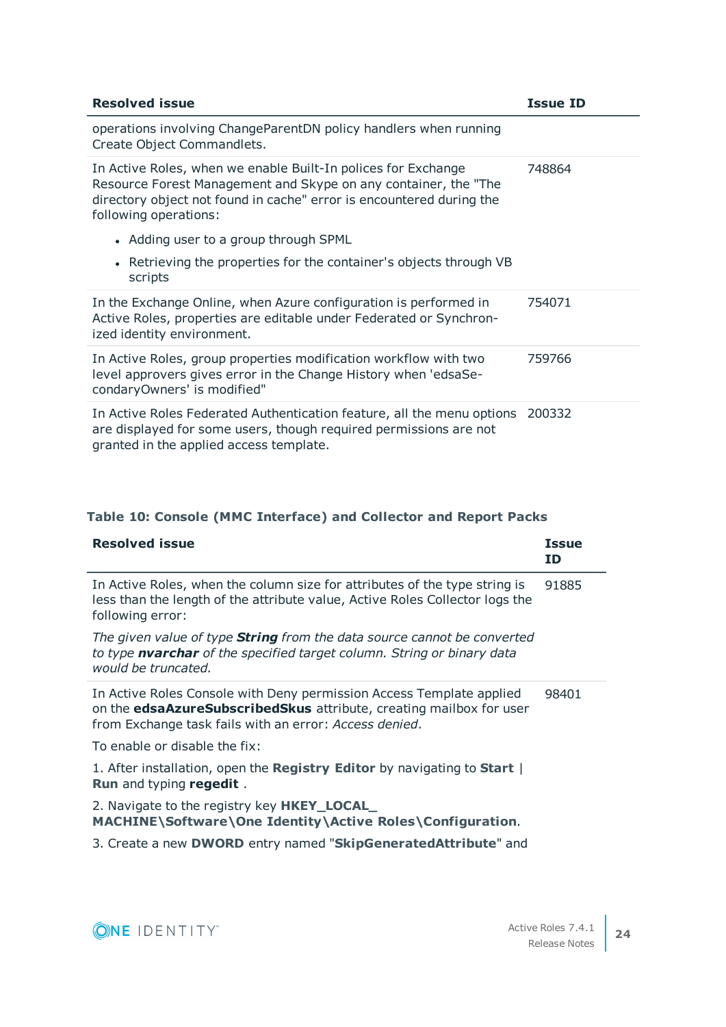| Resolved issue | Issue ID |
| --- | --- |
| operations involving ChangeParentDN policy handlers when running Create Object Commandlets. | |
| In Active Roles, when we enable Built-In polices for Exchange Resource Forest Management and Skype on any container, the "The directory object not found in cache" error is encountered during the following operations:<br>• Adding user to a group through SPML<br>• Retrieving the properties for the container's objects through VB scripts | 748864 |
| In the Exchange Online, when Azure configuration is performed in Active Roles, properties are editable under Federated or Synchronized identity environment. | 754071 |
| In Active Roles, group properties modification workflow with two level approvers gives error in the Change History when 'edsaSecondaryOwners' is modified" | 759766 |
| In Active Roles Federated Authentication feature, all the menu options are displayed for some users, though required permissions are not granted in the applied access template. | 200332 |

**Table 10: Console (MMC Interface) and Collector and Report Packs**

| Resolved issue | Issue ID |
| --- | --- |
| In Active Roles, when the column size for attributes of the type string is less than the length of the attribute value, Active Roles Collector logs the following error:<br>*The given value of type **String** from the data source cannot be converted to type **nvarchar** of the specified target column. String or binary data would be truncated.* | 91885 |
| In Active Roles Console with Deny permission Access Template applied on the **edsaAzureSubscribedSkus** attribute, creating mailbox for user from Exchange task fails with an error: *Access denied*.<br>To enable or disable the fix:<br>1. After installation, open the **Registry Editor** by navigating to **Start** \| **Run** and typing **regedit** .<br>2. Navigate to the registry key **HKEY_LOCAL_MACHINE\Software\One Identity\Active Roles\Configuration**.<br>3. Create a new **DWORD** entry named "**SkipGeneratedAttribute**" and | 98401 |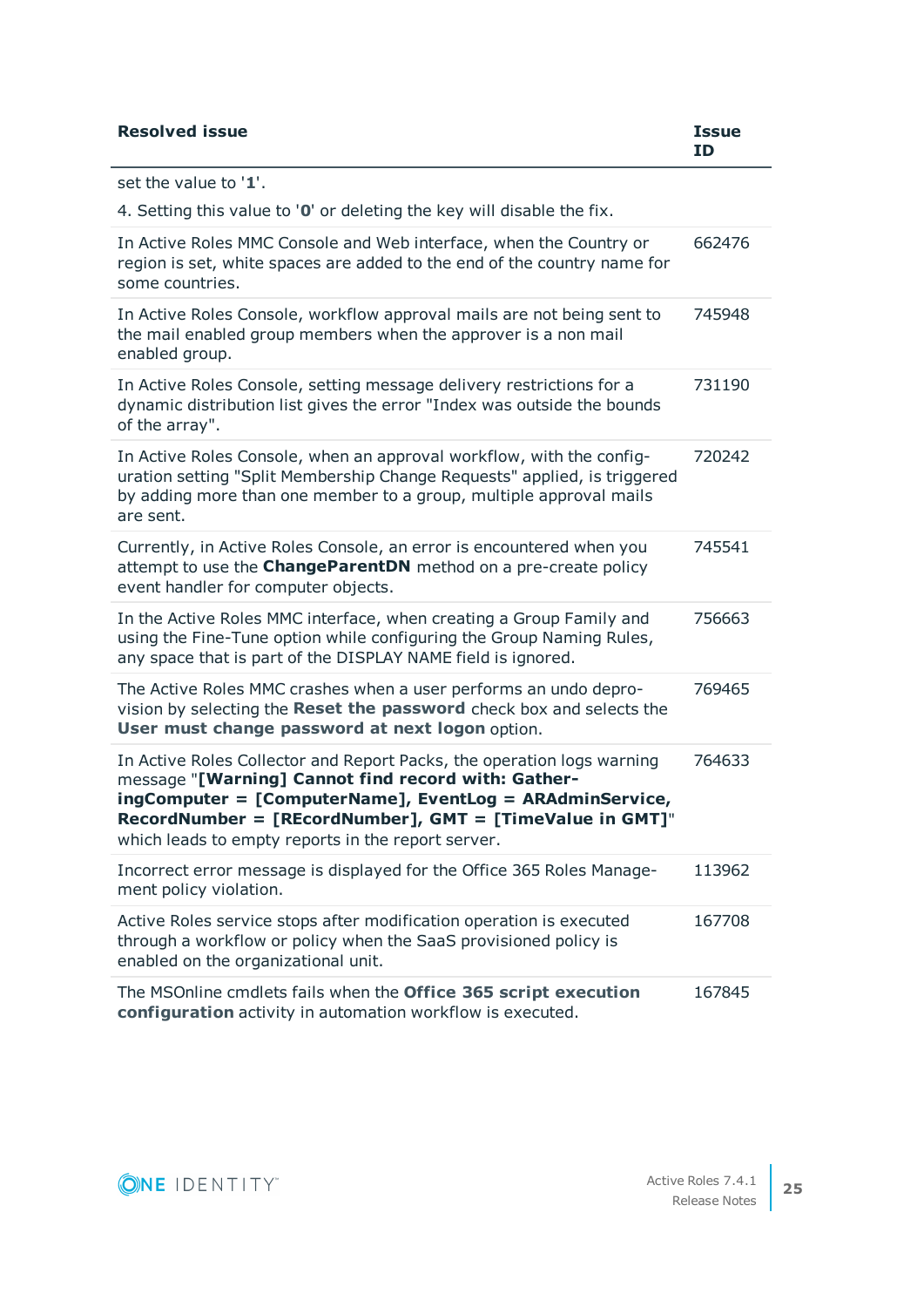| Resolved issue | Issue ID |
|---|---|
| set the value to '**1**'.<br><br>4. Setting this value to '**0**' or deleting the key will disable the fix. | |
| In Active Roles MMC Console and Web interface, when the Country or region is set, white spaces are added to the end of the country name for some countries. | 662476 |
| In Active Roles Console, workflow approval mails are not being sent to the mail enabled group members when the approver is a non mail enabled group. | 745948 |
| In Active Roles Console, setting message delivery restrictions for a dynamic distribution list gives the error "Index was outside the bounds of the array". | 731190 |
| In Active Roles Console, when an approval workflow, with the configuration setting "Split Membership Change Requests" applied, is triggered by adding more than one member to a group, multiple approval mails are sent. | 720242 |
| Currently, in Active Roles Console, an error is encountered when you attempt to use the **ChangeParentDN** method on a pre-create policy event handler for computer objects. | 745541 |
| In the Active Roles MMC interface, when creating a Group Family and using the Fine-Tune option while configuring the Group Naming Rules, any space that is part of the DISPLAY NAME field is ignored. | 756663 |
| The Active Roles MMC crashes when a user performs an undo deprovision by selecting the **Reset the password** check box and selects the **User must change password at next logon** option. | 769465 |
| In Active Roles Collector and Report Packs, the operation logs warning message "**[Warning] Cannot find record with: GatheringComputer = [ComputerName], EventLog = ARAdminService, RecordNumber = [REcordNumber], GMT = [TimeValue in GMT]**" which leads to empty reports in the report server. | 764633 |
| Incorrect error message is displayed for the Office 365 Roles Management policy violation. | 113962 |
| Active Roles service stops after modification operation is executed through a workflow or policy when the SaaS provisioned policy is enabled on the organizational unit. | 167708 |
| The MSOnline cmdlets fails when the **Office 365 script execution configuration** activity in automation workflow is executed. | 167845 |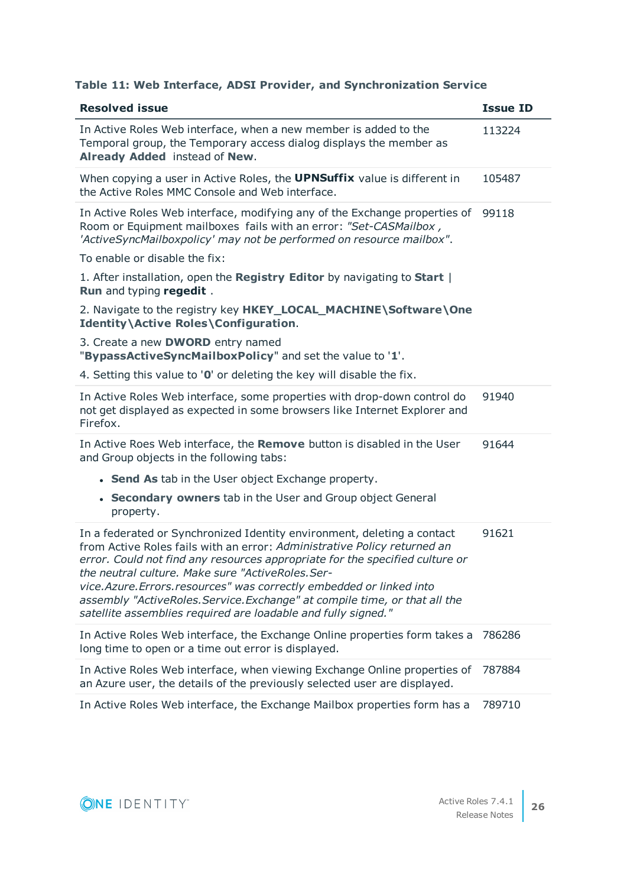**Table 11: Web Interface, ADSI Provider, and Synchronization Service**

| Resolved issue | Issue ID |
| --- | --- |
| In Active Roles Web interface, when a new member is added to the Temporal group, the Temporary access dialog displays the member as **Already Added** instead of **New**. | 113224 |
| When copying a user in Active Roles, the **UPNSuffix** value is different in the Active Roles MMC Console and Web interface. | 105487 |
| In Active Roles Web interface, modifying any of the Exchange properties of Room or Equipment mailboxes fails with an error: *"Set-CASMailbox , 'ActiveSyncMailboxpolicy' may not be performed on resource mailbox"*.<br><br>To enable or disable the fix:<br><br>1. After installation, open the **Registry Editor** by navigating to **Start** \| **Run** and typing **regedit** .<br><br>2. Navigate to the registry key **HKEY_LOCAL_MACHINE\Software\One Identity\Active Roles\Configuration**.<br><br>3. Create a new **DWORD** entry named "**BypassActiveSyncMailboxPolicy**" and set the value to '**1**'.<br><br>4. Setting this value to '**0**' or deleting the key will disable the fix. | 99118 |
| In Active Roles Web interface, some properties with drop-down control do not get displayed as expected in some browsers like Internet Explorer and Firefox. | 91940 |
| In Active Roes Web interface, the **Remove** button is disabled in the User and Group objects in the following tabs:<br><br>• **Send As** tab in the User object Exchange property.<br><br>• **Secondary owners** tab in the User and Group object General property. | 91644 |
| In a federated or Synchronized Identity environment, deleting a contact from Active Roles fails with an error: *Administrative Policy returned an error. Could not find any resources appropriate for the specified culture or the neutral culture. Make sure "ActiveRoles.Service.Azure.Errors.resources" was correctly embedded or linked into assembly "ActiveRoles.Service.Exchange" at compile time, or that all the satellite assemblies required are loadable and fully signed."* | 91621 |
| In Active Roles Web interface, the Exchange Online properties form takes a long time to open or a time out error is displayed. | 786286 |
| In Active Roles Web interface, when viewing Exchange Online properties of an Azure user, the details of the previously selected user are displayed. | 787884 |
| In Active Roles Web interface, the Exchange Mailbox properties form has a | 789710 |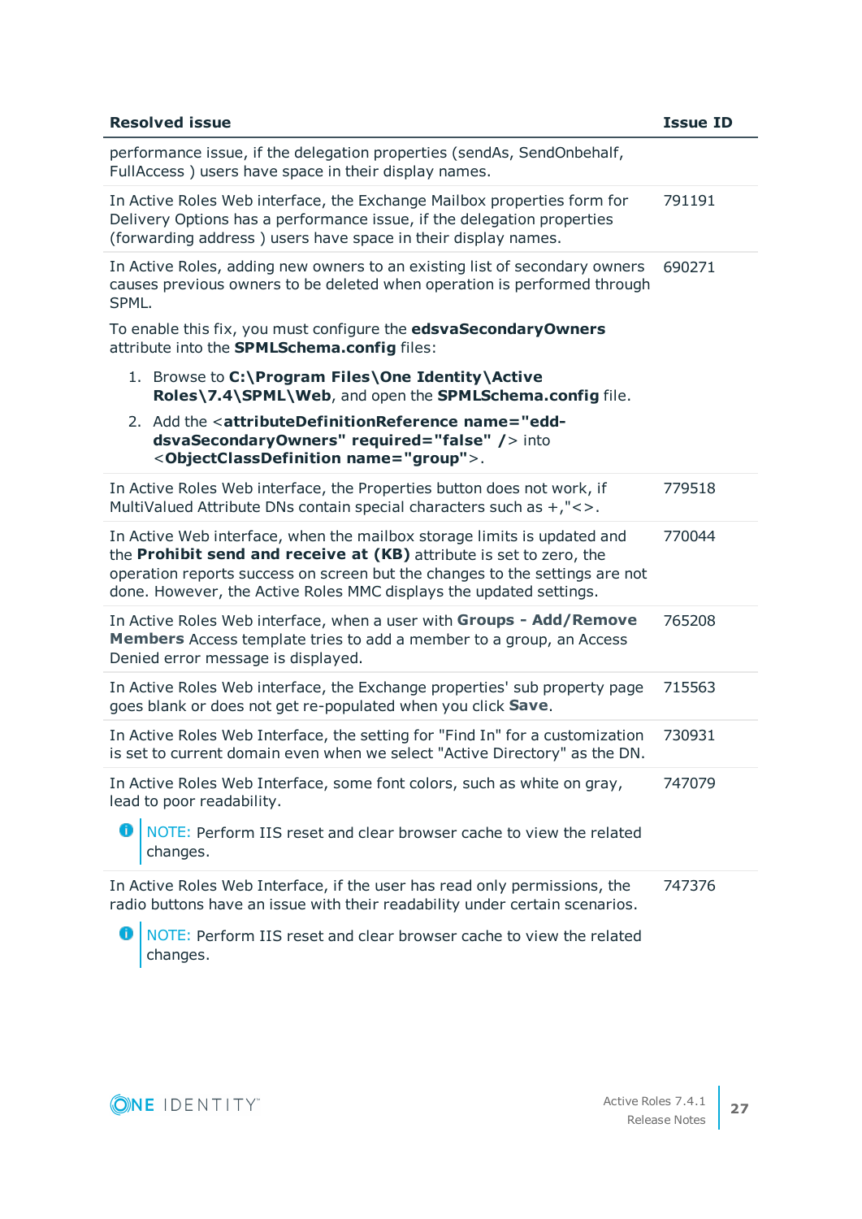| Resolved issue | Issue ID |
|---|---|
| performance issue, if the delegation properties (sendAs, SendOnbehalf, FullAccess ) users have space in their display names. | |
| In Active Roles Web interface, the Exchange Mailbox properties form for Delivery Options has a performance issue, if the delegation properties (forwarding address ) users have space in their display names. | 791191 |
| In Active Roles, adding new owners to an existing list of secondary owners causes previous owners to be deleted when operation is performed through SPML.<br><br>To enable this fix, you must configure the **edsvaSecondaryOwners** attribute into the **SPMLSchema.config** files:<br><br>1. Browse to **C:\Program Files\One Identity\Active Roles\7.4\SPML\Web**, and open the **SPMLSchema.config** file.<br>2. Add the <**attributeDefinitionReference name="edd-dsvaSecondaryOwners" required="false" /**> into <**ObjectClassDefinition name="group"**>. | 690271 |
| In Active Roles Web interface, the Properties button does not work, if MultiValued Attribute DNs contain special characters such as +,"<>. | 779518 |
| In Active Web interface, when the mailbox storage limits is updated and the **Prohibit send and receive at (KB)** attribute is set to zero, the operation reports success on screen but the changes to the settings are not done. However, the Active Roles MMC displays the updated settings. | 770044 |
| In Active Roles Web interface, when a user with **Groups - Add/Remove Members** Access template tries to add a member to a group, an Access Denied error message is displayed. | 765208 |
| In Active Roles Web interface, the Exchange properties' sub property page goes blank or does not get re-populated when you click **Save**. | 715563 |
| In Active Roles Web Interface, the setting for "Find In" for a customization is set to current domain even when we select "Active Directory" as the DN. | 730931 |
| In Active Roles Web Interface, some font colors, such as white on gray, lead to poor readability.<br><br>NOTE: Perform IIS reset and clear browser cache to view the related changes. | 747079 |
| In Active Roles Web Interface, if the user has read only permissions, the radio buttons have an issue with their readability under certain scenarios.<br><br>NOTE: Perform IIS reset and clear browser cache to view the related changes. | 747376 |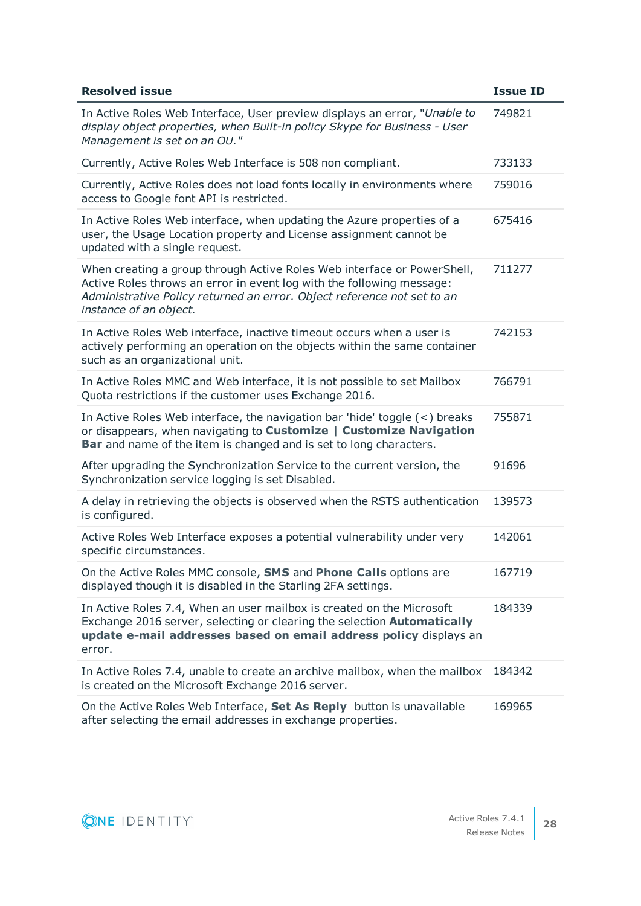| Resolved issue | Issue ID |
| --- | --- |
| In Active Roles Web Interface, User preview displays an error, "*Unable to display object properties, when Built-in policy Skype for Business - User Management is set on an OU.*" | 749821 |
| Currently, Active Roles Web Interface is 508 non compliant. | 733133 |
| Currently, Active Roles does not load fonts locally in environments where access to Google font API is restricted. | 759016 |
| In Active Roles Web interface, when updating the Azure properties of a user, the Usage Location property and License assignment cannot be updated with a single request. | 675416 |
| When creating a group through Active Roles Web interface or PowerShell, Active Roles throws an error in event log with the following message: *Administrative Policy returned an error. Object reference not set to an instance of an object.* | 711277 |
| In Active Roles Web interface, inactive timeout occurs when a user is actively performing an operation on the objects within the same container such as an organizational unit. | 742153 |
| In Active Roles MMC and Web interface, it is not possible to set Mailbox Quota restrictions if the customer uses Exchange 2016. | 766791 |
| In Active Roles Web interface, the navigation bar 'hide' toggle (<) breaks or disappears, when navigating to **Customize \| Customize Navigation Bar** and name of the item is changed and is set to long characters. | 755871 |
| After upgrading the Synchronization Service to the current version, the Synchronization service logging is set Disabled. | 91696 |
| A delay in retrieving the objects is observed when the RSTS authentication is configured. | 139573 |
| Active Roles Web Interface exposes a potential vulnerability under very specific circumstances. | 142061 |
| On the Active Roles MMC console, **SMS** and **Phone Calls** options are displayed though it is disabled in the Starling 2FA settings. | 167719 |
| In Active Roles 7.4, When an user mailbox is created on the Microsoft Exchange 2016 server, selecting or clearing the selection **Automatically update e-mail addresses based on email address policy** displays an error. | 184339 |
| In Active Roles 7.4, unable to create an archive mailbox, when the mailbox is created on the Microsoft Exchange 2016 server. | 184342 |
| On the Active Roles Web Interface, **Set As Reply** button is unavailable after selecting the email addresses in exchange properties. | 169965 |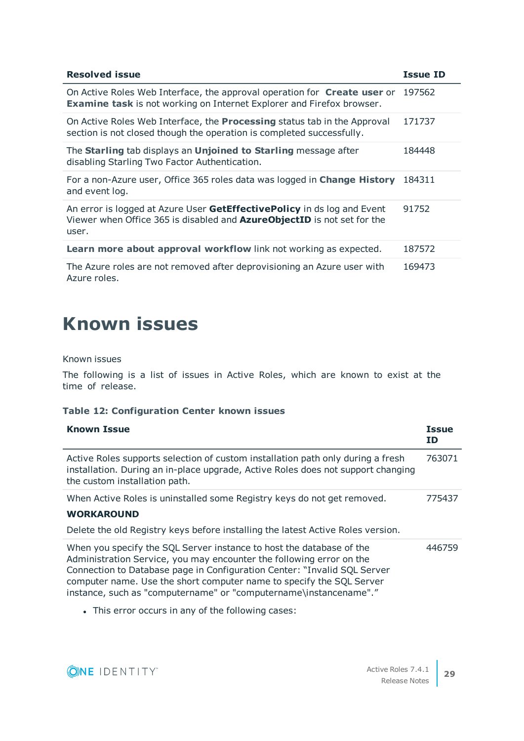| Resolved issue | Issue ID |
| --- | --- |
| On Active Roles Web Interface, the approval operation for **Create user** or **Examine task** is not working on Internet Explorer and Firefox browser. | 197562 |
| On Active Roles Web Interface, the **Processing** status tab in the Approval section is not closed though the operation is completed successfully. | 171737 |
| The **Starling** tab displays an **Unjoined to Starling** message after disabling Starling Two Factor Authentication. | 184448 |
| For a non-Azure user, Office 365 roles data was logged in **Change History** and event log. | 184311 |
| An error is logged at Azure User **GetEffectivePolicy** in ds log and Event Viewer when Office 365 is disabled and **AzureObjectID** is not set for the user. | 91752 |
| **Learn more about approval workflow** link not working as expected. | 187572 |
| The Azure roles are not removed after deprovisioning an Azure user with Azure roles. | 169473 |

# Known issues

Known issues

The following is a list of issues in Active Roles, which are known to exist at the time of release.

**Table 12: Configuration Center known issues**

| Known Issue | Issue ID |
| --- | --- |
| Active Roles supports selection of custom installation path only during a fresh installation. During an in-place upgrade, Active Roles does not support changing the custom installation path. | 763071 |
| When Active Roles is uninstalled some Registry keys do not get removed.<br><br>**WORKAROUND**<br><br>Delete the old Registry keys before installing the latest Active Roles version. | 775437 |
| When you specify the SQL Server instance to host the database of the Administration Service, you may encounter the following error on the Connection to Database page in Configuration Center: “Invalid SQL Server computer name. Use the short computer name to specify the SQL Server instance, such as "computername" or "computername\instancename".”<br><br>• This error occurs in any of the following cases: | 446759 |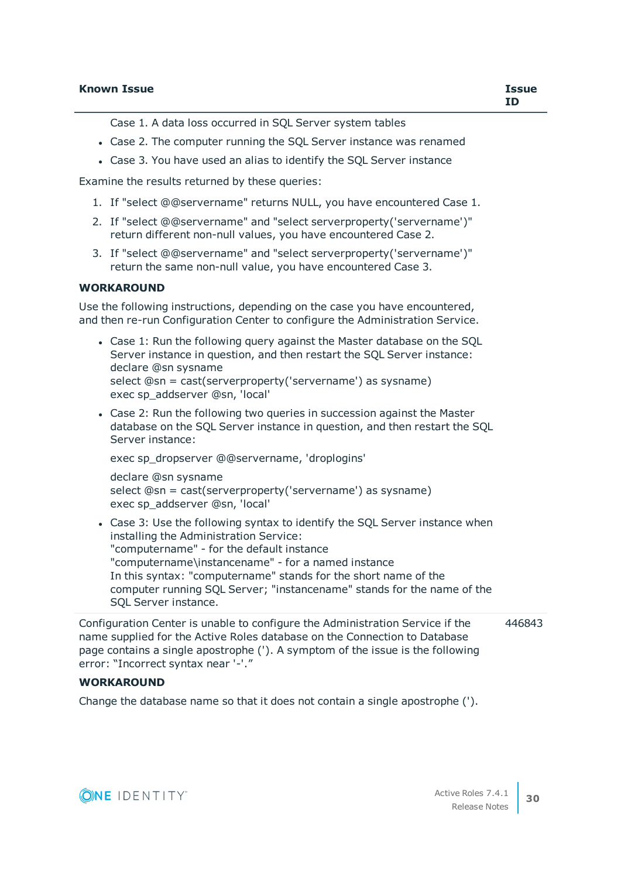| Known Issue | Issue ID |
| --- | --- |
| Case 1. A data loss occurred in SQL Server system tables<br>• Case 2. The computer running the SQL Server instance was renamed<br>• Case 3. You have used an alias to identify the SQL Server instance<br><br>Examine the results returned by these queries:<br>1. If "select @@servername" returns NULL, you have encountered Case 1.<br>2. If "select @@servername" and "select serverproperty('servername')" return different non-null values, you have encountered Case 2.<br>3. If "select @@servername" and "select serverproperty('servername')" return the same non-null value, you have encountered Case 3.<br><br>**WORKAROUND**<br><br>Use the following instructions, depending on the case you have encountered, and then re-run Configuration Center to configure the Administration Service.<br>• Case 1: Run the following query against the Master database on the SQL Server instance in question, and then restart the SQL Server instance:<br>declare @sn sysname<br>select @sn = cast(serverproperty('servername') as sysname)<br>exec sp_addserver @sn, 'local'<br>• Case 2: Run the following two queries in succession against the Master database on the SQL Server instance in question, and then restart the SQL Server instance:<br>exec sp_dropserver @@servername, 'droplogins'<br>declare @sn sysname<br>select @sn = cast(serverproperty('servername') as sysname)<br>exec sp_addserver @sn, 'local'<br>• Case 3: Use the following syntax to identify the SQL Server instance when installing the Administration Service:<br>"computername" - for the default instance<br>"computername\instancename" - for a named instance<br>In this syntax: "computername" stands for the short name of the computer running SQL Server; "instancename" stands for the name of the SQL Server instance. | |
| Configuration Center is unable to configure the Administration Service if the name supplied for the Active Roles database on the Connection to Database page contains a single apostrophe ('). A symptom of the issue is the following error: “Incorrect syntax near '-'.”<br><br>**WORKAROUND**<br><br>Change the database name so that it does not contain a single apostrophe ('). | 446843 |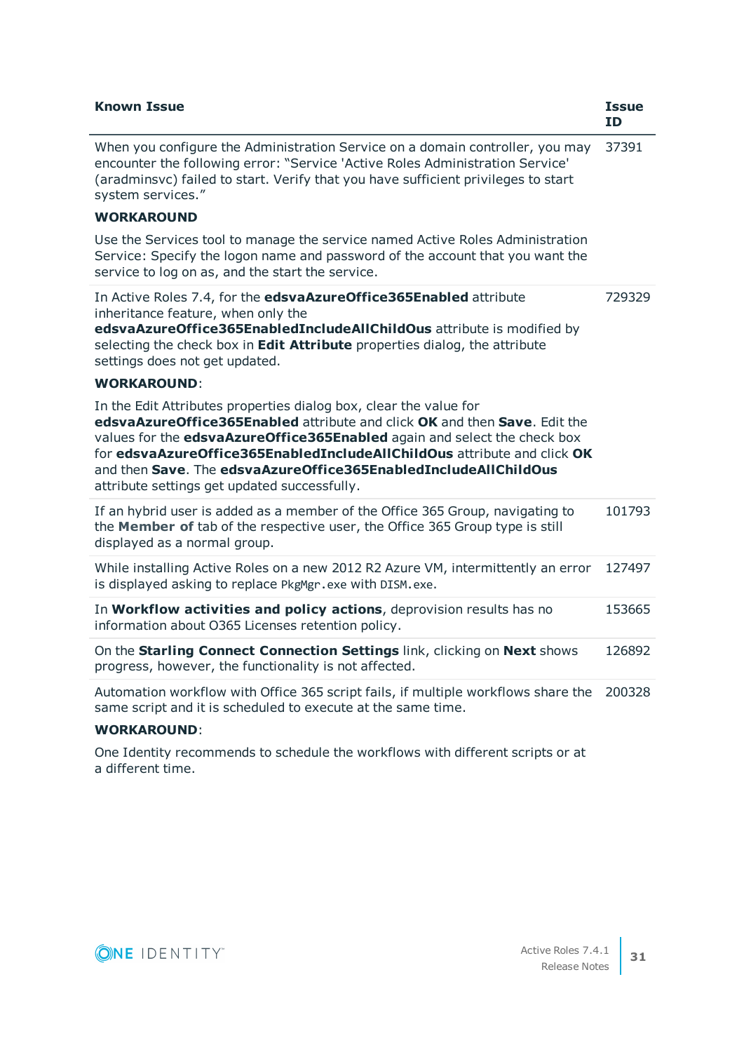| Known Issue | Issue ID |
|---|---|
| When you configure the Administration Service on a domain controller, you may encounter the following error: "Service 'Active Roles Administration Service' (aradminsvc) failed to start. Verify that you have sufficient privileges to start system services."<br><br>**WORKAROUND**<br><br>Use the Services tool to manage the service named Active Roles Administration Service: Specify the logon name and password of the account that you want the service to log on as, and the start the service. | 37391 |
| In Active Roles 7.4, for the **edsvaAzureOffice365Enabled** attribute inheritance feature, when only the **edsvaAzureOffice365EnabledIncludeAllChildOus** attribute is modified by selecting the check box in **Edit Attribute** properties dialog, the attribute settings does not get updated.<br><br>**WORKAROUND**:<br><br>In the Edit Attributes properties dialog box, clear the value for **edsvaAzureOffice365Enabled** attribute and click **OK** and then **Save**. Edit the values for the **edsvaAzureOffice365Enabled** again and select the check box for **edsvaAzureOffice365EnabledIncludeAllChildOus** attribute and click **OK** and then **Save**. The **edsvaAzureOffice365EnabledIncludeAllChildOus** attribute settings get updated successfully. | 729329 |
| If an hybrid user is added as a member of the Office 365 Group, navigating to the **Member of** tab of the respective user, the Office 365 Group type is still displayed as a normal group. | 101793 |
| While installing Active Roles on a new 2012 R2 Azure VM, intermittently an error is displayed asking to replace `PkgMgr.exe` with `DISM.exe`. | 127497 |
| In **Workflow activities and policy actions**, deprovision results has no information about O365 Licenses retention policy. | 153665 |
| On the **Starling Connect Connection Settings** link, clicking on **Next** shows progress, however, the functionality is not affected. | 126892 |
| Automation workflow with Office 365 script fails, if multiple workflows share the same script and it is scheduled to execute at the same time.<br><br>**WORKAROUND**:<br><br>One Identity recommends to schedule the workflows with different scripts or at a different time. | 200328 |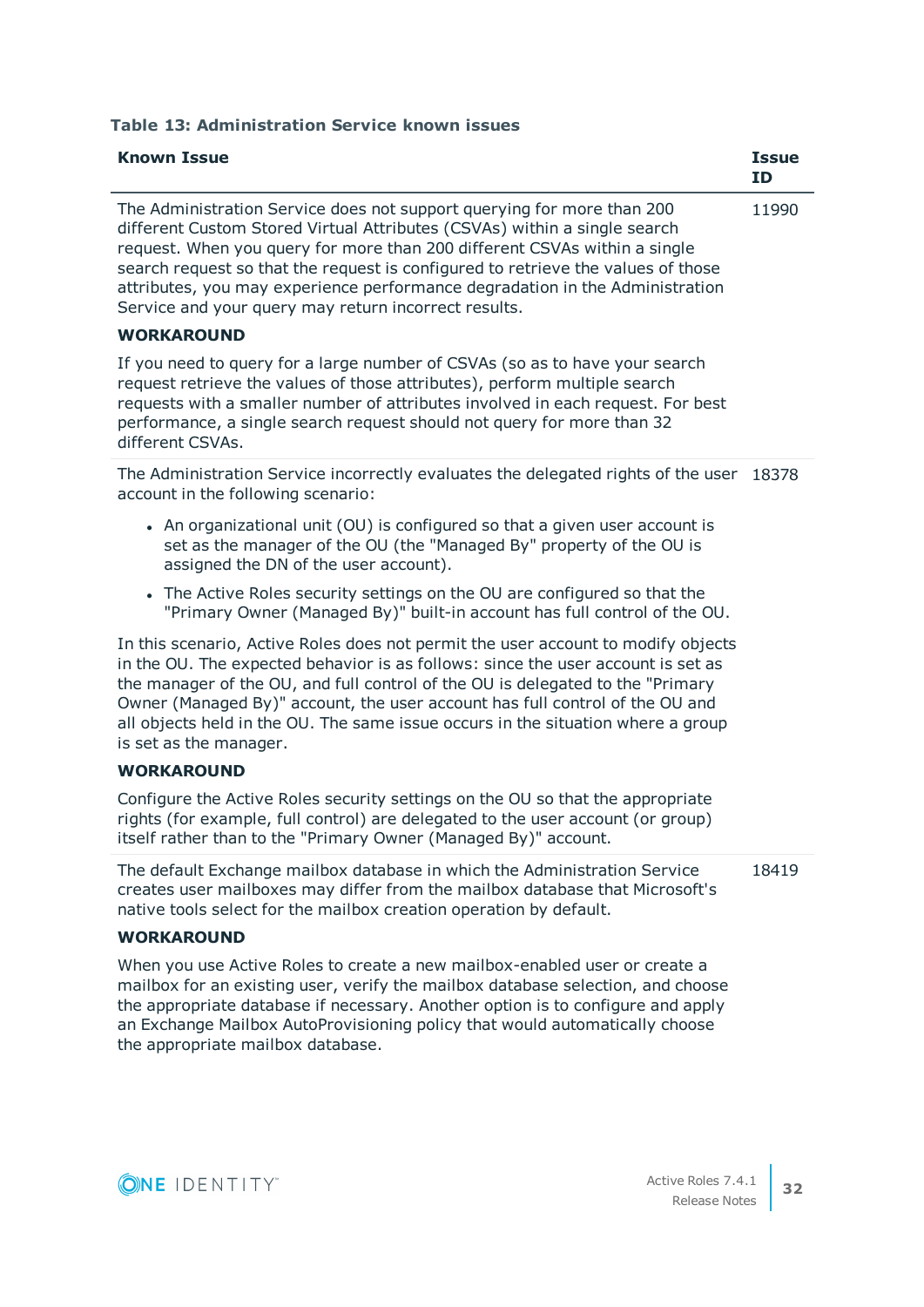**Table 13: Administration Service known issues**

| Known Issue | Issue ID |
|---|---|
| The Administration Service does not support querying for more than 200 different Custom Stored Virtual Attributes (CSVAs) within a single search request. When you query for more than 200 different CSVAs within a single search request so that the request is configured to retrieve the values of those attributes, you may experience performance degradation in the Administration Service and your query may return incorrect results.<br><br>**WORKAROUND**<br><br>If you need to query for a large number of CSVAs (so as to have your search request retrieve the values of those attributes), perform multiple search requests with a smaller number of attributes involved in each request. For best performance, a single search request should not query for more than 32 different CSVAs. | 11990 |
| The Administration Service incorrectly evaluates the delegated rights of the user account in the following scenario:<br><br>• An organizational unit (OU) is configured so that a given user account is set as the manager of the OU (the "Managed By" property of the OU is assigned the DN of the user account).<br>• The Active Roles security settings on the OU are configured so that the "Primary Owner (Managed By)" built-in account has full control of the OU.<br><br>In this scenario, Active Roles does not permit the user account to modify objects in the OU. The expected behavior is as follows: since the user account is set as the manager of the OU, and full control of the OU is delegated to the "Primary Owner (Managed By)" account, the user account has full control of the OU and all objects held in the OU. The same issue occurs in the situation where a group is set as the manager.<br><br>**WORKAROUND**<br><br>Configure the Active Roles security settings on the OU so that the appropriate rights (for example, full control) are delegated to the user account (or group) itself rather than to the "Primary Owner (Managed By)" account. | 18378 |
| The default Exchange mailbox database in which the Administration Service creates user mailboxes may differ from the mailbox database that Microsoft's native tools select for the mailbox creation operation by default.<br><br>**WORKAROUND**<br><br>When you use Active Roles to create a new mailbox-enabled user or create a mailbox for an existing user, verify the mailbox database selection, and choose the appropriate database if necessary. Another option is to configure and apply an Exchange Mailbox AutoProvisioning policy that would automatically choose the appropriate mailbox database. | 18419 |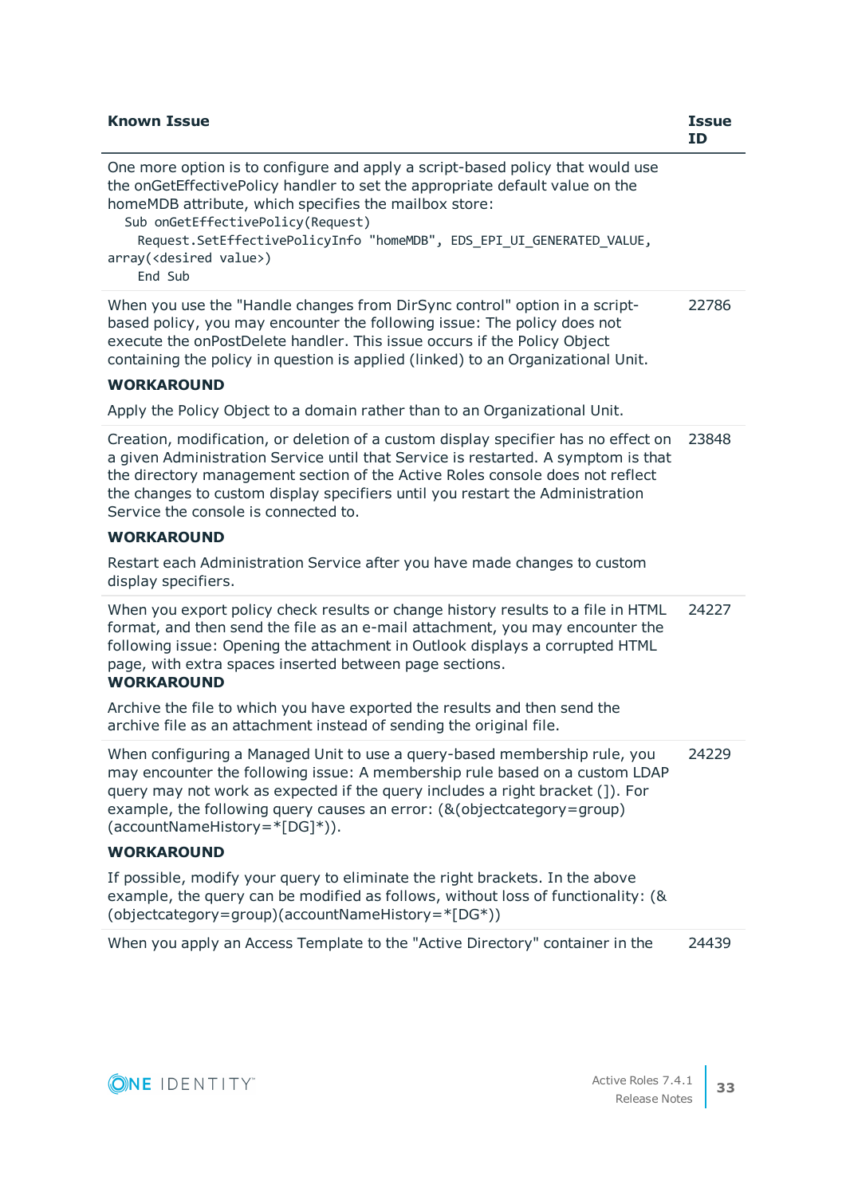| Known Issue | Issue ID |
|---|---|
| One more option is to configure and apply a script-based policy that would use the onGetEffectivePolicy handler to set the appropriate default value on the homeMDB attribute, which specifies the mailbox store:<br>`Sub onGetEffectivePolicy(Request)`<br>`Request.SetEffectivePolicyInfo "homeMDB", EDS_EPI_UI_GENERATED_VALUE, array(<desired value>)`<br>`End Sub` | |
| When you use the "Handle changes from DirSync control" option in a script-based policy, you may encounter the following issue: The policy does not execute the onPostDelete handler. This issue occurs if the Policy Object containing the policy in question is applied (linked) to an Organizational Unit.<br>**WORKAROUND**<br>Apply the Policy Object to a domain rather than to an Organizational Unit. | 22786 |
| Creation, modification, or deletion of a custom display specifier has no effect on a given Administration Service until that Service is restarted. A symptom is that the directory management section of the Active Roles console does not reflect the changes to custom display specifiers until you restart the Administration Service the console is connected to.<br>**WORKAROUND**<br>Restart each Administration Service after you have made changes to custom display specifiers. | 23848 |
| When you export policy check results or change history results to a file in HTML format, and then send the file as an e-mail attachment, you may encounter the following issue: Opening the attachment in Outlook displays a corrupted HTML page, with extra spaces inserted between page sections.<br>**WORKAROUND**<br>Archive the file to which you have exported the results and then send the archive file as an attachment instead of sending the original file. | 24227 |
| When configuring a Managed Unit to use a query-based membership rule, you may encounter the following issue: A membership rule based on a custom LDAP query may not work as expected if the query includes a right bracket (]). For example, the following query causes an error: (&(objectcategory=group)(accountNameHistory=*[DG]*)).<br>**WORKAROUND**<br>If possible, modify your query to eliminate the right brackets. In the above example, the query can be modified as follows, without loss of functionality: (&(objectcategory=group)(accountNameHistory=*[DG*)) | 24229 |
| When you apply an Access Template to the "Active Directory" container in the | 24439 |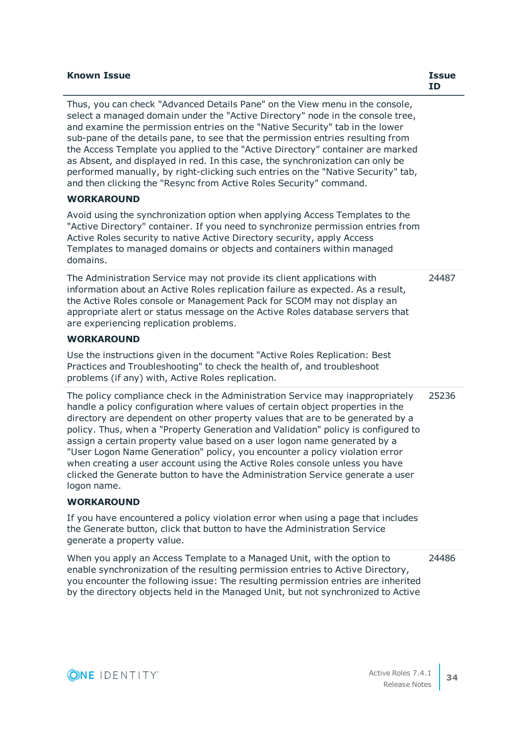| Known Issue | Issue ID |
| --- | --- |
| Thus, you can check "Advanced Details Pane" on the View menu in the console, select a managed domain under the "Active Directory" node in the console tree, and examine the permission entries on the "Native Security" tab in the lower sub-pane of the details pane, to see that the permission entries resulting from the Access Template you applied to the "Active Directory" container are marked as Absent, and displayed in red. In this case, the synchronization can only be performed manually, by right-clicking such entries on the "Native Security" tab, and then clicking the "Resync from Active Roles Security" command.<br><br>**WORKAROUND**<br><br>Avoid using the synchronization option when applying Access Templates to the "Active Directory" container. If you need to synchronize permission entries from Active Roles security to native Active Directory security, apply Access Templates to managed domains or objects and containers within managed domains. | |
| The Administration Service may not provide its client applications with information about an Active Roles replication failure as expected. As a result, the Active Roles console or Management Pack for SCOM may not display an appropriate alert or status message on the Active Roles database servers that are experiencing replication problems.<br><br>**WORKAROUND**<br><br>Use the instructions given in the document "Active Roles Replication: Best Practices and Troubleshooting" to check the health of, and troubleshoot problems (if any) with, Active Roles replication. | 24487 |
| The policy compliance check in the Administration Service may inappropriately handle a policy configuration where values of certain object properties in the directory are dependent on other property values that are to be generated by a policy. Thus, when a "Property Generation and Validation" policy is configured to assign a certain property value based on a user logon name generated by a "User Logon Name Generation" policy, you encounter a policy violation error when creating a user account using the Active Roles console unless you have clicked the Generate button to have the Administration Service generate a user logon name.<br><br>**WORKAROUND**<br><br>If you have encountered a policy violation error when using a page that includes the Generate button, click that button to have the Administration Service generate a property value. | 25236 |
| When you apply an Access Template to a Managed Unit, with the option to enable synchronization of the resulting permission entries to Active Directory, you encounter the following issue: The resulting permission entries are inherited by the directory objects held in the Managed Unit, but not synchronized to Active | 24486 |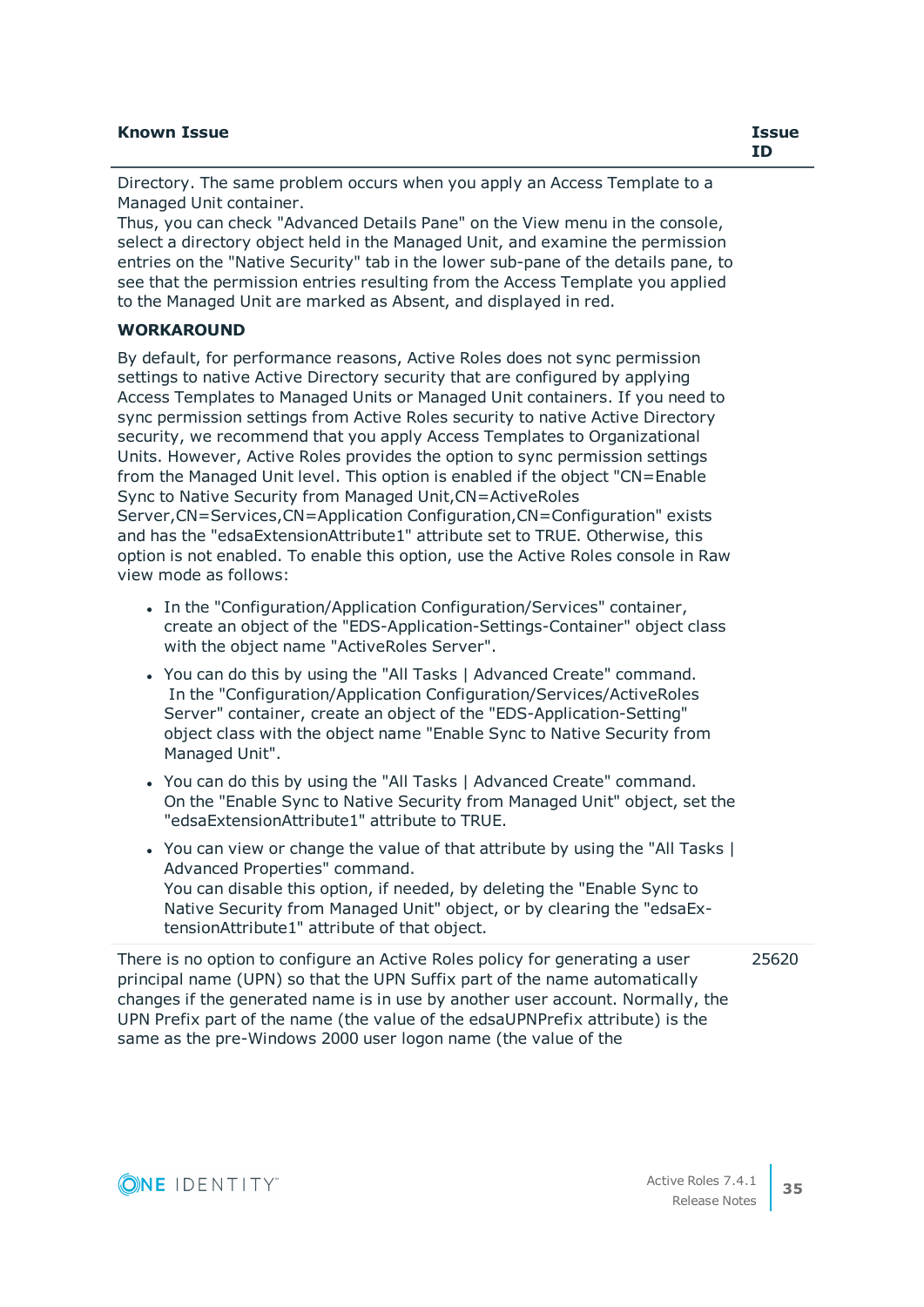| Known Issue | Issue ID |
|---|---|
| Directory. The same problem occurs when you apply an Access Template to a Managed Unit container.<br>Thus, you can check "Advanced Details Pane" on the View menu in the console, select a directory object held in the Managed Unit, and examine the permission entries on the "Native Security" tab in the lower sub-pane of the details pane, to see that the permission entries resulting from the Access Template you applied to the Managed Unit are marked as Absent, and displayed in red.<br>**WORKAROUND**<br>By default, for performance reasons, Active Roles does not sync permission settings to native Active Directory security that are configured by applying Access Templates to Managed Units or Managed Unit containers. If you need to sync permission settings from Active Roles security to native Active Directory security, we recommend that you apply Access Templates to Organizational Units. However, Active Roles provides the option to sync permission settings from the Managed Unit level. This option is enabled if the object "CN=Enable Sync to Native Security from Managed Unit,CN=ActiveRoles Server,CN=Services,CN=Application Configuration,CN=Configuration" exists and has the "edsaExtensionAttribute1" attribute set to TRUE. Otherwise, this option is not enabled. To enable this option, use the Active Roles console in Raw view mode as follows:<br>• In the "Configuration/Application Configuration/Services" container, create an object of the "EDS-Application-Settings-Container" object class with the object name "ActiveRoles Server".<br>• You can do this by using the "All Tasks \| Advanced Create" command. In the "Configuration/Application Configuration/Services/ActiveRoles Server" container, create an object of the "EDS-Application-Setting" object class with the object name "Enable Sync to Native Security from Managed Unit".<br>• You can do this by using the "All Tasks \| Advanced Create" command. On the "Enable Sync to Native Security from Managed Unit" object, set the "edsaExtensionAttribute1" attribute to TRUE.<br>• You can view or change the value of that attribute by using the "All Tasks \| Advanced Properties" command.<br>You can disable this option, if needed, by deleting the "Enable Sync to Native Security from Managed Unit" object, or by clearing the "edsaExtensionAttribute1" attribute of that object. | |
| There is no option to configure an Active Roles policy for generating a user principal name (UPN) so that the UPN Suffix part of the name automatically changes if the generated name is in use by another user account. Normally, the UPN Prefix part of the name (the value of the edsaUPNPrefix attribute) is the same as the pre-Windows 2000 user logon name (the value of the | 25620 |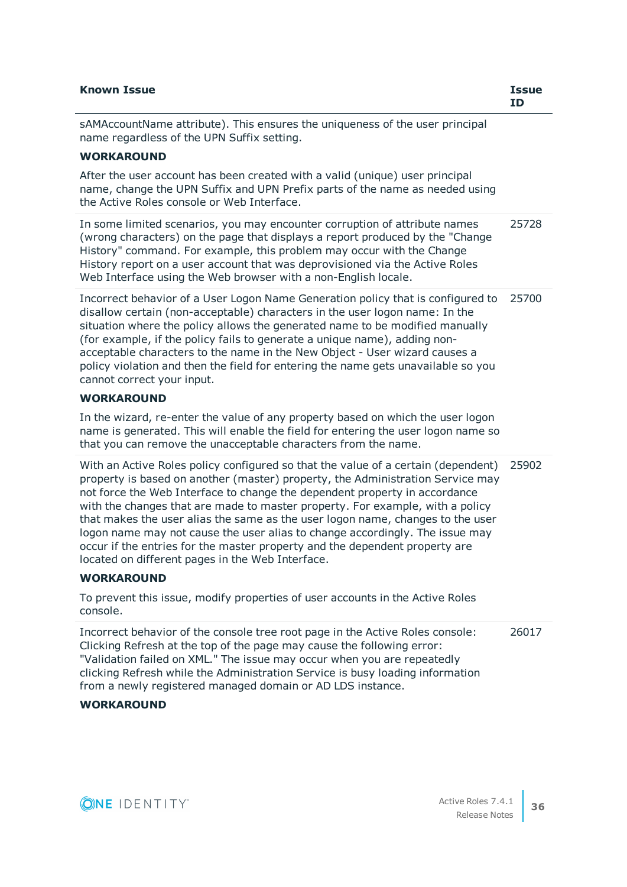| Known Issue | Issue ID |
|---|---|
| sAMAccountName attribute). This ensures the uniqueness of the user principal name regardless of the UPN Suffix setting.<br><br>**WORKAROUND**<br><br>After the user account has been created with a valid (unique) user principal name, change the UPN Suffix and UPN Prefix parts of the name as needed using the Active Roles console or Web Interface. | |
| In some limited scenarios, you may encounter corruption of attribute names (wrong characters) on the page that displays a report produced by the "Change History" command. For example, this problem may occur with the Change History report on a user account that was deprovisioned via the Active Roles Web Interface using the Web browser with a non-English locale. | 25728 |
| Incorrect behavior of a User Logon Name Generation policy that is configured to disallow certain (non-acceptable) characters in the user logon name: In the situation where the policy allows the generated name to be modified manually (for example, if the policy fails to generate a unique name), adding non-acceptable characters to the name in the New Object - User wizard causes a policy violation and then the field for entering the name gets unavailable so you cannot correct your input.<br><br>**WORKAROUND**<br><br>In the wizard, re-enter the value of any property based on which the user logon name is generated. This will enable the field for entering the user logon name so that you can remove the unacceptable characters from the name. | 25700 |
| With an Active Roles policy configured so that the value of a certain (dependent) property is based on another (master) property, the Administration Service may not force the Web Interface to change the dependent property in accordance with the changes that are made to master property. For example, with a policy that makes the user alias the same as the user logon name, changes to the user logon name may not cause the user alias to change accordingly. The issue may occur if the entries for the master property and the dependent property are located on different pages in the Web Interface.<br><br>**WORKAROUND**<br><br>To prevent this issue, modify properties of user accounts in the Active Roles console. | 25902 |
| Incorrect behavior of the console tree root page in the Active Roles console: Clicking Refresh at the top of the page may cause the following error: "Validation failed on XML." The issue may occur when you are repeatedly clicking Refresh while the Administration Service is busy loading information from a newly registered managed domain or AD LDS instance.<br><br>**WORKAROUND** | 26017 |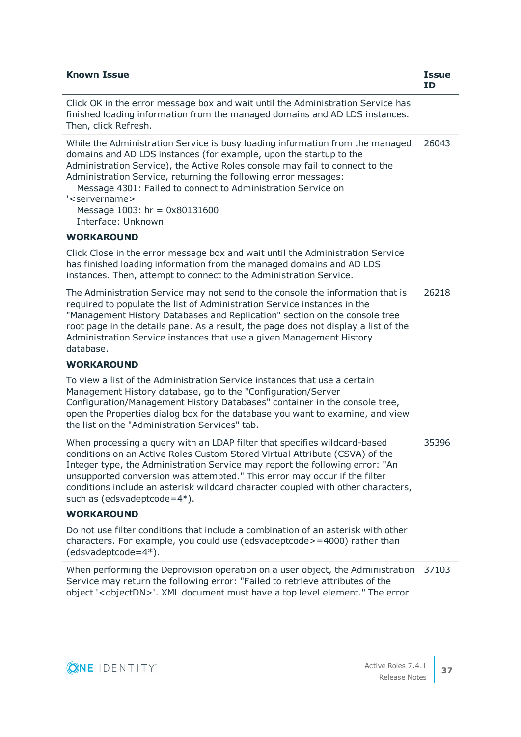| Known Issue | Issue ID |
|---|---|
| Click OK in the error message box and wait until the Administration Service has finished loading information from the managed domains and AD LDS instances. Then, click Refresh. | |
| While the Administration Service is busy loading information from the managed domains and AD LDS instances (for example, upon the startup to the Administration Service), the Active Roles console may fail to connect to the Administration Service, returning the following error messages:<br>Message 4301: Failed to connect to Administration Service on '<servername>'<br>Message 1003: hr = 0x80131600<br>Interface: Unknown<br>**WORKAROUND**<br>Click Close in the error message box and wait until the Administration Service has finished loading information from the managed domains and AD LDS instances. Then, attempt to connect to the Administration Service. | 26043 |
| The Administration Service may not send to the console the information that is required to populate the list of Administration Service instances in the "Management History Databases and Replication" section on the console tree root page in the details pane. As a result, the page does not display a list of the Administration Service instances that use a given Management History database.<br>**WORKAROUND**<br>To view a list of the Administration Service instances that use a certain Management History database, go to the "Configuration/Server Configuration/Management History Databases" container in the console tree, open the Properties dialog box for the database you want to examine, and view the list on the "Administration Services" tab. | 26218 |
| When processing a query with an LDAP filter that specifies wildcard-based conditions on an Active Roles Custom Stored Virtual Attribute (CSVA) of the Integer type, the Administration Service may report the following error: "An unsupported conversion was attempted." This error may occur if the filter conditions include an asterisk wildcard character coupled with other characters, such as (edsvadeptcode=4*).<br>**WORKAROUND**<br>Do not use filter conditions that include a combination of an asterisk with other characters. For example, you could use (edsvadeptcode>=4000) rather than (edsvadeptcode=4*). | 35396 |
| When performing the Deprovision operation on a user object, the Administration Service may return the following error: "Failed to retrieve attributes of the object '<objectDN>'. XML document must have a top level element." The error | 37103 |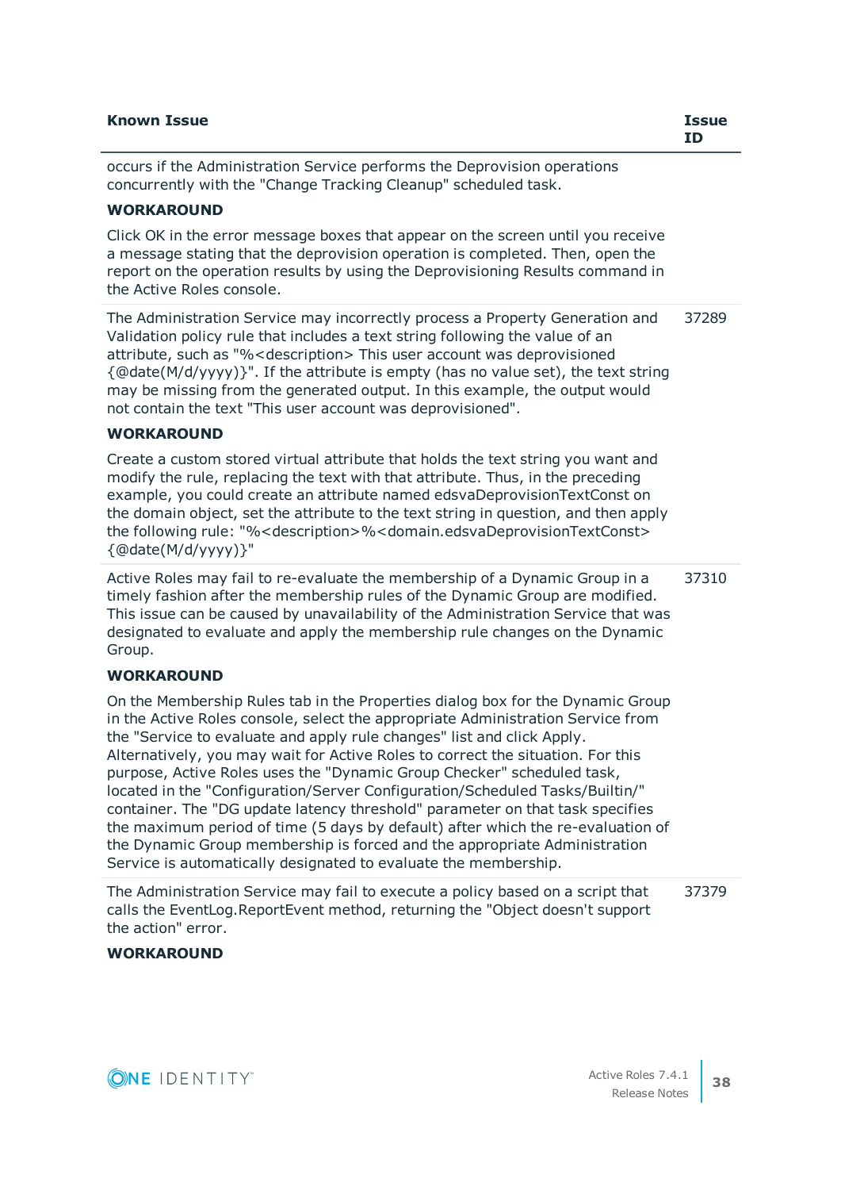| Known Issue | Issue ID |
|---|---|
| occurs if the Administration Service performs the Deprovision operations concurrently with the "Change Tracking Cleanup" scheduled task.<br><br>**WORKAROUND**<br><br>Click OK in the error message boxes that appear on the screen until you receive a message stating that the deprovision operation is completed. Then, open the report on the operation results by using the Deprovisioning Results command in the Active Roles console. | |
| The Administration Service may incorrectly process a Property Generation and Validation policy rule that includes a text string following the value of an attribute, such as "%<description> This user account was deprovisioned {@date(M/d/yyyy)}". If the attribute is empty (has no value set), the text string may be missing from the generated output. In this example, the output would not contain the text "This user account was deprovisioned".<br><br>**WORKAROUND**<br><br>Create a custom stored virtual attribute that holds the text string you want and modify the rule, replacing the text with that attribute. Thus, in the preceding example, you could create an attribute named edsvaDeprovisionTextConst on the domain object, set the attribute to the text string in question, and then apply the following rule: "%<description>%<domain.edsvaDeprovisionTextConst> {@date(M/d/yyyy)}" | 37289 |
| Active Roles may fail to re-evaluate the membership of a Dynamic Group in a timely fashion after the membership rules of the Dynamic Group are modified. This issue can be caused by unavailability of the Administration Service that was designated to evaluate and apply the membership rule changes on the Dynamic Group.<br><br>**WORKAROUND**<br><br>On the Membership Rules tab in the Properties dialog box for the Dynamic Group in the Active Roles console, select the appropriate Administration Service from the "Service to evaluate and apply rule changes" list and click Apply. Alternatively, you may wait for Active Roles to correct the situation. For this purpose, Active Roles uses the "Dynamic Group Checker" scheduled task, located in the "Configuration/Server Configuration/Scheduled Tasks/Builtin/" container. The "DG update latency threshold" parameter on that task specifies the maximum period of time (5 days by default) after which the re-evaluation of the Dynamic Group membership is forced and the appropriate Administration Service is automatically designated to evaluate the membership. | 37310 |
| The Administration Service may fail to execute a policy based on a script that calls the EventLog.ReportEvent method, returning the "Object doesn't support the action" error.<br><br>**WORKAROUND** | 37379 |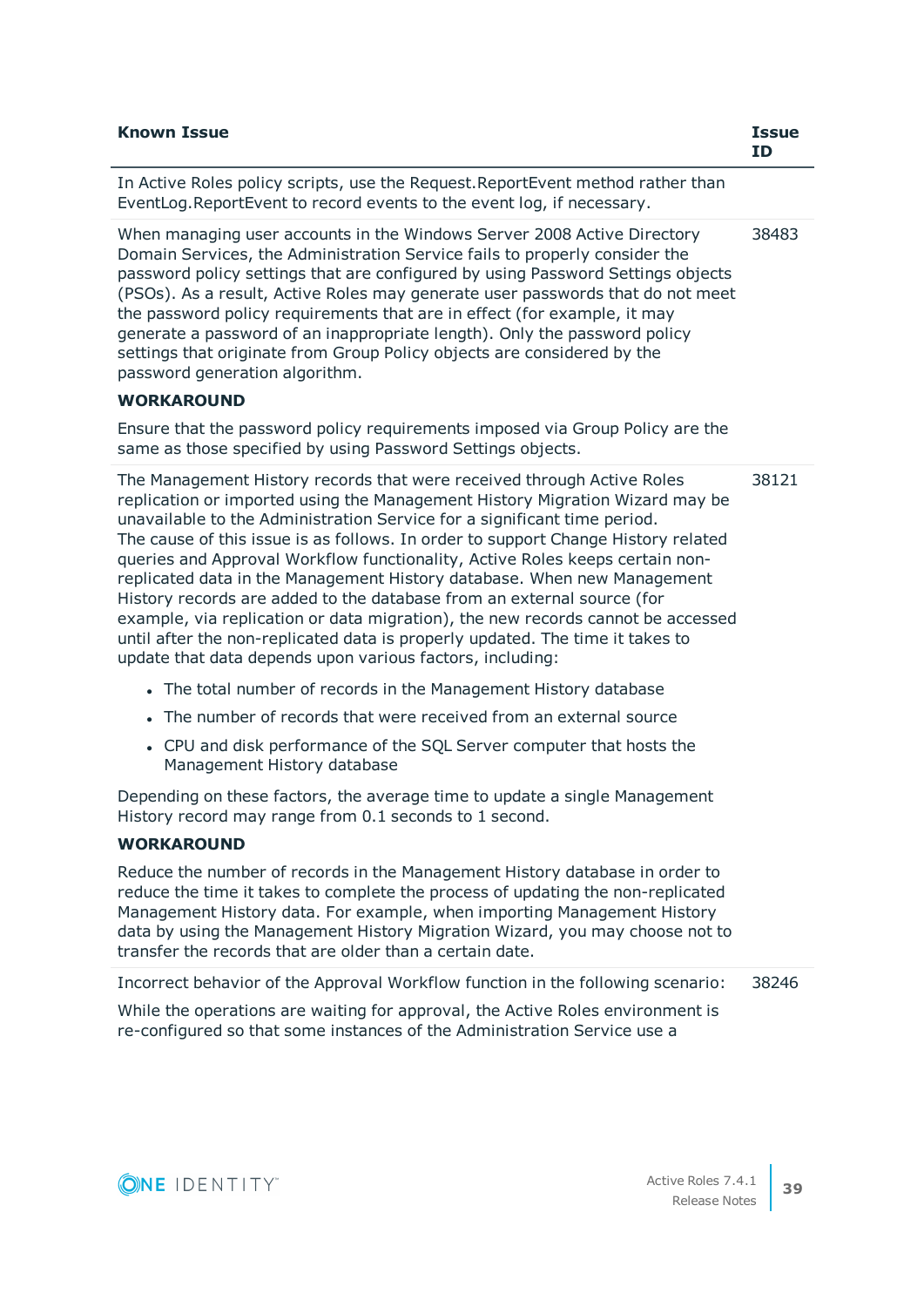| Known Issue | Issue ID |
| --- | --- |
| In Active Roles policy scripts, use the Request.ReportEvent method rather than EventLog.ReportEvent to record events to the event log, if necessary. | |
| When managing user accounts in the Windows Server 2008 Active Directory Domain Services, the Administration Service fails to properly consider the password policy settings that are configured by using Password Settings objects (PSOs). As a result, Active Roles may generate user passwords that do not meet the password policy requirements that are in effect (for example, it may generate a password of an inappropriate length). Only the password policy settings that originate from Group Policy objects are considered by the password generation algorithm.<br><br>**WORKAROUND**<br><br>Ensure that the password policy requirements imposed via Group Policy are the same as those specified by using Password Settings objects. | 38483 |
| The Management History records that were received through Active Roles replication or imported using the Management History Migration Wizard may be unavailable to the Administration Service for a significant time period. The cause of this issue is as follows. In order to support Change History related queries and Approval Workflow functionality, Active Roles keeps certain non-replicated data in the Management History database. When new Management History records are added to the database from an external source (for example, via replication or data migration), the new records cannot be accessed until after the non-replicated data is properly updated. The time it takes to update that data depends upon various factors, including:<br><br>• The total number of records in the Management History database<br>• The number of records that were received from an external source<br>• CPU and disk performance of the SQL Server computer that hosts the Management History database<br><br>Depending on these factors, the average time to update a single Management History record may range from 0.1 seconds to 1 second.<br><br>**WORKAROUND**<br><br>Reduce the number of records in the Management History database in order to reduce the time it takes to complete the process of updating the non-replicated Management History data. For example, when importing Management History data by using the Management History Migration Wizard, you may choose not to transfer the records that are older than a certain date. | 38121 |
| Incorrect behavior of the Approval Workflow function in the following scenario:<br><br>While the operations are waiting for approval, the Active Roles environment is re-configured so that some instances of the Administration Service use a | 38246 |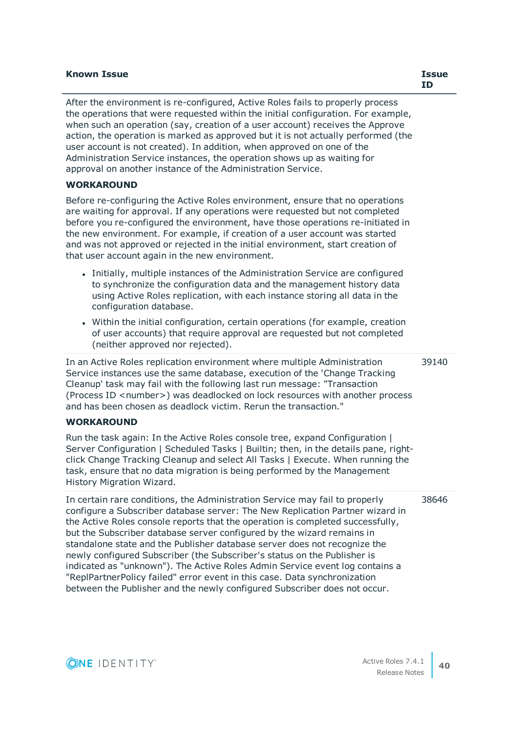| Known Issue | Issue ID |
|---|---|
| After the environment is re-configured, Active Roles fails to properly process the operations that were requested within the initial configuration. For example, when such an operation (say, creation of a user account) receives the Approve action, the operation is marked as approved but it is not actually performed (the user account is not created). In addition, when approved on one of the Administration Service instances, the operation shows up as waiting for approval on another instance of the Administration Service.<br><br>**WORKAROUND**<br><br>Before re-configuring the Active Roles environment, ensure that no operations are waiting for approval. If any operations were requested but not completed before you re-configured the environment, have those operations re-initiated in the new environment. For example, if creation of a user account was started and was not approved or rejected in the initial environment, start creation of that user account again in the new environment.<br><br>• Initially, multiple instances of the Administration Service are configured to synchronize the configuration data and the management history data using Active Roles replication, with each instance storing all data in the configuration database.<br>• Within the initial configuration, certain operations (for example, creation of user accounts) that require approval are requested but not completed (neither approved nor rejected). | |
| In an Active Roles replication environment where multiple Administration Service instances use the same database, execution of the 'Change Tracking Cleanup' task may fail with the following last run message: "Transaction (Process ID <number>) was deadlocked on lock resources with another process and has been chosen as deadlock victim. Rerun the transaction."<br><br>**WORKAROUND**<br><br>Run the task again: In the Active Roles console tree, expand Configuration \| Server Configuration \| Scheduled Tasks \| Builtin; then, in the details pane, right-click Change Tracking Cleanup and select All Tasks \| Execute. When running the task, ensure that no data migration is being performed by the Management History Migration Wizard. | 39140 |
| In certain rare conditions, the Administration Service may fail to properly configure a Subscriber database server: The New Replication Partner wizard in the Active Roles console reports that the operation is completed successfully, but the Subscriber database server configured by the wizard remains in standalone state and the Publisher database server does not recognize the newly configured Subscriber (the Subscriber's status on the Publisher is indicated as "unknown"). The Active Roles Admin Service event log contains a "ReplPartnerPolicy failed" error event in this case. Data synchronization between the Publisher and the newly configured Subscriber does not occur. | 38646 |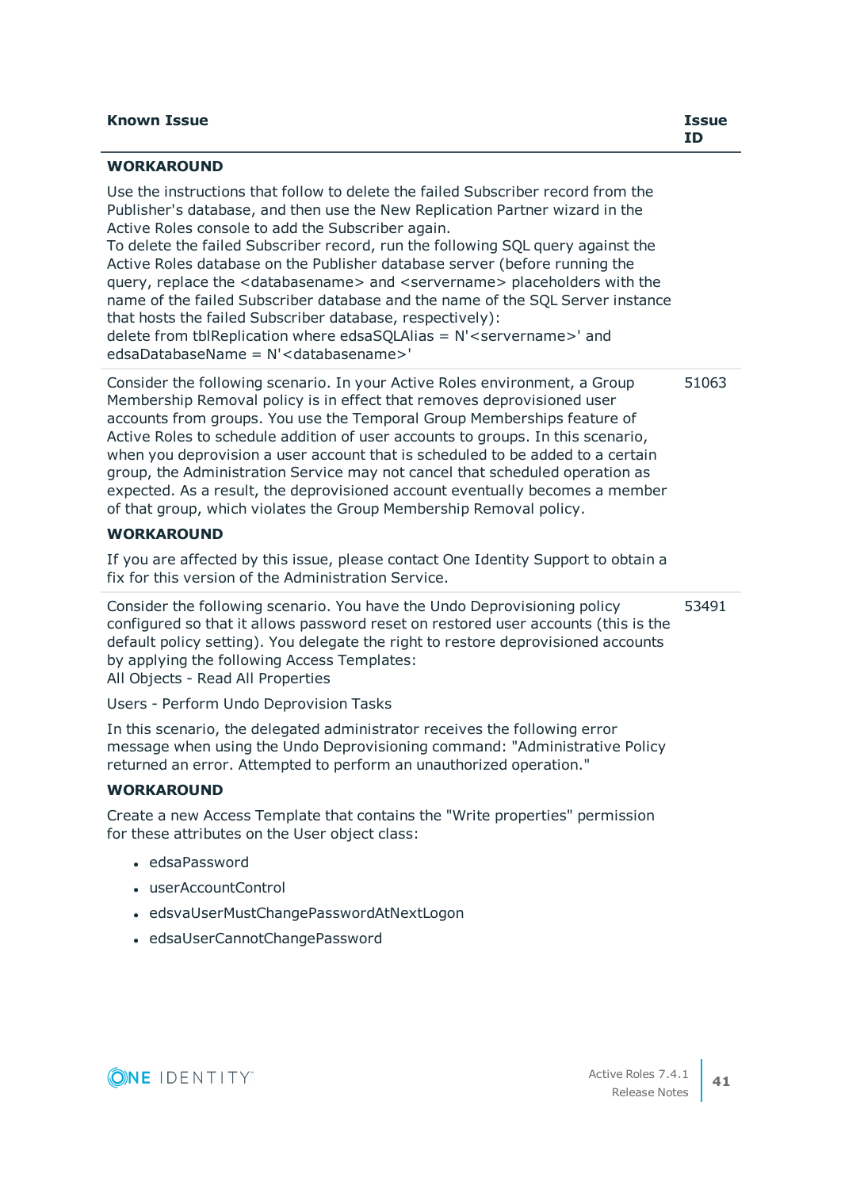| Known Issue | Issue ID |
|---|---|
| **WORKAROUND**<br><br>Use the instructions that follow to delete the failed Subscriber record from the Publisher's database, and then use the New Replication Partner wizard in the Active Roles console to add the Subscriber again.<br>To delete the failed Subscriber record, run the following SQL query against the Active Roles database on the Publisher database server (before running the query, replace the <databasename> and <servername> placeholders with the name of the failed Subscriber database and the name of the SQL Server instance that hosts the failed Subscriber database, respectively):<br>delete from tblReplication where edsaSQLAlias = N'<servername>' and edsaDatabaseName = N'<databasename>' | |
| Consider the following scenario. In your Active Roles environment, a Group Membership Removal policy is in effect that removes deprovisioned user accounts from groups. You use the Temporal Group Memberships feature of Active Roles to schedule addition of user accounts to groups. In this scenario, when you deprovision a user account that is scheduled to be added to a certain group, the Administration Service may not cancel that scheduled operation as expected. As a result, the deprovisioned account eventually becomes a member of that group, which violates the Group Membership Removal policy.<br><br>**WORKAROUND**<br><br>If you are affected by this issue, please contact One Identity Support to obtain a fix for this version of the Administration Service. | 51063 |
| Consider the following scenario. You have the Undo Deprovisioning policy configured so that it allows password reset on restored user accounts (this is the default policy setting). You delegate the right to restore deprovisioned accounts by applying the following Access Templates:<br>All Objects - Read All Properties<br><br>Users - Perform Undo Deprovision Tasks<br><br>In this scenario, the delegated administrator receives the following error message when using the Undo Deprovisioning command: "Administrative Policy returned an error. Attempted to perform an unauthorized operation."<br><br>**WORKAROUND**<br><br>Create a new Access Template that contains the "Write properties" permission for these attributes on the User object class:<br><br>• edsaPassword<br>• userAccountControl<br>• edsvaUserMustChangePasswordAtNextLogon<br>• edsaUserCannotChangePassword | 53491 |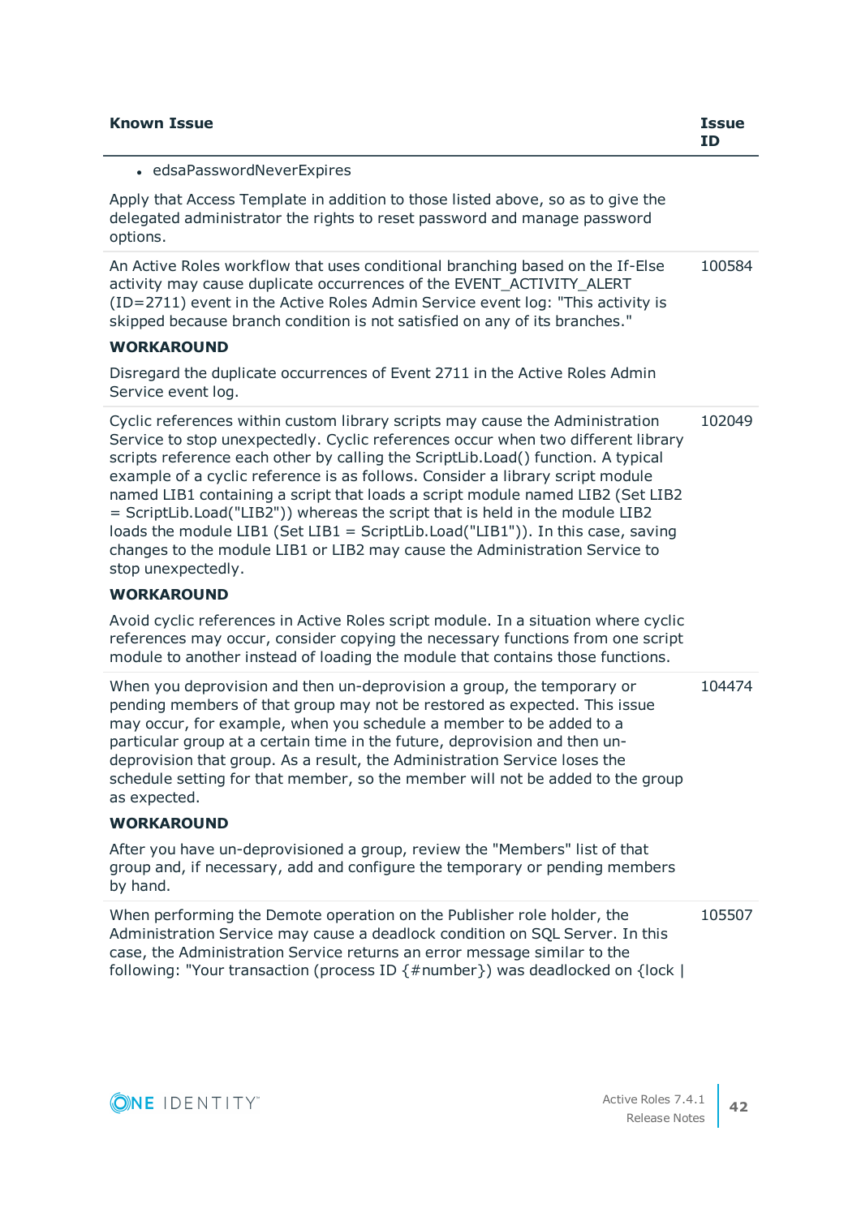| Known Issue | Issue ID |
|---|---|
| • edsaPasswordNeverExpires<br><br>Apply that Access Template in addition to those listed above, so as to give the delegated administrator the rights to reset password and manage password options. | |
| An Active Roles workflow that uses conditional branching based on the If-Else activity may cause duplicate occurrences of the EVENT_ACTIVITY_ALERT (ID=2711) event in the Active Roles Admin Service event log: "This activity is skipped because branch condition is not satisfied on any of its branches."<br><br>**WORKAROUND**<br><br>Disregard the duplicate occurrences of Event 2711 in the Active Roles Admin Service event log. | 100584 |
| Cyclic references within custom library scripts may cause the Administration Service to stop unexpectedly. Cyclic references occur when two different library scripts reference each other by calling the ScriptLib.Load() function. A typical example of a cyclic reference is as follows. Consider a library script module named LIB1 containing a script that loads a script module named LIB2 (Set LIB2 = ScriptLib.Load("LIB2")) whereas the script that is held in the module LIB2 loads the module LIB1 (Set LIB1 = ScriptLib.Load("LIB1")). In this case, saving changes to the module LIB1 or LIB2 may cause the Administration Service to stop unexpectedly.<br><br>**WORKAROUND**<br><br>Avoid cyclic references in Active Roles script module. In a situation where cyclic references may occur, consider copying the necessary functions from one script module to another instead of loading the module that contains those functions. | 102049 |
| When you deprovision and then un-deprovision a group, the temporary or pending members of that group may not be restored as expected. This issue may occur, for example, when you schedule a member to be added to a particular group at a certain time in the future, deprovision and then un-deprovision that group. As a result, the Administration Service loses the schedule setting for that member, so the member will not be added to the group as expected.<br><br>**WORKAROUND**<br><br>After you have un-deprovisioned a group, review the "Members" list of that group and, if necessary, add and configure the temporary or pending members by hand. | 104474 |
| When performing the Demote operation on the Publisher role holder, the Administration Service may cause a deadlock condition on SQL Server. In this case, the Administration Service returns an error message similar to the following: "Your transaction (process ID {#number}) was deadlocked on {lock \| | 105507 |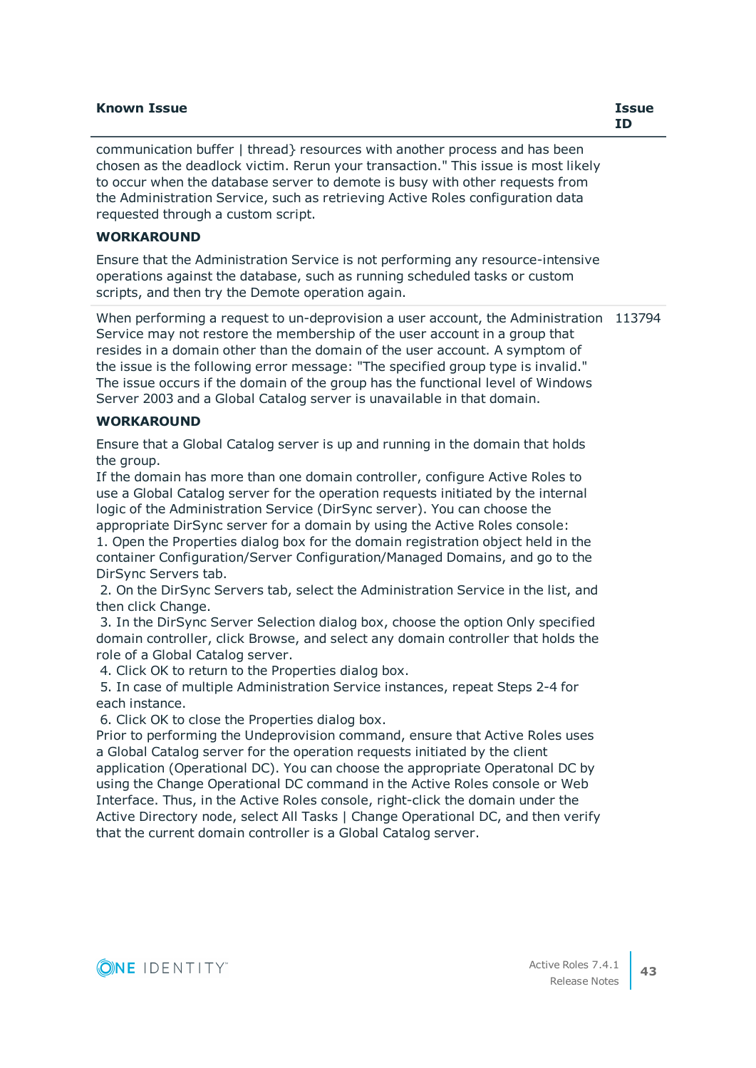| Known Issue | Issue ID |
| --- | --- |
| communication buffer \| thread} resources with another process and has been chosen as the deadlock victim. Rerun your transaction." This issue is most likely to occur when the database server to demote is busy with other requests from the Administration Service, such as retrieving Active Roles configuration data requested through a custom script.<br><br>**WORKAROUND**<br><br>Ensure that the Administration Service is not performing any resource-intensive operations against the database, such as running scheduled tasks or custom scripts, and then try the Demote operation again. | |
| When performing a request to un-deprovision a user account, the Administration Service may not restore the membership of the user account in a group that resides in a domain other than the domain of the user account. A symptom of the issue is the following error message: "The specified group type is invalid." The issue occurs if the domain of the group has the functional level of Windows Server 2003 and a Global Catalog server is unavailable in that domain.<br><br>**WORKAROUND**<br><br>Ensure that a Global Catalog server is up and running in the domain that holds the group.<br>If the domain has more than one domain controller, configure Active Roles to use a Global Catalog server for the operation requests initiated by the internal logic of the Administration Service (DirSync server). You can choose the appropriate DirSync server for a domain by using the Active Roles console:<br>1. Open the Properties dialog box for the domain registration object held in the container Configuration/Server Configuration/Managed Domains, and go to the DirSync Servers tab.<br>2. On the DirSync Servers tab, select the Administration Service in the list, and then click Change.<br>3. In the DirSync Server Selection dialog box, choose the option Only specified domain controller, click Browse, and select any domain controller that holds the role of a Global Catalog server.<br>4. Click OK to return to the Properties dialog box.<br>5. In case of multiple Administration Service instances, repeat Steps 2-4 for each instance.<br>6. Click OK to close the Properties dialog box.<br>Prior to performing the Undeprovision command, ensure that Active Roles uses a Global Catalog server for the operation requests initiated by the client application (Operational DC). You can choose the appropriate Operatonal DC by using the Change Operational DC command in the Active Roles console or Web Interface. Thus, in the Active Roles console, right-click the domain under the Active Directory node, select All Tasks \| Change Operational DC, and then verify that the current domain controller is a Global Catalog server. | 113794 |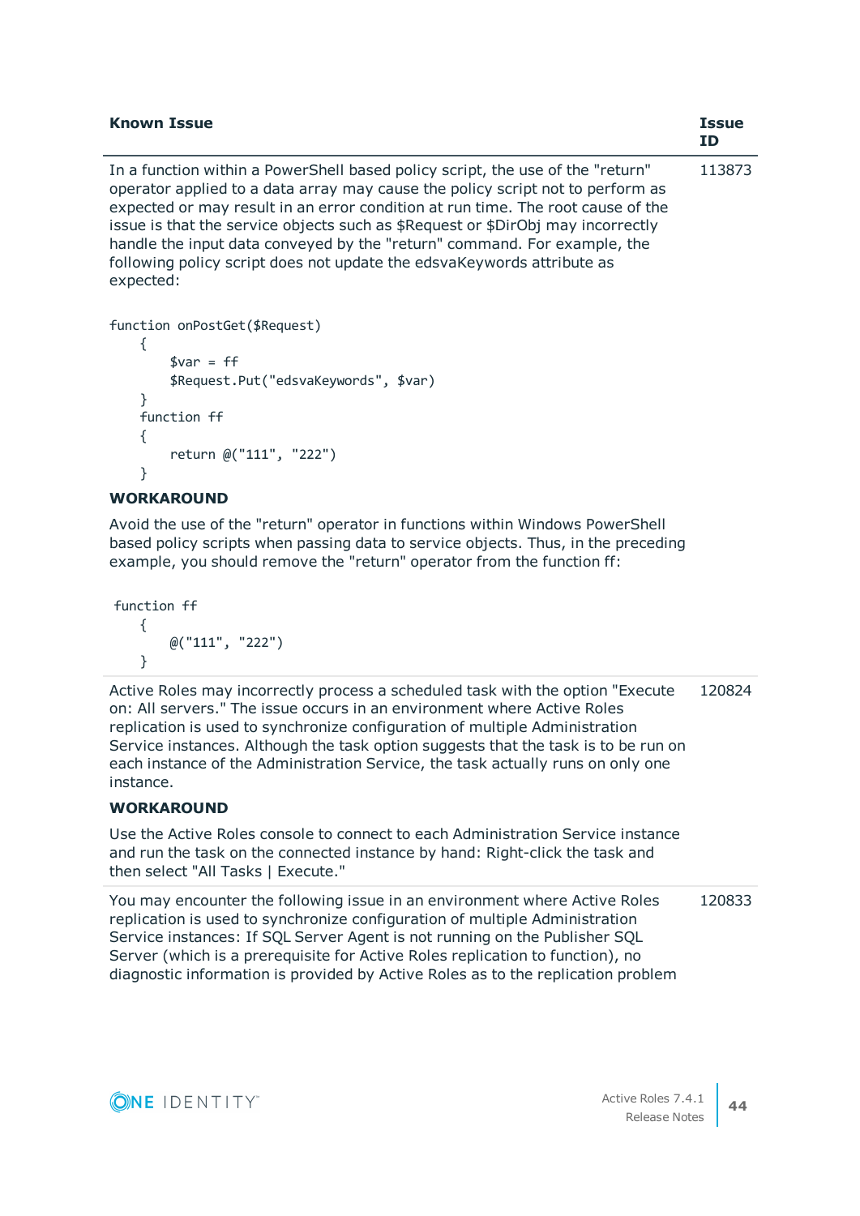| Known Issue | Issue ID |
|---|---|
| In a function within a PowerShell based policy script, the use of the "return" operator applied to a data array may cause the policy script not to perform as expected or may result in an error condition at run time. The root cause of the issue is that the service objects such as $Request or $DirObj may incorrectly handle the input data conveyed by the "return" command. For example, the following policy script does not update the edsvaKeywords attribute as expected:<br><br>`function onPostGet($Request)`<br>`{`<br>`$var = ff`<br>`$Request.Put("edsvaKeywords", $var)`<br>`}`<br>`function ff`<br>`{`<br>`return @("111", "222")`<br>`}`<br><br>**WORKAROUND**<br><br>Avoid the use of the "return" operator in functions within Windows PowerShell based policy scripts when passing data to service objects. Thus, in the preceding example, you should remove the "return" operator from the function ff:<br><br>`function ff`<br>`{`<br>`@("111", "222")`<br>`}` | 113873 |
| Active Roles may incorrectly process a scheduled task with the option "Execute on: All servers." The issue occurs in an environment where Active Roles replication is used to synchronize configuration of multiple Administration Service instances. Although the task option suggests that the task is to be run on each instance of the Administration Service, the task actually runs on only one instance.<br><br>**WORKAROUND**<br><br>Use the Active Roles console to connect to each Administration Service instance and run the task on the connected instance by hand: Right-click the task and then select "All Tasks \| Execute." | 120824 |
| You may encounter the following issue in an environment where Active Roles replication is used to synchronize configuration of multiple Administration Service instances: If SQL Server Agent is not running on the Publisher SQL Server (which is a prerequisite for Active Roles replication to function), no diagnostic information is provided by Active Roles as to the replication problem | 120833 |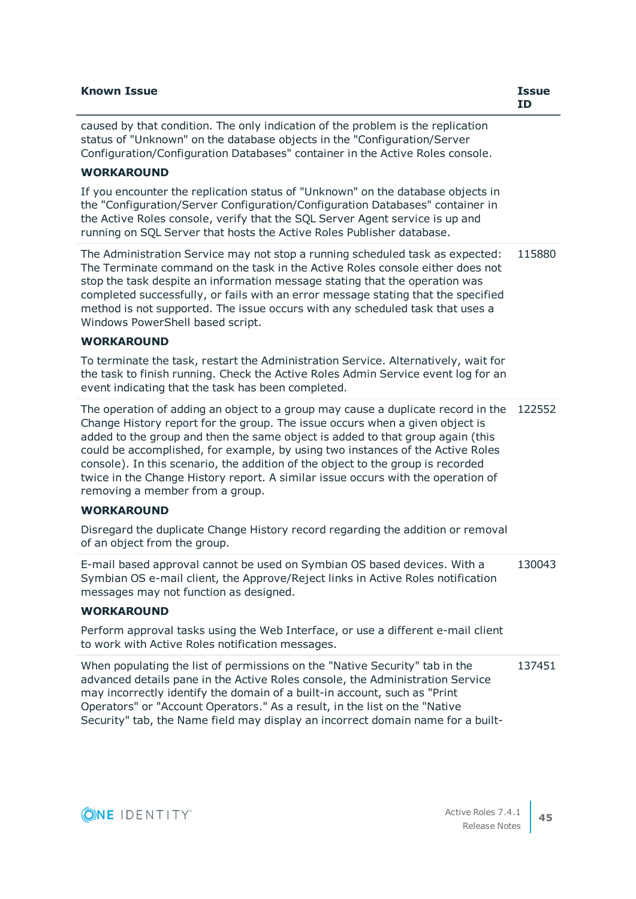| Known Issue | Issue ID |
|---|---|
| caused by that condition. The only indication of the problem is the replication status of "Unknown" on the database objects in the "Configuration/Server Configuration/Configuration Databases" container in the Active Roles console.<br><br>**WORKAROUND**<br><br>If you encounter the replication status of "Unknown" on the database objects in the "Configuration/Server Configuration/Configuration Databases" container in the Active Roles console, verify that the SQL Server Agent service is up and running on SQL Server that hosts the Active Roles Publisher database. | |
| The Administration Service may not stop a running scheduled task as expected: The Terminate command on the task in the Active Roles console either does not stop the task despite an information message stating that the operation was completed successfully, or fails with an error message stating that the specified method is not supported. The issue occurs with any scheduled task that uses a Windows PowerShell based script.<br><br>**WORKAROUND**<br><br>To terminate the task, restart the Administration Service. Alternatively, wait for the task to finish running. Check the Active Roles Admin Service event log for an event indicating that the task has been completed. | 115880 |
| The operation of adding an object to a group may cause a duplicate record in the Change History report for the group. The issue occurs when a given object is added to the group and then the same object is added to that group again (this could be accomplished, for example, by using two instances of the Active Roles console). In this scenario, the addition of the object to the group is recorded twice in the Change History report. A similar issue occurs with the operation of removing a member from a group.<br><br>**WORKAROUND**<br><br>Disregard the duplicate Change History record regarding the addition or removal of an object from the group. | 122552 |
| E-mail based approval cannot be used on Symbian OS based devices. With a Symbian OS e-mail client, the Approve/Reject links in Active Roles notification messages may not function as designed.<br><br>**WORKAROUND**<br><br>Perform approval tasks using the Web Interface, or use a different e-mail client to work with Active Roles notification messages. | 130043 |
| When populating the list of permissions on the "Native Security" tab in the advanced details pane in the Active Roles console, the Administration Service may incorrectly identify the domain of a built-in account, such as "Print Operators" or "Account Operators." As a result, in the list on the "Native Security" tab, the Name field may display an incorrect domain name for a built- | 137451 |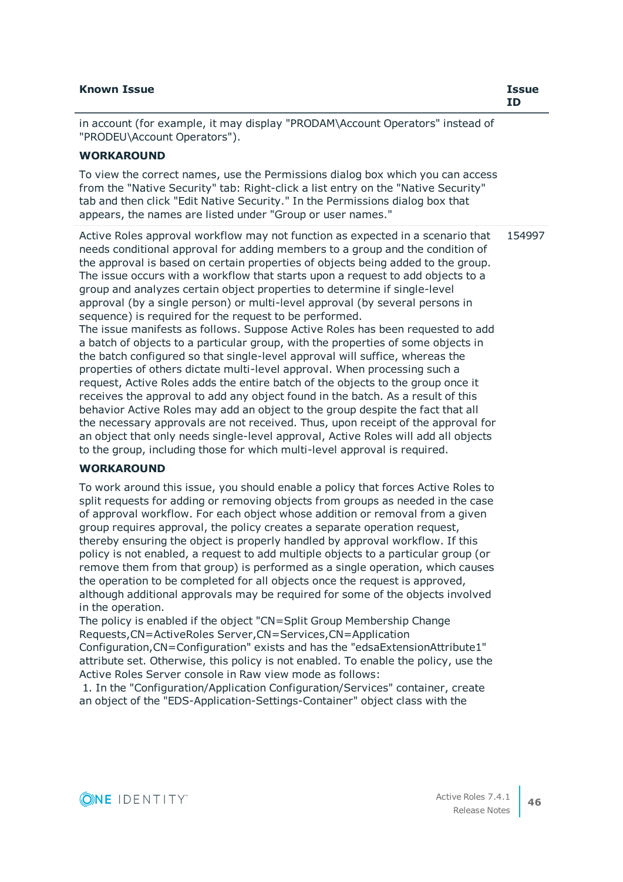| Known Issue | Issue ID |
|---|---|
| in account (for example, it may display "PRODAM\Account Operators" instead of "PRODEU\Account Operators").<br><br>**WORKAROUND**<br><br>To view the correct names, use the Permissions dialog box which you can access from the "Native Security" tab: Right-click a list entry on the "Native Security" tab and then click "Edit Native Security." In the Permissions dialog box that appears, the names are listed under "Group or user names." | |
| Active Roles approval workflow may not function as expected in a scenario that needs conditional approval for adding members to a group and the condition of the approval is based on certain properties of objects being added to the group. The issue occurs with a workflow that starts upon a request to add objects to a group and analyzes certain object properties to determine if single-level approval (by a single person) or multi-level approval (by several persons in sequence) is required for the request to be performed.<br>The issue manifests as follows. Suppose Active Roles has been requested to add a batch of objects to a particular group, with the properties of some objects in the batch configured so that single-level approval will suffice, whereas the properties of others dictate multi-level approval. When processing such a request, Active Roles adds the entire batch of the objects to the group once it receives the approval to add any object found in the batch. As a result of this behavior Active Roles may add an object to the group despite the fact that all the necessary approvals are not received. Thus, upon receipt of the approval for an object that only needs single-level approval, Active Roles will add all objects to the group, including those for which multi-level approval is required.<br><br>**WORKAROUND**<br><br>To work around this issue, you should enable a policy that forces Active Roles to split requests for adding or removing objects from groups as needed in the case of approval workflow. For each object whose addition or removal from a given group requires approval, the policy creates a separate operation request, thereby ensuring the object is properly handled by approval workflow. If this policy is not enabled, a request to add multiple objects to a particular group (or remove them from that group) is performed as a single operation, which causes the operation to be completed for all objects once the request is approved, although additional approvals may be required for some of the objects involved in the operation.<br>The policy is enabled if the object "CN=Split Group Membership Change Requests,CN=ActiveRoles Server,CN=Services,CN=Application Configuration,CN=Configuration" exists and has the "edsaExtensionAttribute1" attribute set. Otherwise, this policy is not enabled. To enable the policy, use the Active Roles Server console in Raw view mode as follows:<br>1. In the "Configuration/Application Configuration/Services" container, create an object of the "EDS-Application-Settings-Container" object class with the | 154997 |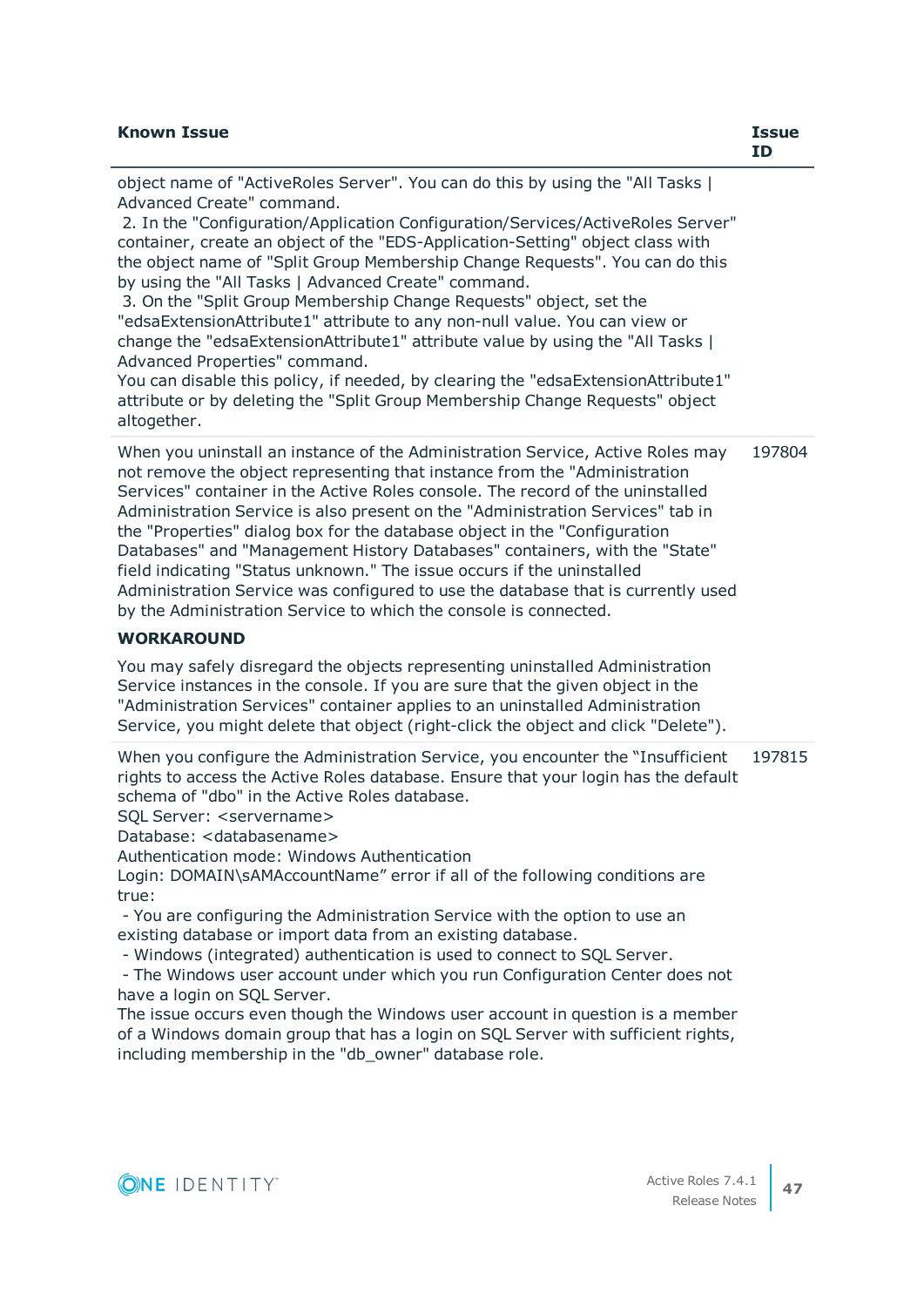| Known Issue | Issue ID |
|---|---|
| object name of "ActiveRoles Server". You can do this by using the "All Tasks \| Advanced Create" command.<br>2. In the "Configuration/Application Configuration/Services/ActiveRoles Server" container, create an object of the "EDS-Application-Setting" object class with the object name of "Split Group Membership Change Requests". You can do this by using the "All Tasks \| Advanced Create" command.<br>3. On the "Split Group Membership Change Requests" object, set the "edsaExtensionAttribute1" attribute to any non-null value. You can view or change the "edsaExtensionAttribute1" attribute value by using the "All Tasks \| Advanced Properties" command.<br>You can disable this policy, if needed, by clearing the "edsaExtensionAttribute1" attribute or by deleting the "Split Group Membership Change Requests" object altogether. | |
| When you uninstall an instance of the Administration Service, Active Roles may not remove the object representing that instance from the "Administration Services" container in the Active Roles console. The record of the uninstalled Administration Service is also present on the "Administration Services" tab in the "Properties" dialog box for the database object in the "Configuration Databases" and "Management History Databases" containers, with the "State" field indicating "Status unknown." The issue occurs if the uninstalled Administration Service was configured to use the database that is currently used by the Administration Service to which the console is connected.<br>**WORKAROUND**<br>You may safely disregard the objects representing uninstalled Administration Service instances in the console. If you are sure that the given object in the "Administration Services" container applies to an uninstalled Administration Service, you might delete that object (right-click the object and click "Delete"). | 197804 |
| When you configure the Administration Service, you encounter the "Insufficient rights to access the Active Roles database. Ensure that your login has the default schema of "dbo" in the Active Roles database.<br>SQL Server: <servername><br>Database: <databasename><br>Authentication mode: Windows Authentication<br>Login: DOMAIN\sAMAccountName" error if all of the following conditions are true:<br>- You are configuring the Administration Service with the option to use an existing database or import data from an existing database.<br>- Windows (integrated) authentication is used to connect to SQL Server.<br>- The Windows user account under which you run Configuration Center does not have a login on SQL Server.<br>The issue occurs even though the Windows user account in question is a member of a Windows domain group that has a login on SQL Server with sufficient rights, including membership in the "db_owner" database role. | 197815 |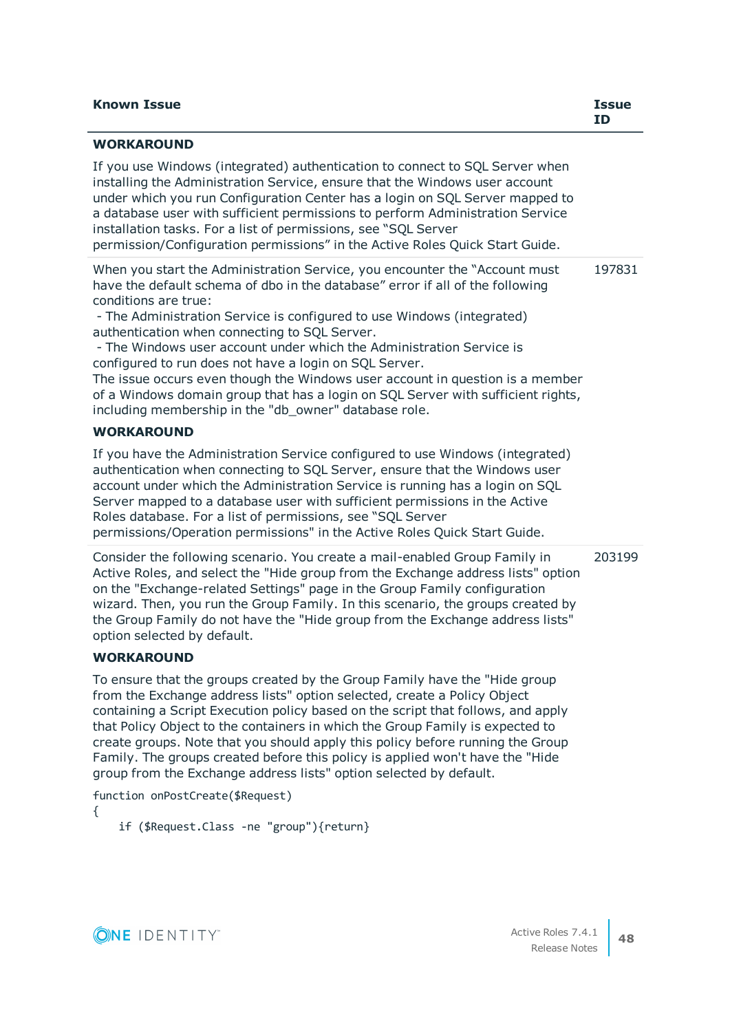| Known Issue | Issue ID |
|---|---|
| **WORKAROUND**<br><br>If you use Windows (integrated) authentication to connect to SQL Server when installing the Administration Service, ensure that the Windows user account under which you run Configuration Center has a login on SQL Server mapped to a database user with sufficient permissions to perform Administration Service installation tasks. For a list of permissions, see "SQL Server permission/Configuration permissions" in the Active Roles Quick Start Guide. | |
| When you start the Administration Service, you encounter the "Account must have the default schema of dbo in the database" error if all of the following conditions are true:<br>- The Administration Service is configured to use Windows (integrated) authentication when connecting to SQL Server.<br>- The Windows user account under which the Administration Service is configured to run does not have a login on SQL Server.<br>The issue occurs even though the Windows user account in question is a member of a Windows domain group that has a login on SQL Server with sufficient rights, including membership in the "db_owner" database role.<br><br>**WORKAROUND**<br><br>If you have the Administration Service configured to use Windows (integrated) authentication when connecting to SQL Server, ensure that the Windows user account under which the Administration Service is running has a login on SQL Server mapped to a database user with sufficient permissions in the Active Roles database. For a list of permissions, see "SQL Server permissions/Operation permissions" in the Active Roles Quick Start Guide. | 197831 |
| Consider the following scenario. You create a mail-enabled Group Family in Active Roles, and select the "Hide group from the Exchange address lists" option on the "Exchange-related Settings" page in the Group Family configuration wizard. Then, you run the Group Family. In this scenario, the groups created by the Group Family do not have the "Hide group from the Exchange address lists" option selected by default.<br><br>**WORKAROUND**<br><br>To ensure that the groups created by the Group Family have the "Hide group from the Exchange address lists" option selected, create a Policy Object containing a Script Execution policy based on the script that follows, and apply that Policy Object to the containers in which the Group Family is expected to create groups. Note that you should apply this policy before running the Group Family. The groups created before this policy is applied won't have the "Hide group from the Exchange address lists" option selected by default.<br><br>`function onPostCreate($Request)`<br>`{`<br>`    if ($Request.Class -ne "group"){return}` | 203199 |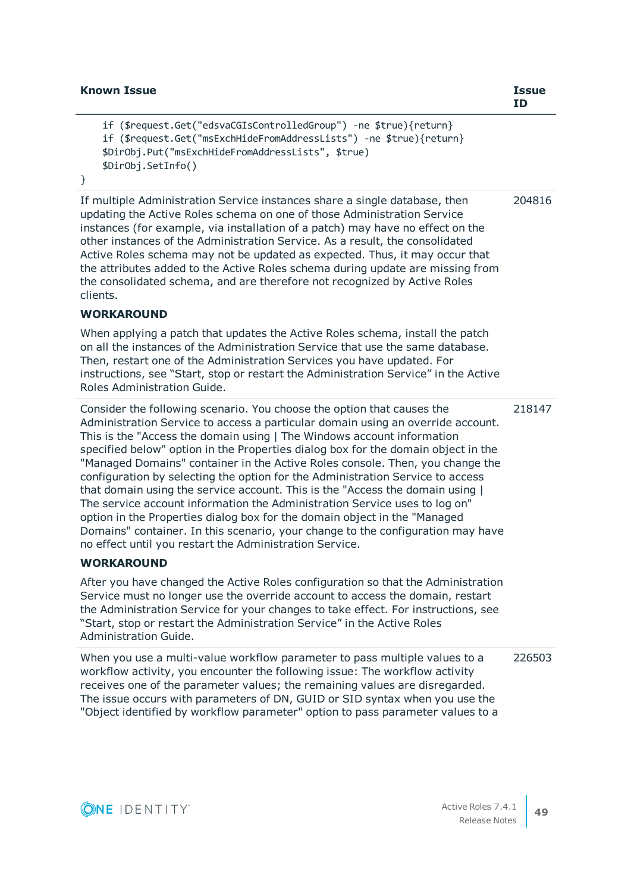| Known Issue | Issue ID |
|---|---|
| <pre>    if ($request.Get("edsvaCGIsControlledGroup") -ne $true){return}<br>    if ($request.Get("msExchHideFromAddressLists") -ne $true){return}<br>    $DirObj.Put("msExchHideFromAddressLists", $true)<br>    $DirObj.SetInfo()<br>}</pre> | |
| If multiple Administration Service instances share a single database, then updating the Active Roles schema on one of those Administration Service instances (for example, via installation of a patch) may have no effect on the other instances of the Administration Service. As a result, the consolidated Active Roles schema may not be updated as expected. Thus, it may occur that the attributes added to the Active Roles schema during update are missing from the consolidated schema, and are therefore not recognized by Active Roles clients.<br><br>**WORKAROUND**<br><br>When applying a patch that updates the Active Roles schema, install the patch on all the instances of the Administration Service that use the same database. Then, restart one of the Administration Services you have updated. For instructions, see “Start, stop or restart the Administration Service” in the Active Roles Administration Guide. | 204816 |
| Consider the following scenario. You choose the option that causes the Administration Service to access a particular domain using an override account. This is the "Access the domain using &#124; The Windows account information specified below" option in the Properties dialog box for the domain object in the "Managed Domains" container in the Active Roles console. Then, you change the configuration by selecting the option for the Administration Service to access that domain using the service account. This is the "Access the domain using &#124; The service account information the Administration Service uses to log on" option in the Properties dialog box for the domain object in the "Managed Domains" container. In this scenario, your change to the configuration may have no effect until you restart the Administration Service.<br><br>**WORKAROUND**<br><br>After you have changed the Active Roles configuration so that the Administration Service must no longer use the override account to access the domain, restart the Administration Service for your changes to take effect. For instructions, see “Start, stop or restart the Administration Service” in the Active Roles Administration Guide. | 218147 |
| When you use a multi-value workflow parameter to pass multiple values to a workflow activity, you encounter the following issue: The workflow activity receives one of the parameter values; the remaining values are disregarded. The issue occurs with parameters of DN, GUID or SID syntax when you use the "Object identified by workflow parameter" option to pass parameter values to a | 226503 |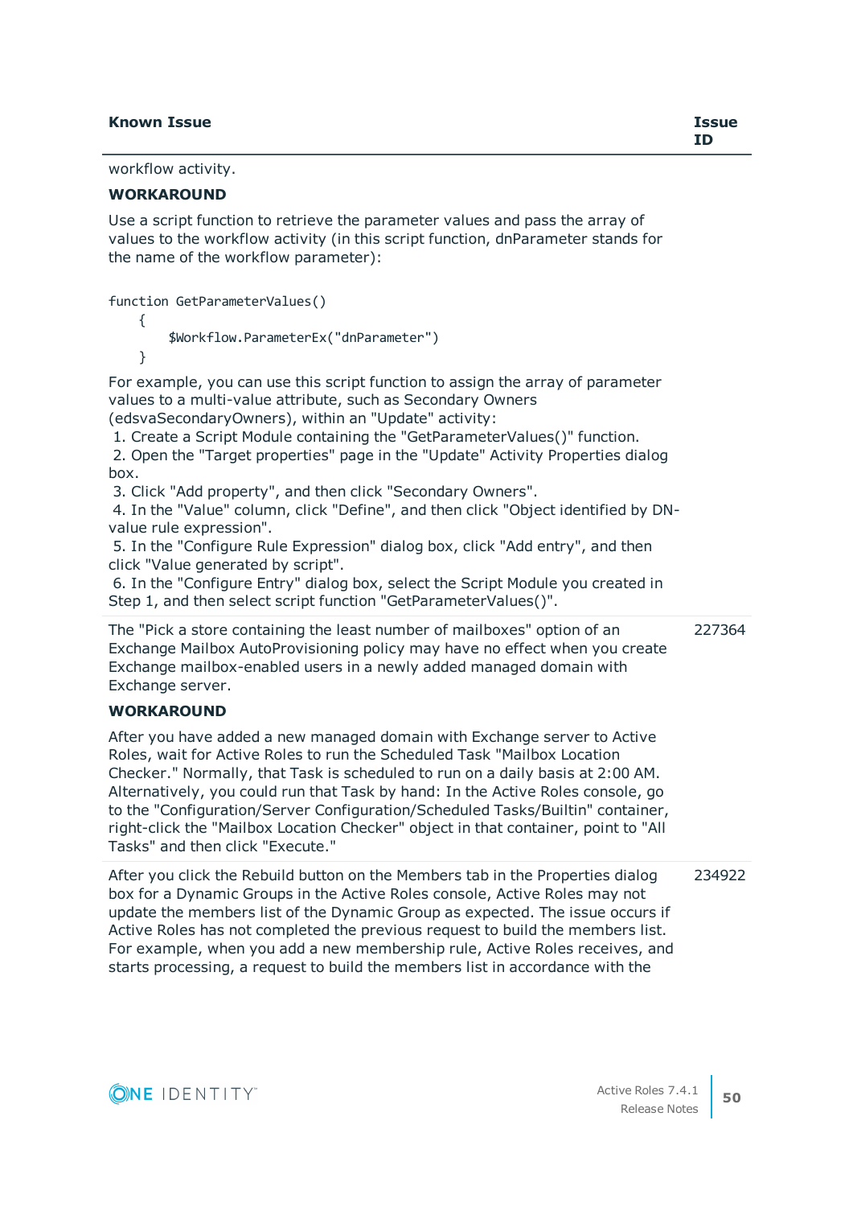| Known Issue | Issue ID |
|---|---|
| workflow activity.<br><br>**WORKAROUND**<br><br>Use a script function to retrieve the parameter values and pass the array of values to the workflow activity (in this script function, dnParameter stands for the name of the workflow parameter):<br><br>`function GetParameterValues()`<br>`{`<br>`$Workflow.ParameterEx("dnParameter")`<br>`}`<br><br>For example, you can use this script function to assign the array of parameter values to a multi-value attribute, such as Secondary Owners (edsvaSecondaryOwners), within an "Update" activity:<br>1. Create a Script Module containing the "GetParameterValues()" function.<br>2. Open the "Target properties" page in the "Update" Activity Properties dialog box.<br>3. Click "Add property", and then click "Secondary Owners".<br>4. In the "Value" column, click "Define", and then click "Object identified by DN-value rule expression".<br>5. In the "Configure Rule Expression" dialog box, click "Add entry", and then click "Value generated by script".<br>6. In the "Configure Entry" dialog box, select the Script Module you created in Step 1, and then select script function "GetParameterValues()". | |
| The "Pick a store containing the least number of mailboxes" option of an Exchange Mailbox AutoProvisioning policy may have no effect when you create Exchange mailbox-enabled users in a newly added managed domain with Exchange server.<br><br>**WORKAROUND**<br><br>After you have added a new managed domain with Exchange server to Active Roles, wait for Active Roles to run the Scheduled Task "Mailbox Location Checker." Normally, that Task is scheduled to run on a daily basis at 2:00 AM. Alternatively, you could run that Task by hand: In the Active Roles console, go to the "Configuration/Server Configuration/Scheduled Tasks/Builtin" container, right-click the "Mailbox Location Checker" object in that container, point to "All Tasks" and then click "Execute." | 227364 |
| After you click the Rebuild button on the Members tab in the Properties dialog box for a Dynamic Groups in the Active Roles console, Active Roles may not update the members list of the Dynamic Group as expected. The issue occurs if Active Roles has not completed the previous request to build the members list. For example, when you add a new membership rule, Active Roles receives, and starts processing, a request to build the members list in accordance with the | 234922 |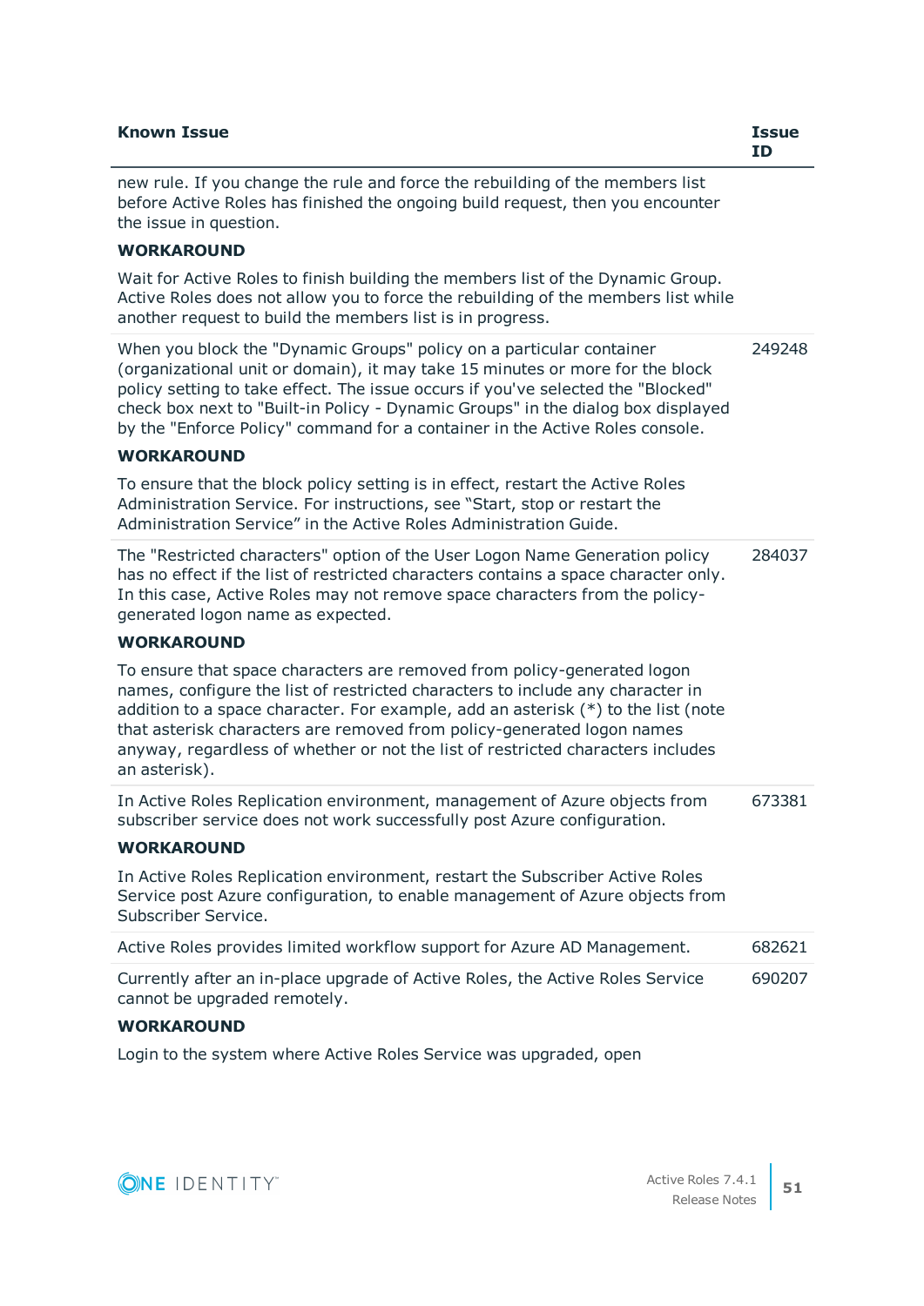| Known Issue | Issue ID |
|---|---|
| new rule. If you change the rule and force the rebuilding of the members list before Active Roles has finished the ongoing build request, then you encounter the issue in question.<br><br>**WORKAROUND**<br><br>Wait for Active Roles to finish building the members list of the Dynamic Group. Active Roles does not allow you to force the rebuilding of the members list while another request to build the members list is in progress. | |
| When you block the "Dynamic Groups" policy on a particular container (organizational unit or domain), it may take 15 minutes or more for the block policy setting to take effect. The issue occurs if you've selected the "Blocked" check box next to "Built-in Policy - Dynamic Groups" in the dialog box displayed by the "Enforce Policy" command for a container in the Active Roles console.<br><br>**WORKAROUND**<br><br>To ensure that the block policy setting is in effect, restart the Active Roles Administration Service. For instructions, see "Start, stop or restart the Administration Service" in the Active Roles Administration Guide. | 249248 |
| The "Restricted characters" option of the User Logon Name Generation policy has no effect if the list of restricted characters contains a space character only. In this case, Active Roles may not remove space characters from the policy-generated logon name as expected.<br><br>**WORKAROUND**<br><br>To ensure that space characters are removed from policy-generated logon names, configure the list of restricted characters to include any character in addition to a space character. For example, add an asterisk (*) to the list (note that asterisk characters are removed from policy-generated logon names anyway, regardless of whether or not the list of restricted characters includes an asterisk). | 284037 |
| In Active Roles Replication environment, management of Azure objects from subscriber service does not work successfully post Azure configuration.<br><br>**WORKAROUND**<br><br>In Active Roles Replication environment, restart the Subscriber Active Roles Service post Azure configuration, to enable management of Azure objects from Subscriber Service. | 673381 |
| Active Roles provides limited workflow support for Azure AD Management. | 682621 |
| Currently after an in-place upgrade of Active Roles, the Active Roles Service cannot be upgraded remotely.<br><br>**WORKAROUND**<br><br>Login to the system where Active Roles Service was upgraded, open | 690207 |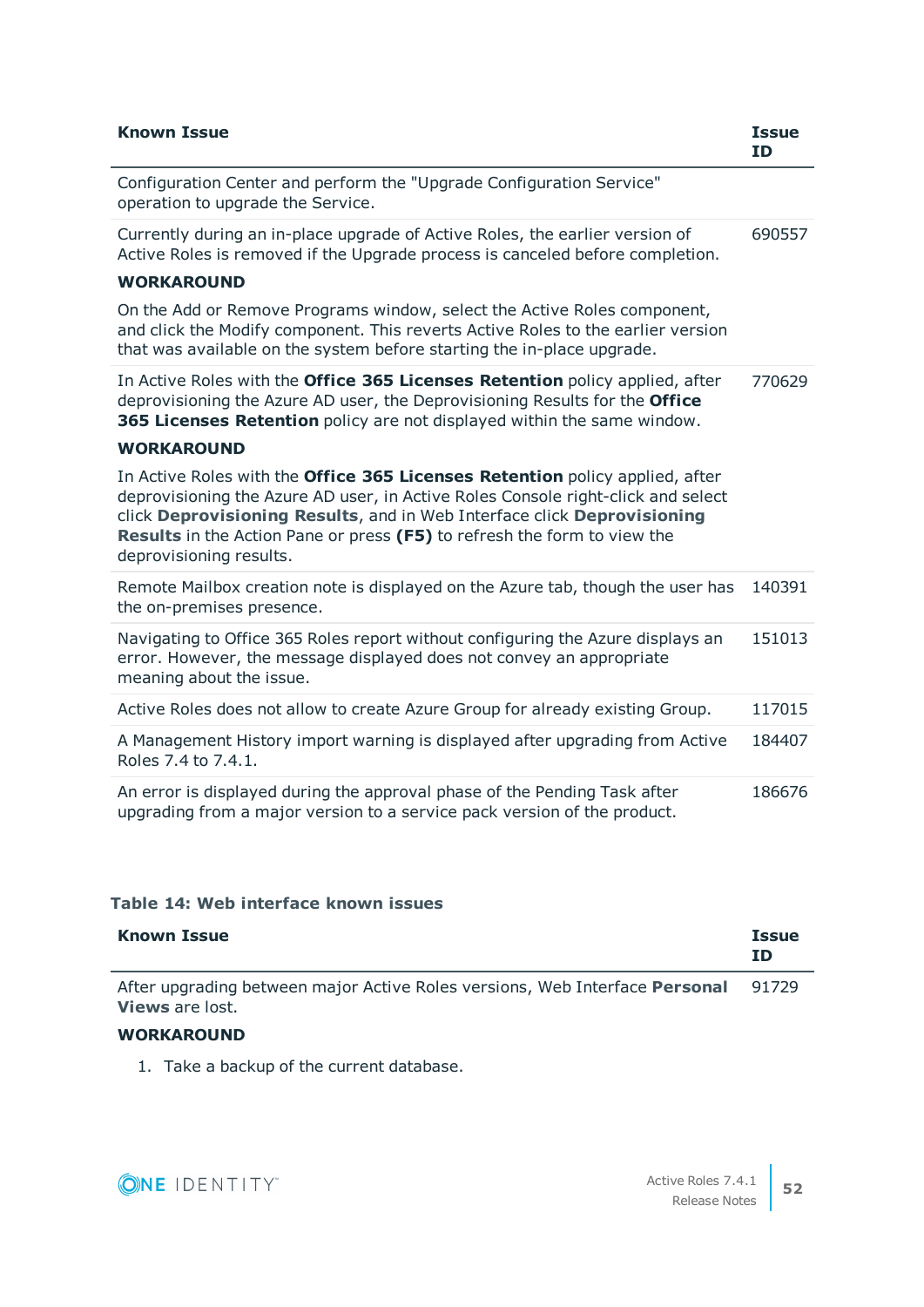| Known Issue | Issue ID |
|---|---|
| Configuration Center and perform the "Upgrade Configuration Service" operation to upgrade the Service. | |
| Currently during an in-place upgrade of Active Roles, the earlier version of Active Roles is removed if the Upgrade process is canceled before completion.<br><br>**WORKAROUND**<br><br>On the Add or Remove Programs window, select the Active Roles component, and click the Modify component. This reverts Active Roles to the earlier version that was available on the system before starting the in-place upgrade. | 690557 |
| In Active Roles with the **Office 365 Licenses Retention** policy applied, after deprovisioning the Azure AD user, the Deprovisioning Results for the **Office 365 Licenses Retention** policy are not displayed within the same window.<br><br>**WORKAROUND**<br><br>In Active Roles with the **Office 365 Licenses Retention** policy applied, after deprovisioning the Azure AD user, in Active Roles Console right-click and select click **Deprovisioning Results**, and in Web Interface click **Deprovisioning Results** in the Action Pane or press **(F5)** to refresh the form to view the deprovisioning results. | 770629 |
| Remote Mailbox creation note is displayed on the Azure tab, though the user has the on-premises presence. | 140391 |
| Navigating to Office 365 Roles report without configuring the Azure displays an error. However, the message displayed does not convey an appropriate meaning about the issue. | 151013 |
| Active Roles does not allow to create Azure Group for already existing Group. | 117015 |
| A Management History import warning is displayed after upgrading from Active Roles 7.4 to 7.4.1. | 184407 |
| An error is displayed during the approval phase of the Pending Task after upgrading from a major version to a service pack version of the product. | 186676 |

**Table 14: Web interface known issues**

| Known Issue | Issue ID |
|---|---|
| After upgrading between major Active Roles versions, Web Interface **Personal Views** are lost.<br><br>**WORKAROUND**<br><br>1. Take a backup of the current database. | 91729 |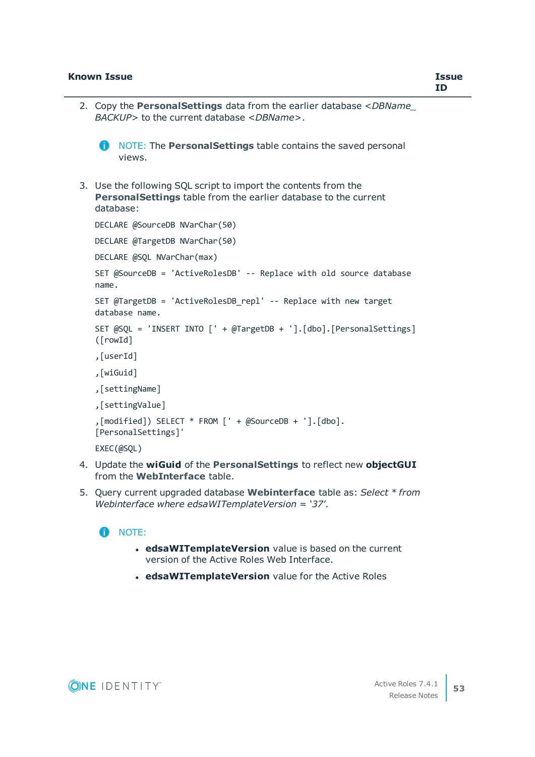| Known Issue | Issue ID |
| --- | --- |

2. Copy the **PersonalSettings** data from the earlier database *<DBName_BACKUP>* to the current database *<DBName>*.

   NOTE: The **PersonalSettings** table contains the saved personal views.

3. Use the following SQL script to import the contents from the **PersonalSettings** table from the earlier database to the current database:

```
DECLARE @SourceDB NVarChar(50)

DECLARE @TargetDB NVarChar(50)

DECLARE @SQL NVarChar(max)

SET @SourceDB = 'ActiveRolesDB' -- Replace with old source database name.

SET @TargetDB = 'ActiveRolesDB_repl' -- Replace with new target database name.

SET @SQL = 'INSERT INTO [' + @TargetDB + '].[dbo].[PersonalSettings]
([rowId]

,[userId]

,[wiGuid]

,[settingName]

,[settingValue]

,[modified]) SELECT * FROM [' + @SourceDB + '].[dbo].
[PersonalSettings]'

EXEC(@SQL)
```

4. Update the **wiGuid** of the **PersonalSettings** to reflect new **objectGUI** from the **WebInterface** table.

5. Query current upgraded database **Webinterface** table as: *Select * from Webinterface where edsaWITemplateVersion = '37'*.

   NOTE:

   - **edsaWITemplateVersion** value is based on the current version of the Active Roles Web Interface.
   - **edsaWITemplateVersion** value for the Active Roles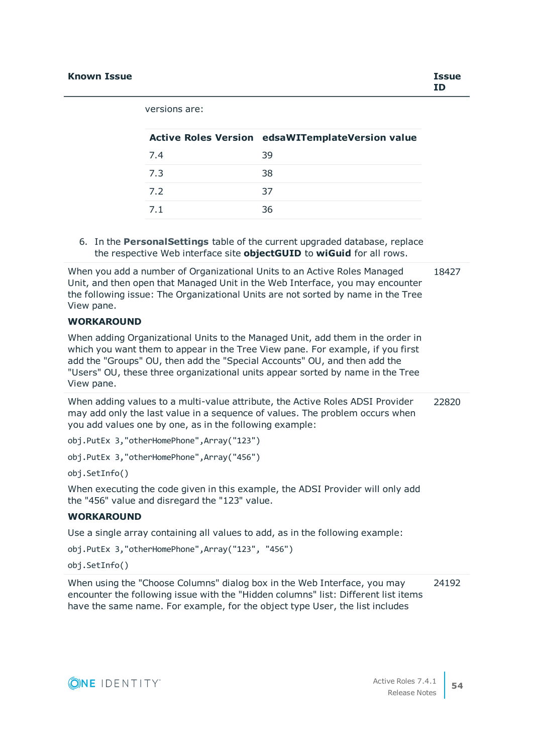| Known Issue | Issue ID |
|---|---|
| versions are:<br><br>**Active Roles Version** / **edsaWITemplateVersion value**: 7.4 → 39; 7.3 → 38; 7.2 → 37; 7.1 → 36<br><br>6. In the **PersonalSettings** table of the current upgraded database, replace the respective Web interface site **objectGUID** to **wiGuid** for all rows. | |
| When you add a number of Organizational Units to an Active Roles Managed Unit, and then open that Managed Unit in the Web Interface, you may encounter the following issue: The Organizational Units are not sorted by name in the Tree View pane.<br><br>**WORKAROUND**<br><br>When adding Organizational Units to the Managed Unit, add them in the order in which you want them to appear in the Tree View pane. For example, if you first add the "Groups" OU, then add the "Special Accounts" OU, and then add the "Users" OU, these three organizational units appear sorted by name in the Tree View pane. | 18427 |
| When adding values to a multi-value attribute, the Active Roles ADSI Provider may add only the last value in a sequence of values. The problem occurs when you add values one by one, as in the following example:<br><br>`obj.PutEx 3,"otherHomePhone",Array("123")`<br><br>`obj.PutEx 3,"otherHomePhone",Array("456")`<br><br>`obj.SetInfo()`<br><br>When executing the code given in this example, the ADSI Provider will only add the "456" value and disregard the "123" value.<br><br>**WORKAROUND**<br><br>Use a single array containing all values to add, as in the following example:<br><br>`obj.PutEx 3,"otherHomePhone",Array("123", "456")`<br><br>`obj.SetInfo()` | 22820 |
| When using the "Choose Columns" dialog box in the Web Interface, you may encounter the following issue with the "Hidden columns" list: Different list items have the same name. For example, for the object type User, the list includes | 24192 |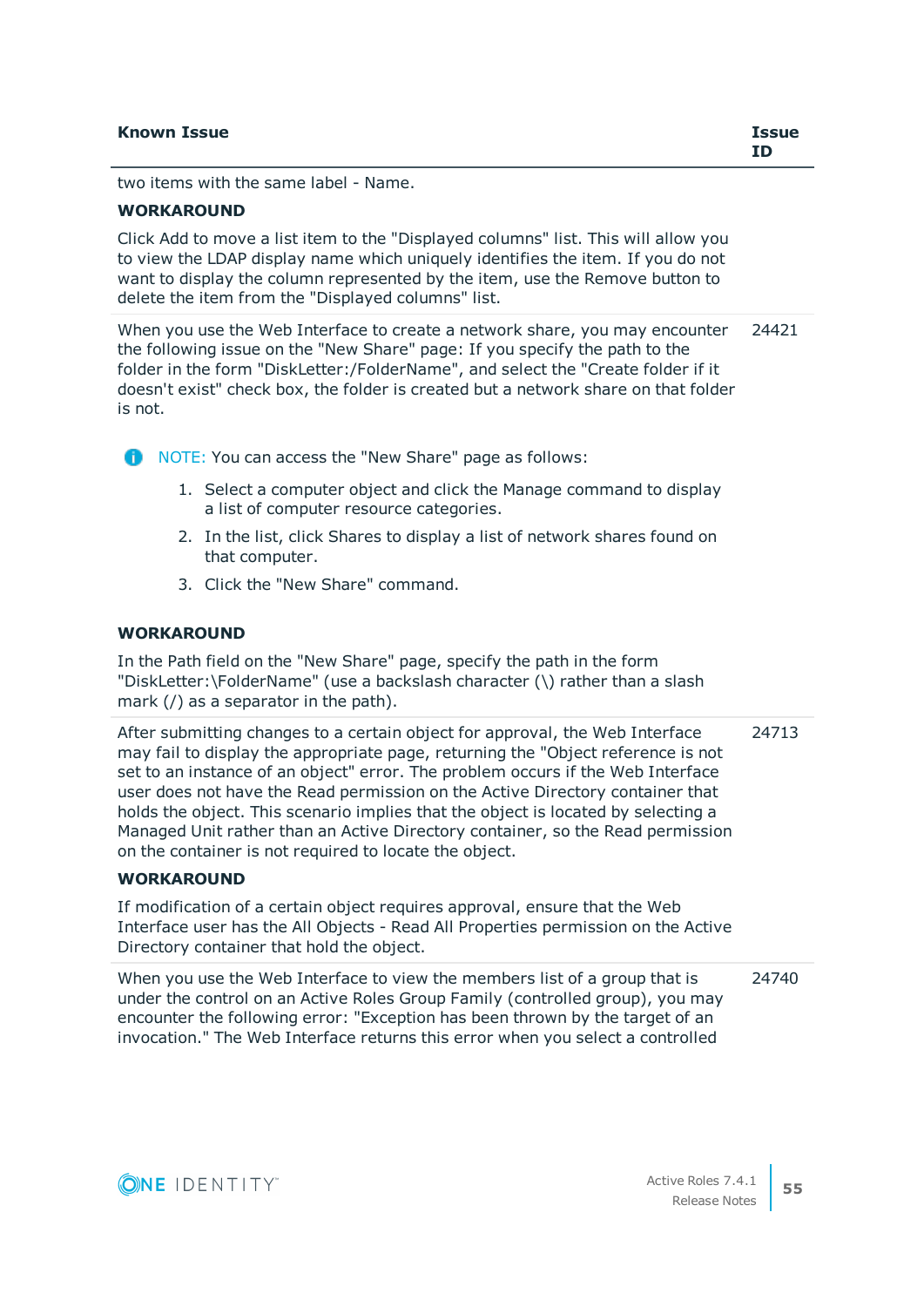| Known Issue | Issue ID |
|---|---|
| two items with the same label - Name.<br><br>**WORKAROUND**<br><br>Click Add to move a list item to the "Displayed columns" list. This will allow you to view the LDAP display name which uniquely identifies the item. If you do not want to display the column represented by the item, use the Remove button to delete the item from the "Displayed columns" list. | |
| When you use the Web Interface to create a network share, you may encounter the following issue on the "New Share" page: If you specify the path to the folder in the form "DiskLetter:/FolderName", and select the "Create folder if it doesn't exist" check box, the folder is created but a network share on that folder is not.<br><br>NOTE: You can access the "New Share" page as follows:<br><br>1. Select a computer object and click the Manage command to display a list of computer resource categories.<br>2. In the list, click Shares to display a list of network shares found on that computer.<br>3. Click the "New Share" command.<br><br>**WORKAROUND**<br><br>In the Path field on the "New Share" page, specify the path in the form "DiskLetter:\FolderName" (use a backslash character (\) rather than a slash mark (/) as a separator in the path). | 24421 |
| After submitting changes to a certain object for approval, the Web Interface may fail to display the appropriate page, returning the "Object reference is not set to an instance of an object" error. The problem occurs if the Web Interface user does not have the Read permission on the Active Directory container that holds the object. This scenario implies that the object is located by selecting a Managed Unit rather than an Active Directory container, so the Read permission on the container is not required to locate the object.<br><br>**WORKAROUND**<br><br>If modification of a certain object requires approval, ensure that the Web Interface user has the All Objects - Read All Properties permission on the Active Directory container that hold the object. | 24713 |
| When you use the Web Interface to view the members list of a group that is under the control on an Active Roles Group Family (controlled group), you may encounter the following error: "Exception has been thrown by the target of an invocation." The Web Interface returns this error when you select a controlled | 24740 |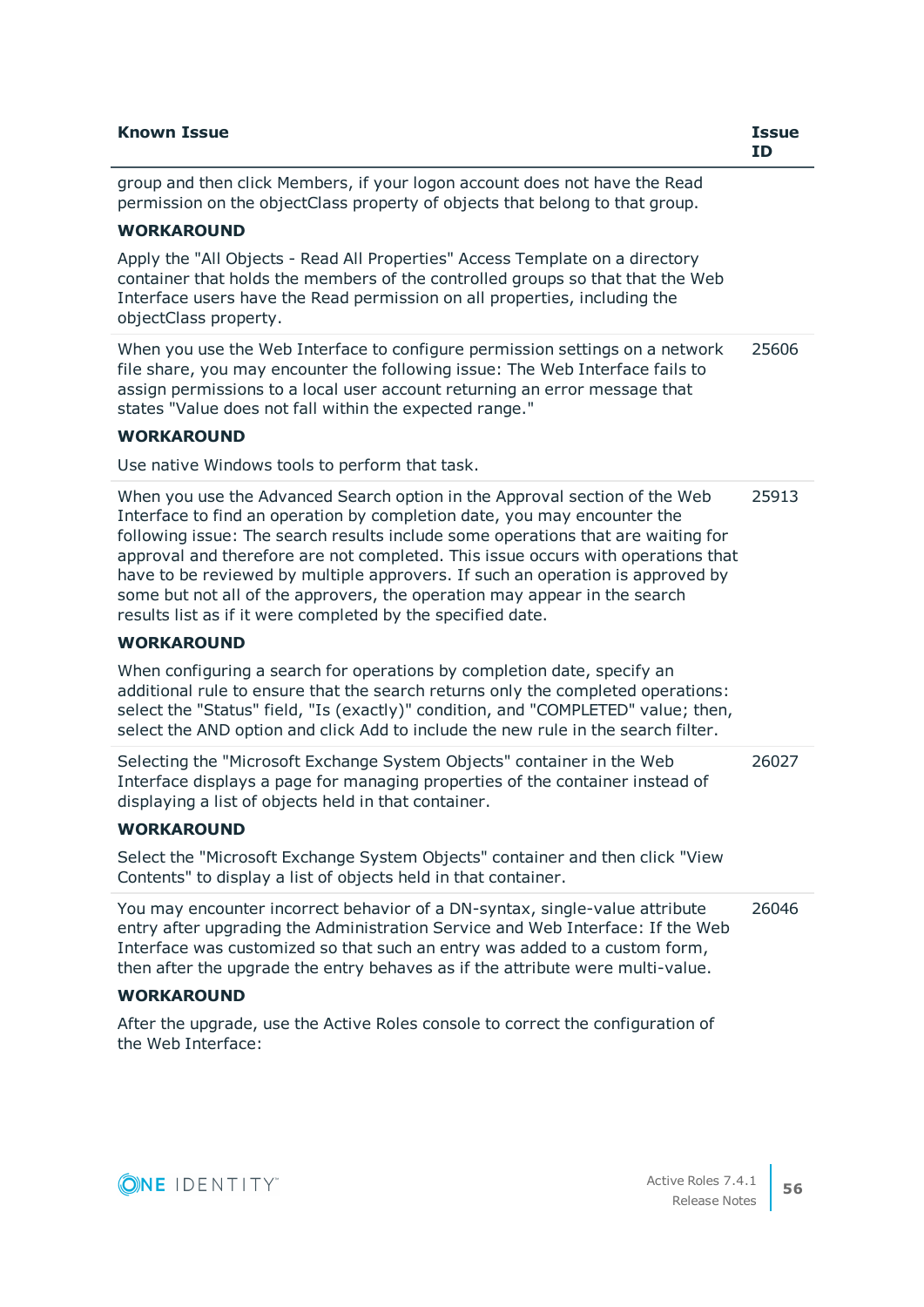| Known Issue | Issue ID |
| --- | --- |
| group and then click Members, if your logon account does not have the Read permission on the objectClass property of objects that belong to that group.<br><br>**WORKAROUND**<br><br>Apply the "All Objects - Read All Properties" Access Template on a directory container that holds the members of the controlled groups so that that the Web Interface users have the Read permission on all properties, including the objectClass property. | |
| When you use the Web Interface to configure permission settings on a network file share, you may encounter the following issue: The Web Interface fails to assign permissions to a local user account returning an error message that states "Value does not fall within the expected range."<br><br>**WORKAROUND**<br><br>Use native Windows tools to perform that task. | 25606 |
| When you use the Advanced Search option in the Approval section of the Web Interface to find an operation by completion date, you may encounter the following issue: The search results include some operations that are waiting for approval and therefore are not completed. This issue occurs with operations that have to be reviewed by multiple approvers. If such an operation is approved by some but not all of the approvers, the operation may appear in the search results list as if it were completed by the specified date.<br><br>**WORKAROUND**<br><br>When configuring a search for operations by completion date, specify an additional rule to ensure that the search returns only the completed operations: select the "Status" field, "Is (exactly)" condition, and "COMPLETED" value; then, select the AND option and click Add to include the new rule in the search filter. | 25913 |
| Selecting the "Microsoft Exchange System Objects" container in the Web Interface displays a page for managing properties of the container instead of displaying a list of objects held in that container.<br><br>**WORKAROUND**<br><br>Select the "Microsoft Exchange System Objects" container and then click "View Contents" to display a list of objects held in that container. | 26027 |
| You may encounter incorrect behavior of a DN-syntax, single-value attribute entry after upgrading the Administration Service and Web Interface: If the Web Interface was customized so that such an entry was added to a custom form, then after the upgrade the entry behaves as if the attribute were multi-value.<br><br>**WORKAROUND**<br><br>After the upgrade, use the Active Roles console to correct the configuration of the Web Interface: | 26046 |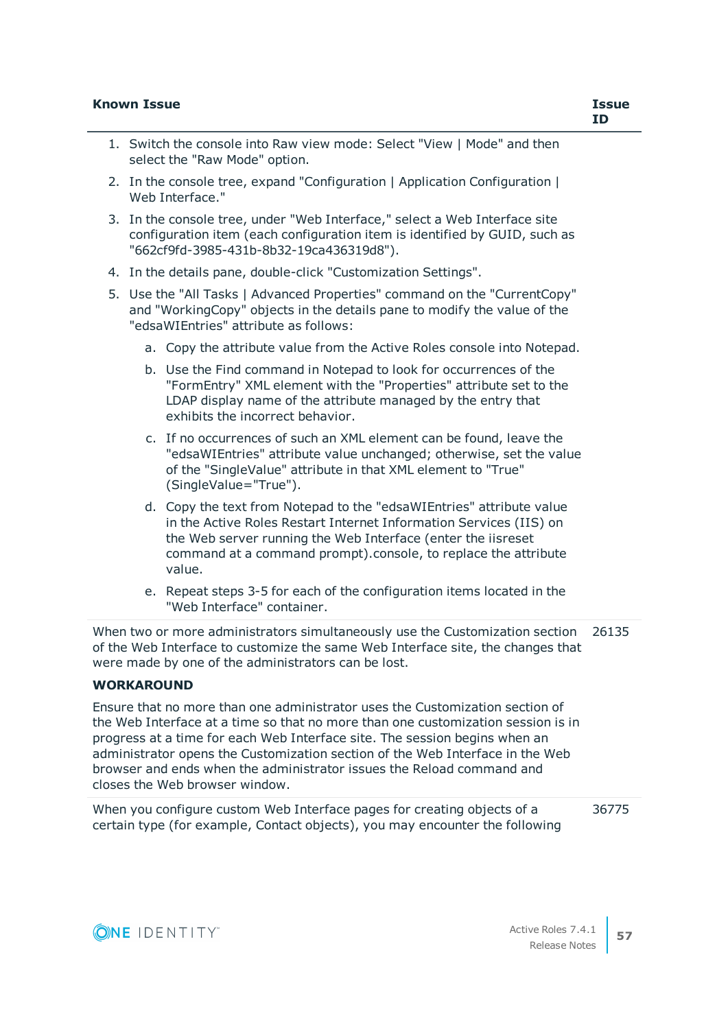| Known Issue | Issue ID |
|---|---|
| 1. Switch the console into Raw view mode: Select "View \| Mode" and then select the "Raw Mode" option.<br>2. In the console tree, expand "Configuration \| Application Configuration \| Web Interface."<br>3. In the console tree, under "Web Interface," select a Web Interface site configuration item (each configuration item is identified by GUID, such as "662cf9fd-3985-431b-8b32-19ca436319d8").<br>4. In the details pane, double-click "Customization Settings".<br>5. Use the "All Tasks \| Advanced Properties" command on the "CurrentCopy" and "WorkingCopy" objects in the details pane to modify the value of the "edsaWIEntries" attribute as follows:<br>a. Copy the attribute value from the Active Roles console into Notepad.<br>b. Use the Find command in Notepad to look for occurrences of the "FormEntry" XML element with the "Properties" attribute set to the LDAP display name of the attribute managed by the entry that exhibits the incorrect behavior.<br>c. If no occurrences of such an XML element can be found, leave the "edsaWIEntries" attribute value unchanged; otherwise, set the value of the "SingleValue" attribute in that XML element to "True" (SingleValue="True").<br>d. Copy the text from Notepad to the "edsaWIEntries" attribute value in the Active Roles Restart Internet Information Services (IIS) on the Web server running the Web Interface (enter the iisreset command at a command prompt).console, to replace the attribute value.<br>e. Repeat steps 3-5 for each of the configuration items located in the "Web Interface" container. | |
| When two or more administrators simultaneously use the Customization section of the Web Interface to customize the same Web Interface site, the changes that were made by one of the administrators can be lost.<br><br>**WORKAROUND**<br><br>Ensure that no more than one administrator uses the Customization section of the Web Interface at a time so that no more than one customization session is in progress at a time for each Web Interface site. The session begins when an administrator opens the Customization section of the Web Interface in the Web browser and ends when the administrator issues the Reload command and closes the Web browser window. | 26135 |
| When you configure custom Web Interface pages for creating objects of a certain type (for example, Contact objects), you may encounter the following | 36775 |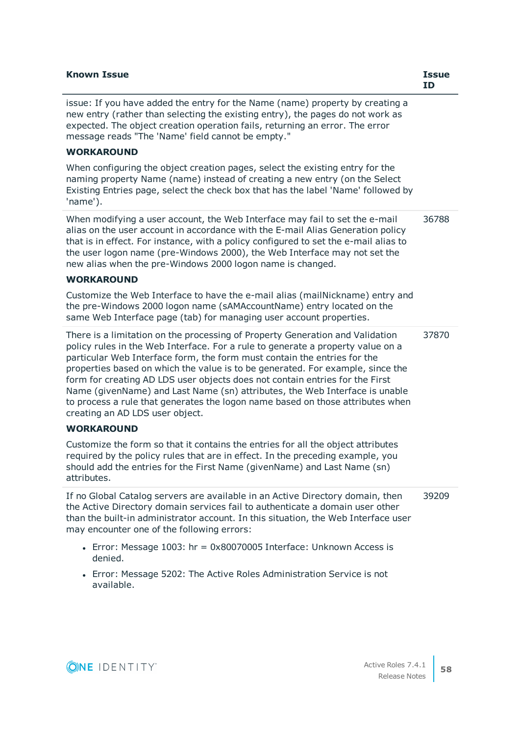| Known Issue | Issue ID |
|---|---|
| issue: If you have added the entry for the Name (name) property by creating a new entry (rather than selecting the existing entry), the pages do not work as expected. The object creation operation fails, returning an error. The error message reads "The 'Name' field cannot be empty."<br><br>**WORKAROUND**<br><br>When configuring the object creation pages, select the existing entry for the naming property Name (name) instead of creating a new entry (on the Select Existing Entries page, select the check box that has the label 'Name' followed by 'name'). | |
| When modifying a user account, the Web Interface may fail to set the e-mail alias on the user account in accordance with the E-mail Alias Generation policy that is in effect. For instance, with a policy configured to set the e-mail alias to the user logon name (pre-Windows 2000), the Web Interface may not set the new alias when the pre-Windows 2000 logon name is changed.<br><br>**WORKAROUND**<br><br>Customize the Web Interface to have the e-mail alias (mailNickname) entry and the pre-Windows 2000 logon name (sAMAccountName) entry located on the same Web Interface page (tab) for managing user account properties. | 36788 |
| There is a limitation on the processing of Property Generation and Validation policy rules in the Web Interface. For a rule to generate a property value on a particular Web Interface form, the form must contain the entries for the properties based on which the value is to be generated. For example, since the form for creating AD LDS user objects does not contain entries for the First Name (givenName) and Last Name (sn) attributes, the Web Interface is unable to process a rule that generates the logon name based on those attributes when creating an AD LDS user object.<br><br>**WORKAROUND**<br><br>Customize the form so that it contains the entries for all the object attributes required by the policy rules that are in effect. In the preceding example, you should add the entries for the First Name (givenName) and Last Name (sn) attributes. | 37870 |
| If no Global Catalog servers are available in an Active Directory domain, then the Active Directory domain services fail to authenticate a domain user other than the built-in administrator account. In this situation, the Web Interface user may encounter one of the following errors:<br><br>• Error: Message 1003: hr = 0x80070005 Interface: Unknown Access is denied.<br><br>• Error: Message 5202: The Active Roles Administration Service is not available. | 39209 |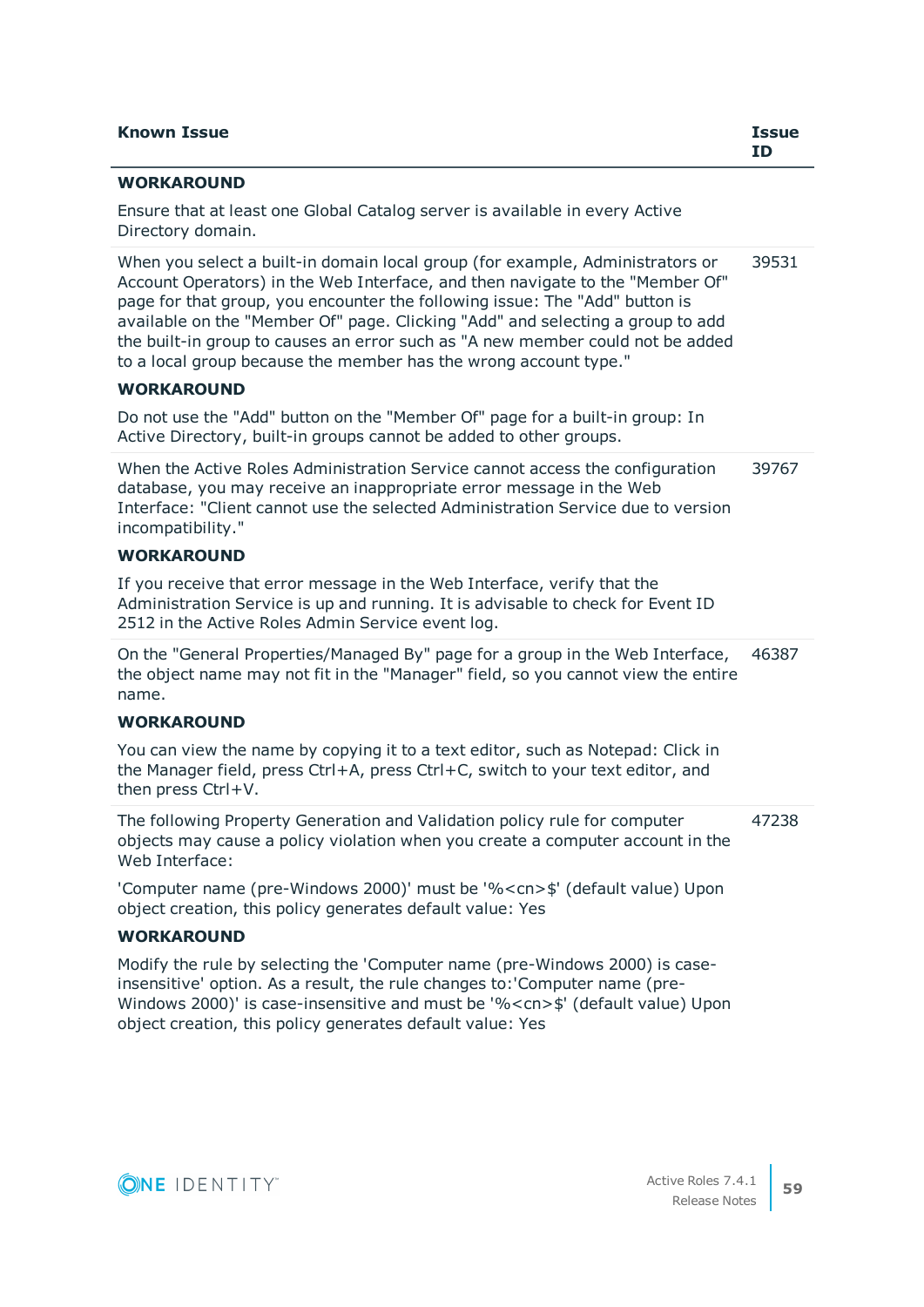| Known Issue | Issue ID |
| --- | --- |
| **WORKAROUND**<br><br>Ensure that at least one Global Catalog server is available in every Active Directory domain. | |
| When you select a built-in domain local group (for example, Administrators or Account Operators) in the Web Interface, and then navigate to the "Member Of" page for that group, you encounter the following issue: The "Add" button is available on the "Member Of" page. Clicking "Add" and selecting a group to add the built-in group to causes an error such as "A new member could not be added to a local group because the member has the wrong account type."<br><br>**WORKAROUND**<br><br>Do not use the "Add" button on the "Member Of" page for a built-in group: In Active Directory, built-in groups cannot be added to other groups. | 39531 |
| When the Active Roles Administration Service cannot access the configuration database, you may receive an inappropriate error message in the Web Interface: "Client cannot use the selected Administration Service due to version incompatibility."<br><br>**WORKAROUND**<br><br>If you receive that error message in the Web Interface, verify that the Administration Service is up and running. It is advisable to check for Event ID 2512 in the Active Roles Admin Service event log. | 39767 |
| On the "General Properties/Managed By" page for a group in the Web Interface, the object name may not fit in the "Manager" field, so you cannot view the entire name.<br><br>**WORKAROUND**<br><br>You can view the name by copying it to a text editor, such as Notepad: Click in the Manager field, press Ctrl+A, press Ctrl+C, switch to your text editor, and then press Ctrl+V. | 46387 |
| The following Property Generation and Validation policy rule for computer objects may cause a policy violation when you create a computer account in the Web Interface:<br><br>'Computer name (pre-Windows 2000)' must be '%<cn>$' (default value) Upon object creation, this policy generates default value: Yes<br><br>**WORKAROUND**<br><br>Modify the rule by selecting the 'Computer name (pre-Windows 2000) is case-insensitive' option. As a result, the rule changes to:'Computer name (pre-Windows 2000)' is case-insensitive and must be '%<cn>$' (default value) Upon object creation, this policy generates default value: Yes | 47238 |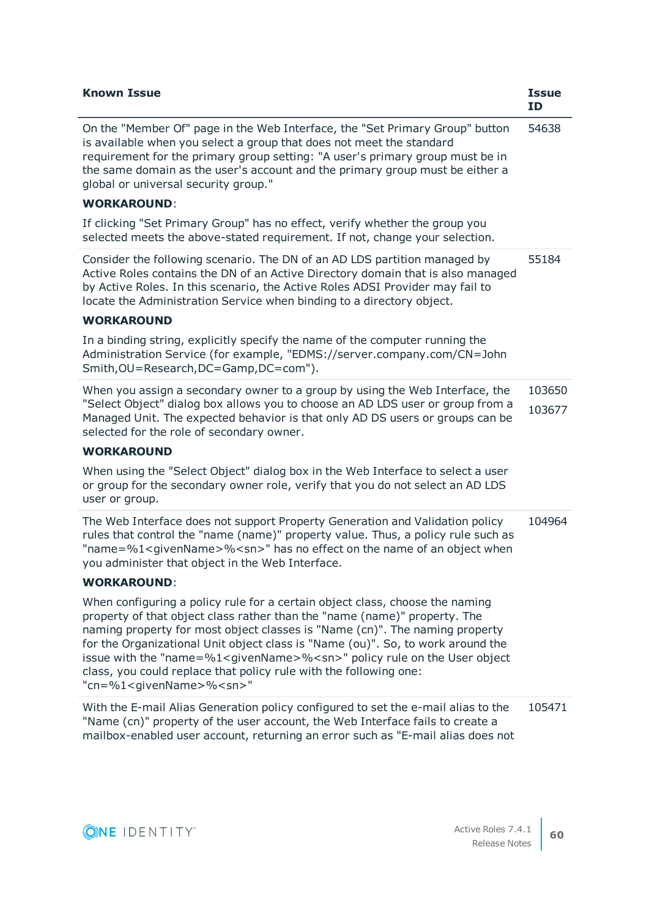| Known Issue | Issue ID |
|---|---|
| On the "Member Of" page in the Web Interface, the "Set Primary Group" button is available when you select a group that does not meet the standard requirement for the primary group setting: "A user's primary group must be in the same domain as the user's account and the primary group must be either a global or universal security group."<br><br>**WORKAROUND**:<br><br>If clicking "Set Primary Group" has no effect, verify whether the group you selected meets the above-stated requirement. If not, change your selection. | 54638 |
| Consider the following scenario. The DN of an AD LDS partition managed by Active Roles contains the DN of an Active Directory domain that is also managed by Active Roles. In this scenario, the Active Roles ADSI Provider may fail to locate the Administration Service when binding to a directory object.<br><br>**WORKAROUND**<br><br>In a binding string, explicitly specify the name of the computer running the Administration Service (for example, "EDMS://server.company.com/CN=John Smith,OU=Research,DC=Gamp,DC=com"). | 55184 |
| When you assign a secondary owner to a group by using the Web Interface, the "Select Object" dialog box allows you to choose an AD LDS user or group from a Managed Unit. The expected behavior is that only AD DS users or groups can be selected for the role of secondary owner.<br><br>**WORKAROUND**<br><br>When using the "Select Object" dialog box in the Web Interface to select a user or group for the secondary owner role, verify that you do not select an AD LDS user or group. | 103650<br><br>103677 |
| The Web Interface does not support Property Generation and Validation policy rules that control the "name (name)" property value. Thus, a policy rule such as "name=%1<givenName>%<sn>" has no effect on the name of an object when you administer that object in the Web Interface.<br><br>**WORKAROUND**:<br><br>When configuring a policy rule for a certain object class, choose the naming property of that object class rather than the "name (name)" property. The naming property for most object classes is "Name (cn)". The naming property for the Organizational Unit object class is "Name (ou)". So, to work around the issue with the "name=%1<givenName>%<sn>" policy rule on the User object class, you could replace that policy rule with the following one: "cn=%1<givenName>%<sn>" | 104964 |
| With the E-mail Alias Generation policy configured to set the e-mail alias to the "Name (cn)" property of the user account, the Web Interface fails to create a mailbox-enabled user account, returning an error such as "E-mail alias does not | 105471 |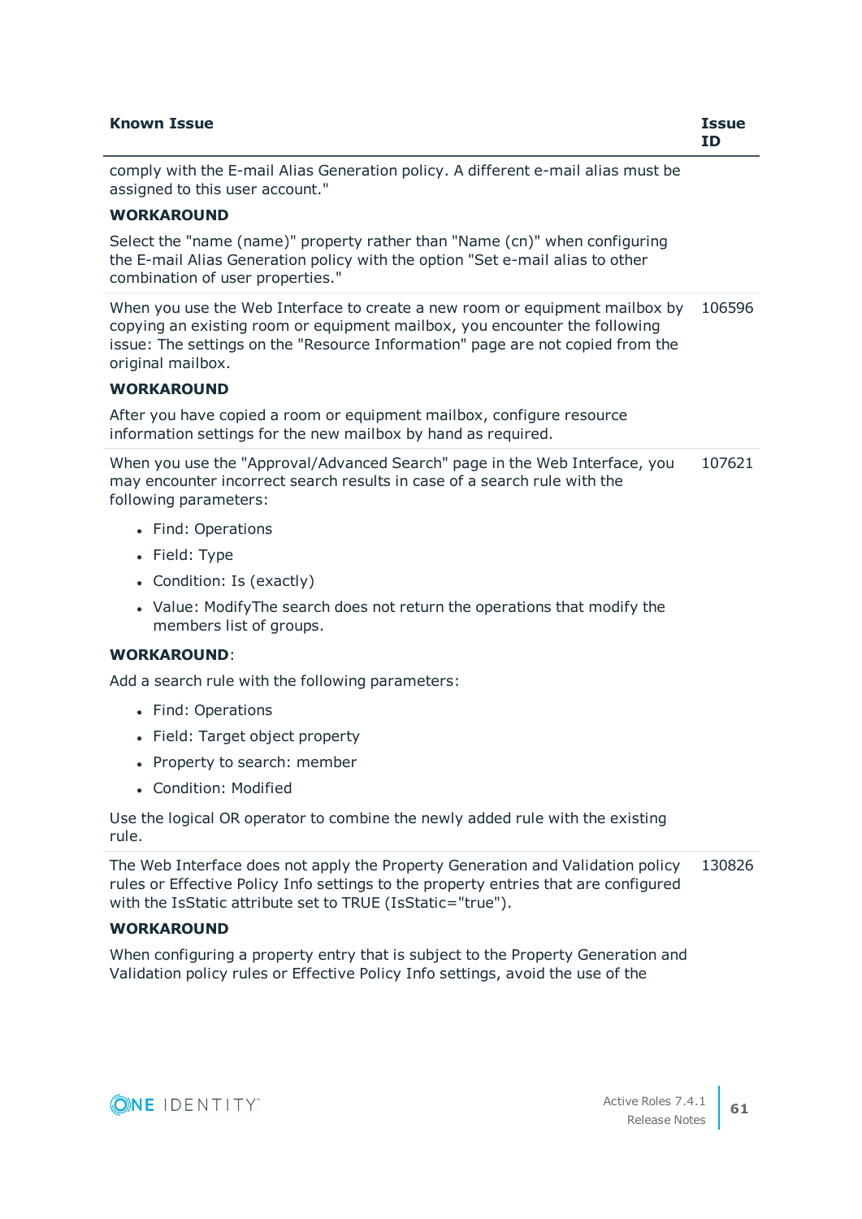| Known Issue | Issue ID |
|---|---|
| comply with the E-mail Alias Generation policy. A different e-mail alias must be assigned to this user account."<br><br>**WORKAROUND**<br><br>Select the "name (name)" property rather than "Name (cn)" when configuring the E-mail Alias Generation policy with the option "Set e-mail alias to other combination of user properties." | |
| When you use the Web Interface to create a new room or equipment mailbox by copying an existing room or equipment mailbox, you encounter the following issue: The settings on the "Resource Information" page are not copied from the original mailbox.<br><br>**WORKAROUND**<br><br>After you have copied a room or equipment mailbox, configure resource information settings for the new mailbox by hand as required. | 106596 |
| When you use the "Approval/Advanced Search" page in the Web Interface, you may encounter incorrect search results in case of a search rule with the following parameters:<br><br>• Find: Operations<br>• Field: Type<br>• Condition: Is (exactly)<br>• Value: ModifyThe search does not return the operations that modify the members list of groups.<br><br>**WORKAROUND**:<br><br>Add a search rule with the following parameters:<br><br>• Find: Operations<br>• Field: Target object property<br>• Property to search: member<br>• Condition: Modified<br><br>Use the logical OR operator to combine the newly added rule with the existing rule. | 107621 |
| The Web Interface does not apply the Property Generation and Validation policy rules or Effective Policy Info settings to the property entries that are configured with the IsStatic attribute set to TRUE (IsStatic="true").<br><br>**WORKAROUND**<br><br>When configuring a property entry that is subject to the Property Generation and Validation policy rules or Effective Policy Info settings, avoid the use of the | 130826 |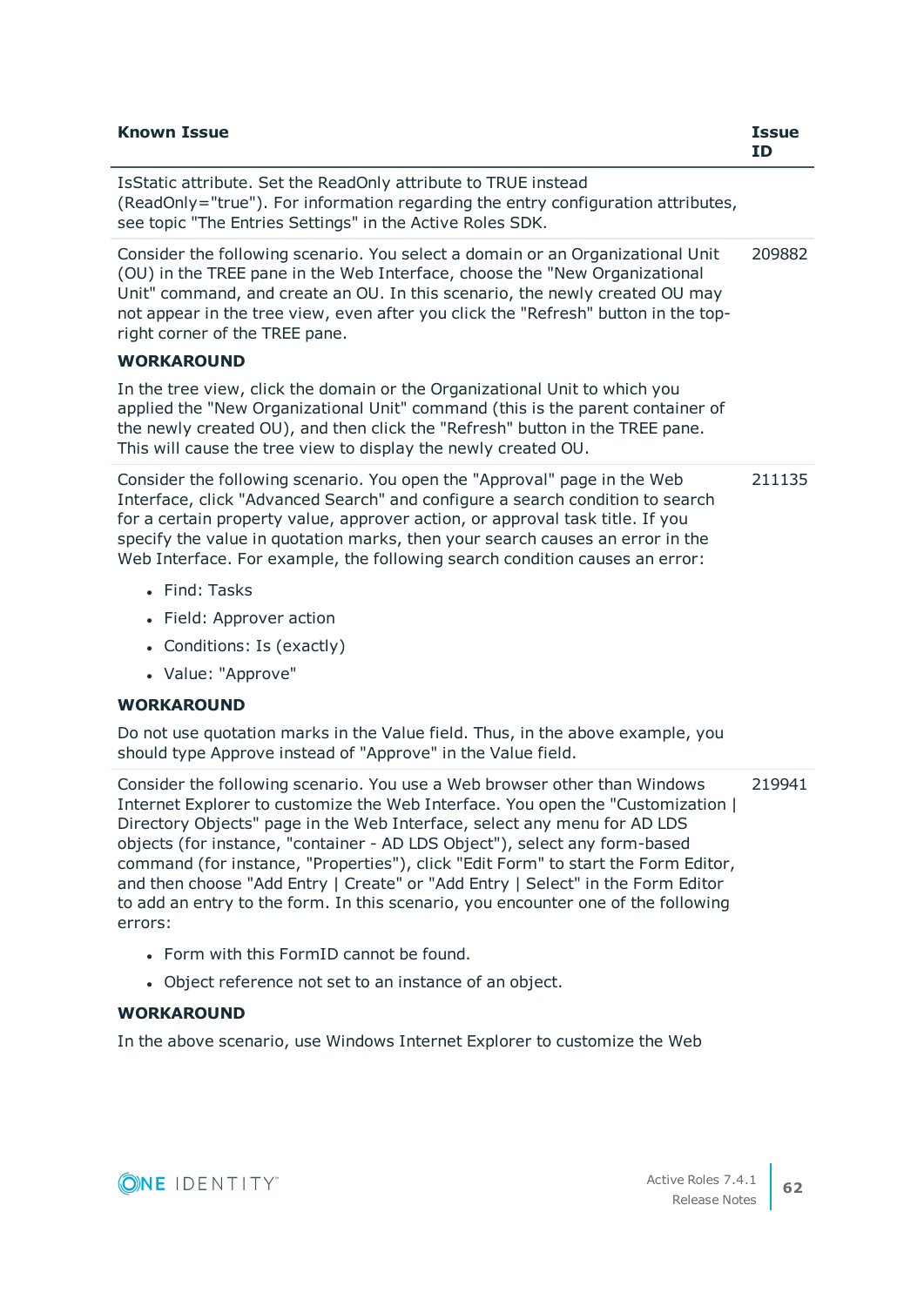| Known Issue | Issue ID |
|---|---|
| IsStatic attribute. Set the ReadOnly attribute to TRUE instead (ReadOnly="true"). For information regarding the entry configuration attributes, see topic "The Entries Settings" in the Active Roles SDK. | |
| Consider the following scenario. You select a domain or an Organizational Unit (OU) in the TREE pane in the Web Interface, choose the "New Organizational Unit" command, and create an OU. In this scenario, the newly created OU may not appear in the tree view, even after you click the "Refresh" button in the top-right corner of the TREE pane.<br><br>**WORKAROUND**<br><br>In the tree view, click the domain or the Organizational Unit to which you applied the "New Organizational Unit" command (this is the parent container of the newly created OU), and then click the "Refresh" button in the TREE pane. This will cause the tree view to display the newly created OU. | 209882 |
| Consider the following scenario. You open the "Approval" page in the Web Interface, click "Advanced Search" and configure a search condition to search for a certain property value, approver action, or approval task title. If you specify the value in quotation marks, then your search causes an error in the Web Interface. For example, the following search condition causes an error:<br><br>• Find: Tasks<br>• Field: Approver action<br>• Conditions: Is (exactly)<br>• Value: "Approve"<br><br>**WORKAROUND**<br><br>Do not use quotation marks in the Value field. Thus, in the above example, you should type Approve instead of "Approve" in the Value field. | 211135 |
| Consider the following scenario. You use a Web browser other than Windows Internet Explorer to customize the Web Interface. You open the "Customization \| Directory Objects" page in the Web Interface, select any menu for AD LDS objects (for instance, "container - AD LDS Object"), select any form-based command (for instance, "Properties"), click "Edit Form" to start the Form Editor, and then choose "Add Entry \| Create" or "Add Entry \| Select" in the Form Editor to add an entry to the form. In this scenario, you encounter one of the following errors:<br><br>• Form with this FormID cannot be found.<br>• Object reference not set to an instance of an object.<br><br>**WORKAROUND**<br><br>In the above scenario, use Windows Internet Explorer to customize the Web | 219941 |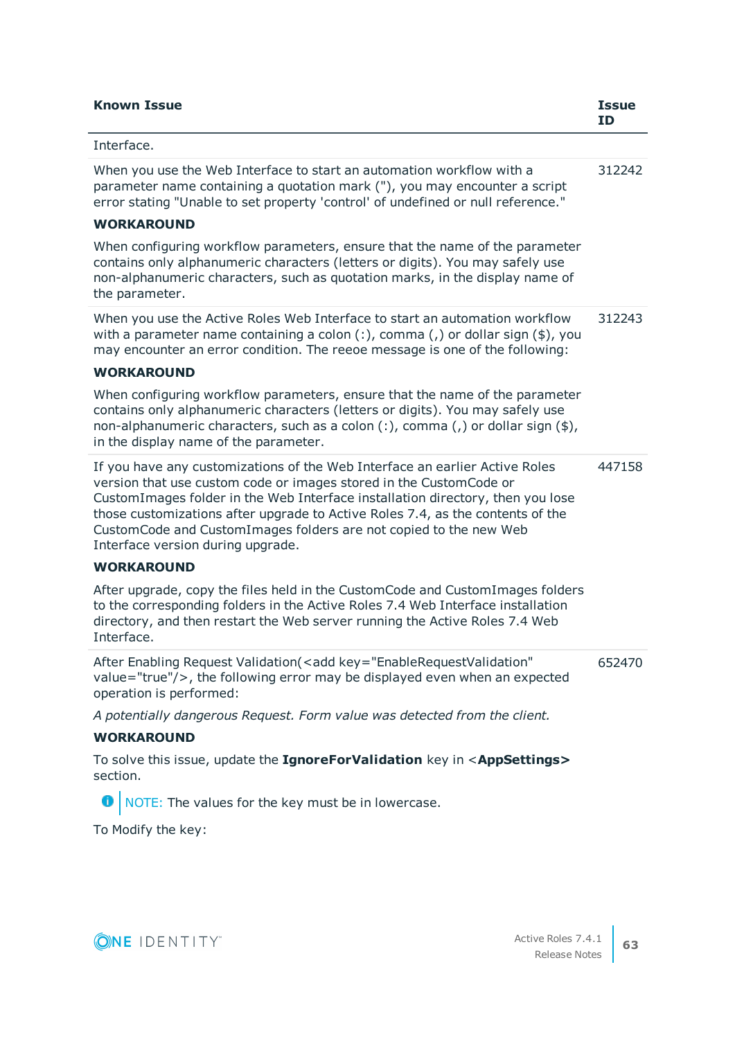| Known Issue | Issue ID |
|---|---|
| Interface. | |
| When you use the Web Interface to start an automation workflow with a parameter name containing a quotation mark ("), you may encounter a script error stating "Unable to set property 'control' of undefined or null reference."<br><br>**WORKAROUND**<br><br>When configuring workflow parameters, ensure that the name of the parameter contains only alphanumeric characters (letters or digits). You may safely use non-alphanumeric characters, such as quotation marks, in the display name of the parameter. | 312242 |
| When you use the Active Roles Web Interface to start an automation workflow with a parameter name containing a colon (:), comma (,) or dollar sign ($), you may encounter an error condition. The reeoe message is one of the following:<br><br>**WORKAROUND**<br><br>When configuring workflow parameters, ensure that the name of the parameter contains only alphanumeric characters (letters or digits). You may safely use non-alphanumeric characters, such as a colon (:), comma (,) or dollar sign ($), in the display name of the parameter. | 312243 |
| If you have any customizations of the Web Interface an earlier Active Roles version that use custom code or images stored in the CustomCode or CustomImages folder in the Web Interface installation directory, then you lose those customizations after upgrade to Active Roles 7.4, as the contents of the CustomCode and CustomImages folders are not copied to the new Web Interface version during upgrade.<br><br>**WORKAROUND**<br><br>After upgrade, copy the files held in the CustomCode and CustomImages folders to the corresponding folders in the Active Roles 7.4 Web Interface installation directory, and then restart the Web server running the Active Roles 7.4 Web Interface. | 447158 |
| After Enabling Request Validation(<add key="EnableRequestValidation" value="true"/>, the following error may be displayed even when an expected operation is performed:<br><br>*A potentially dangerous Request. Form value was detected from the client.*<br><br>**WORKAROUND**<br><br>To solve this issue, update the **IgnoreForValidation** key in <**AppSettings>** section.<br><br>NOTE: The values for the key must be in lowercase.<br><br>To Modify the key: | 652470 |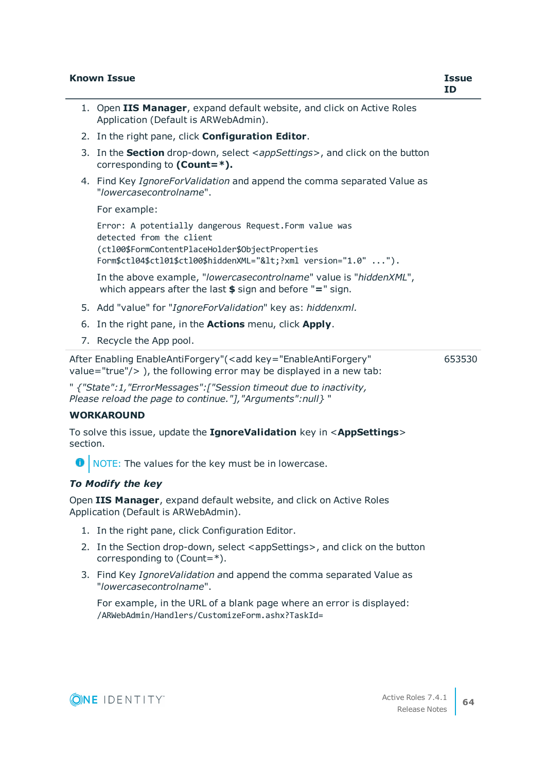| Known Issue | Issue ID |
|---|---|
| 1. Open **IIS Manager**, expand default website, and click on Active Roles Application (Default is ARWebAdmin).<br>2. In the right pane, click **Configuration Editor**.<br>3. In the **Section** drop-down, select <*appSettings*>, and click on the button corresponding to **(Count=*).**<br>4. Find Key *IgnoreForValidation* and append the comma separated Value as "*lowercasecontrolname*".<br>For example:<br>`Error: A potentially dangerous Request.Form value was detected from the client (ctl00$FormContentPlaceHolder$ObjectProperties Form$ctl04$ctl01$ctl00$hiddenXML="&lt;?xml version="1.0" ...").`<br>In the above example, "*lowercasecontrolname*" value is "*hiddenXML*", which appears after the last **$** sign and before "**=**" sign.<br>5. Add "value" for "*IgnoreForValidation*" key as: *hiddenxml*.<br>6. In the right pane, in the **Actions** menu, click **Apply**.<br>7. Recycle the App pool. | |
| After Enabling EnableAntiForgery"(<add key="EnableAntiForgery" value="true"/> ), the following error may be displayed in a new tab:<br>" *{"State":1,"ErrorMessages":["Session timeout due to inactivity, Please reload the page to continue."],"Arguments":null}* "<br>**WORKAROUND**<br>To solve this issue, update the **IgnoreValidation** key in <**AppSettings**> section.<br>NOTE: The values for the key must be in lowercase.<br>***To Modify the key***<br>Open **IIS Manager**, expand default website, and click on Active Roles Application (Default is ARWebAdmin).<br>1. In the right pane, click Configuration Editor.<br>2. In the Section drop-down, select <appSettings>, and click on the button corresponding to (Count=*).<br>3. Find Key *IgnoreValidation* and append the comma separated Value as "*lowercasecontrolname*".<br>For example, in the URL of a blank page where an error is displayed:<br>`/ARWebAdmin/Handlers/CustomizeForm.ashx?TaskId=` | 653530 |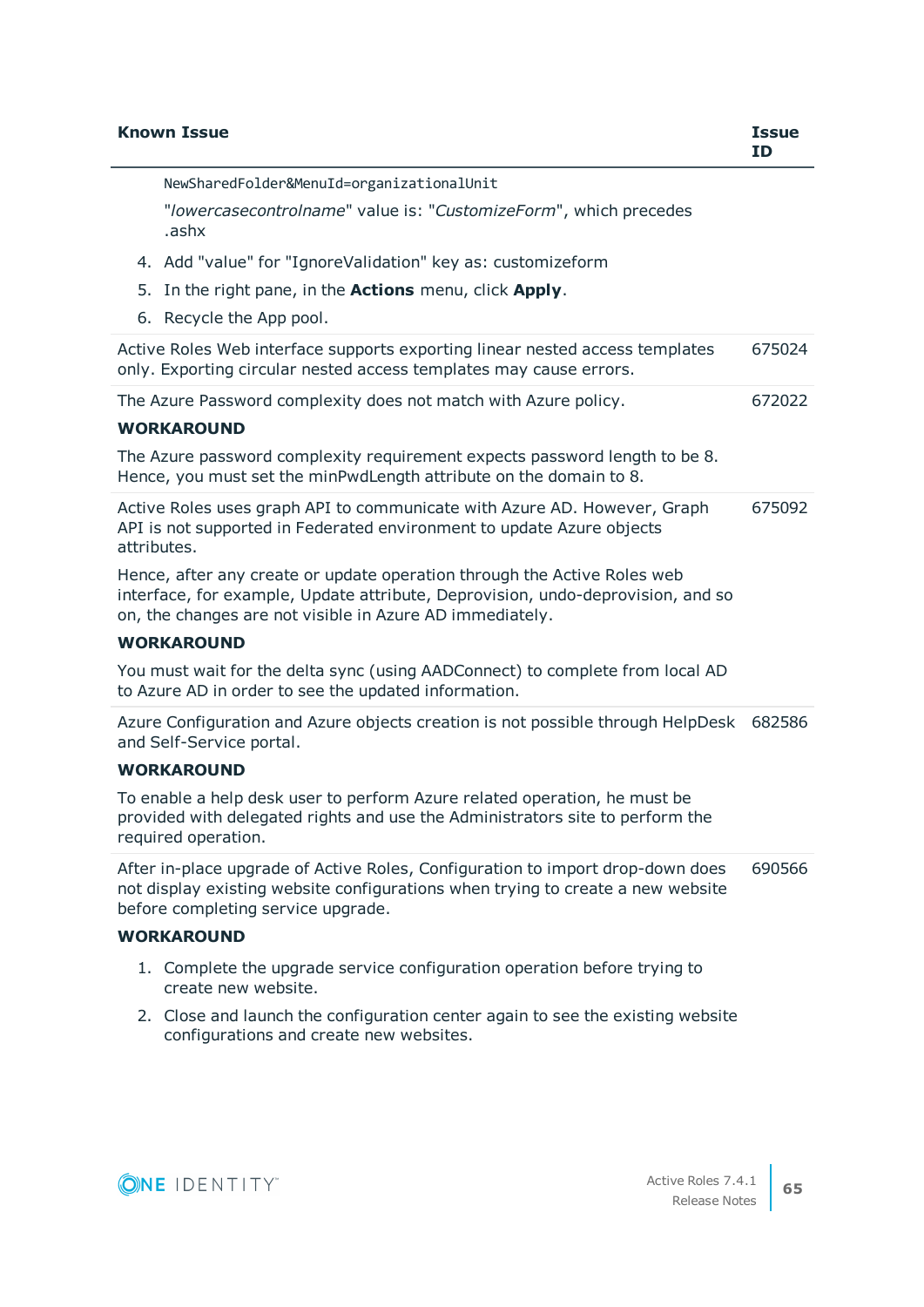| Known Issue | Issue ID |
|---|---|
| `NewSharedFolder&MenuId=organizationalUnit`<br><br>"*lowercasecontrolname*" value is: "*CustomizeForm*", which precedes .ashx<br><br>4. Add "value" for "IgnoreValidation" key as: customizeform<br>5. In the right pane, in the **Actions** menu, click **Apply**.<br>6. Recycle the App pool. | |
| Active Roles Web interface supports exporting linear nested access templates only. Exporting circular nested access templates may cause errors. | 675024 |
| The Azure Password complexity does not match with Azure policy.<br><br>**WORKAROUND**<br><br>The Azure password complexity requirement expects password length to be 8. Hence, you must set the minPwdLength attribute on the domain to 8. | 672022 |
| Active Roles uses graph API to communicate with Azure AD. However, Graph API is not supported in Federated environment to update Azure objects attributes.<br><br>Hence, after any create or update operation through the Active Roles web interface, for example, Update attribute, Deprovision, undo-deprovision, and so on, the changes are not visible in Azure AD immediately.<br><br>**WORKAROUND**<br><br>You must wait for the delta sync (using AADConnect) to complete from local AD to Azure AD in order to see the updated information. | 675092 |
| Azure Configuration and Azure objects creation is not possible through HelpDesk and Self-Service portal.<br><br>**WORKAROUND**<br><br>To enable a help desk user to perform Azure related operation, he must be provided with delegated rights and use the Administrators site to perform the required operation. | 682586 |
| After in-place upgrade of Active Roles, Configuration to import drop-down does not display existing website configurations when trying to create a new website before completing service upgrade.<br><br>**WORKAROUND**<br><br>1. Complete the upgrade service configuration operation before trying to create new website.<br>2. Close and launch the configuration center again to see the existing website configurations and create new websites. | 690566 |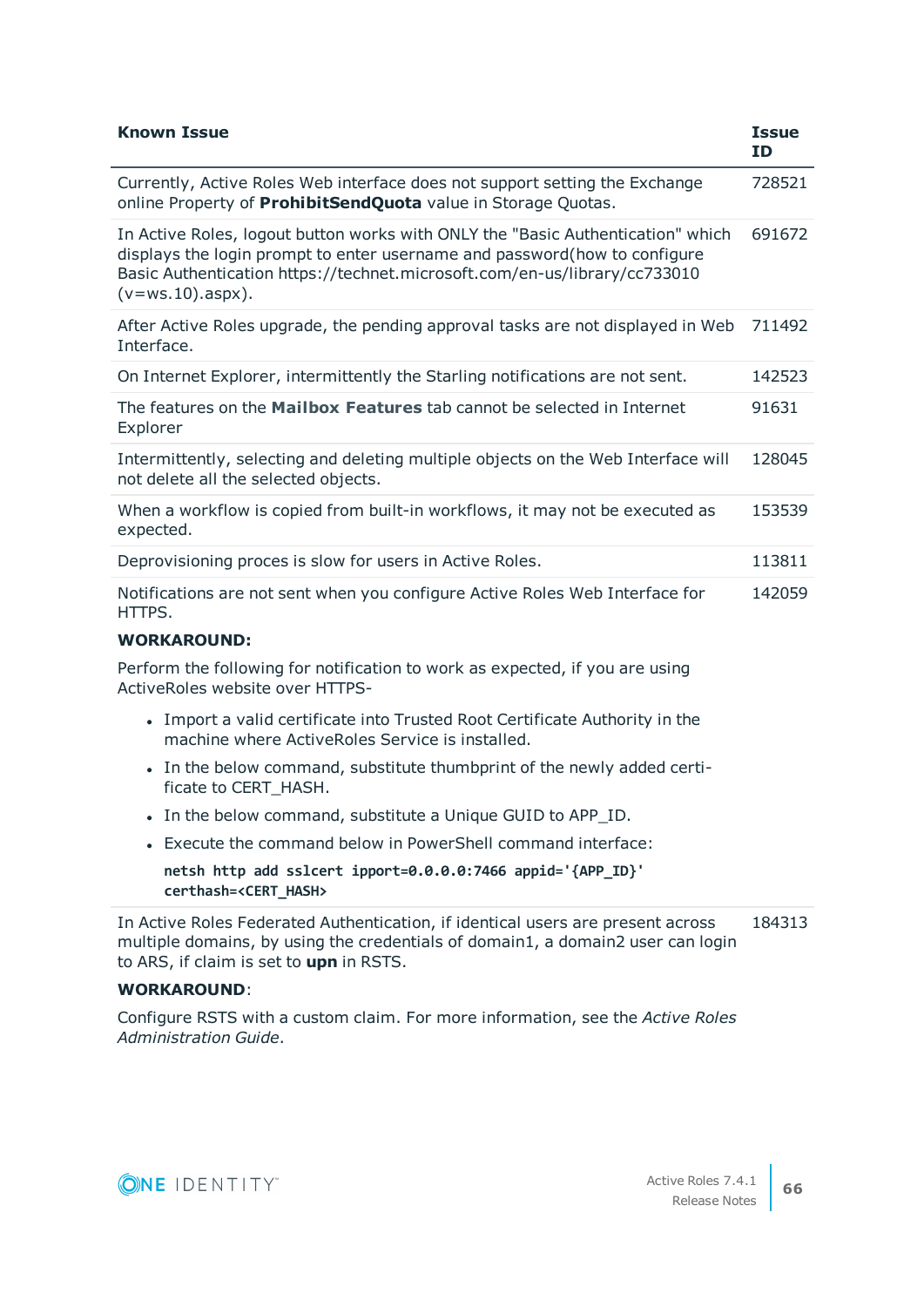| Known Issue | Issue ID |
|---|---|
| Currently, Active Roles Web interface does not support setting the Exchange online Property of **ProhibitSendQuota** value in Storage Quotas. | 728521 |
| In Active Roles, logout button works with ONLY the "Basic Authentication" which displays the login prompt to enter username and password(how to configure Basic Authentication https://technet.microsoft.com/en-us/library/cc733010 (v=ws.10).aspx). | 691672 |
| After Active Roles upgrade, the pending approval tasks are not displayed in Web Interface. | 711492 |
| On Internet Explorer, intermittently the Starling notifications are not sent. | 142523 |
| The features on the **Mailbox Features** tab cannot be selected in Internet Explorer | 91631 |
| Intermittently, selecting and deleting multiple objects on the Web Interface will not delete all the selected objects. | 128045 |
| When a workflow is copied from built-in workflows, it may not be executed as expected. | 153539 |
| Deprovisioning proces is slow for users in Active Roles. | 113811 |
| Notifications are not sent when you configure Active Roles Web Interface for HTTPS.<br><br>**WORKAROUND:**<br><br>Perform the following for notification to work as expected, if you are using ActiveRoles website over HTTPS-<br><br>• Import a valid certificate into Trusted Root Certificate Authority in the machine where ActiveRoles Service is installed.<br>• In the below command, substitute thumbprint of the newly added certificate to CERT_HASH.<br>• In the below command, substitute a Unique GUID to APP_ID.<br>• Execute the command below in PowerShell command interface:<br>`netsh http add sslcert ipport=0.0.0.0:7466 appid='{APP_ID}' certhash=<CERT_HASH>` | 142059 |
| In Active Roles Federated Authentication, if identical users are present across multiple domains, by using the credentials of domain1, a domain2 user can login to ARS, if claim is set to **upn** in RSTS.<br><br>**WORKAROUND**:<br><br>Configure RSTS with a custom claim. For more information, see the *Active Roles Administration Guide*. | 184313 |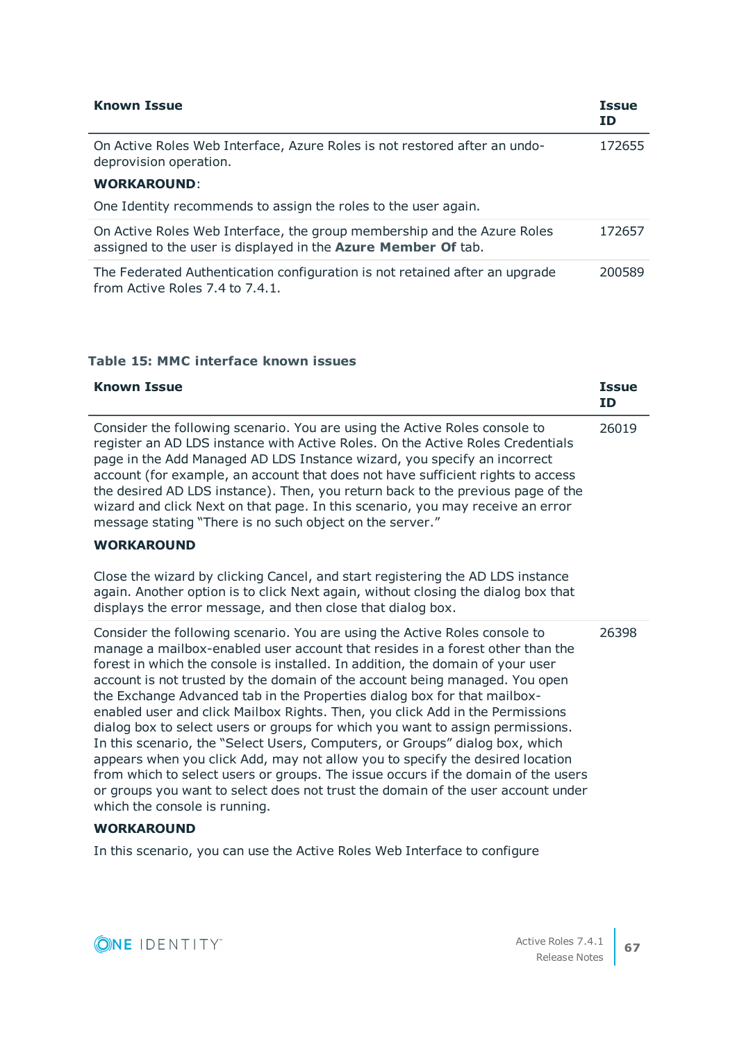| Known Issue | Issue ID |
|---|---|
| On Active Roles Web Interface, Azure Roles is not restored after an undo-deprovision operation.<br><br>**WORKAROUND**:<br><br>One Identity recommends to assign the roles to the user again. | 172655 |
| On Active Roles Web Interface, the group membership and the Azure Roles assigned to the user is displayed in the **Azure Member Of** tab. | 172657 |
| The Federated Authentication configuration is not retained after an upgrade from Active Roles 7.4 to 7.4.1. | 200589 |

**Table 15: MMC interface known issues**

| Known Issue | Issue ID |
|---|---|
| Consider the following scenario. You are using the Active Roles console to register an AD LDS instance with Active Roles. On the Active Roles Credentials page in the Add Managed AD LDS Instance wizard, you specify an incorrect account (for example, an account that does not have sufficient rights to access the desired AD LDS instance). Then, you return back to the previous page of the wizard and click Next on that page. In this scenario, you may receive an error message stating "There is no such object on the server."<br><br>**WORKAROUND**<br><br>Close the wizard by clicking Cancel, and start registering the AD LDS instance again. Another option is to click Next again, without closing the dialog box that displays the error message, and then close that dialog box. | 26019 |
| Consider the following scenario. You are using the Active Roles console to manage a mailbox-enabled user account that resides in a forest other than the forest in which the console is installed. In addition, the domain of your user account is not trusted by the domain of the account being managed. You open the Exchange Advanced tab in the Properties dialog box for that mailbox-enabled user and click Mailbox Rights. Then, you click Add in the Permissions dialog box to select users or groups for which you want to assign permissions. In this scenario, the "Select Users, Computers, or Groups" dialog box, which appears when you click Add, may not allow you to specify the desired location from which to select users or groups. The issue occurs if the domain of the users or groups you want to select does not trust the domain of the user account under which the console is running.<br><br>**WORKAROUND**<br><br>In this scenario, you can use the Active Roles Web Interface to configure | 26398 |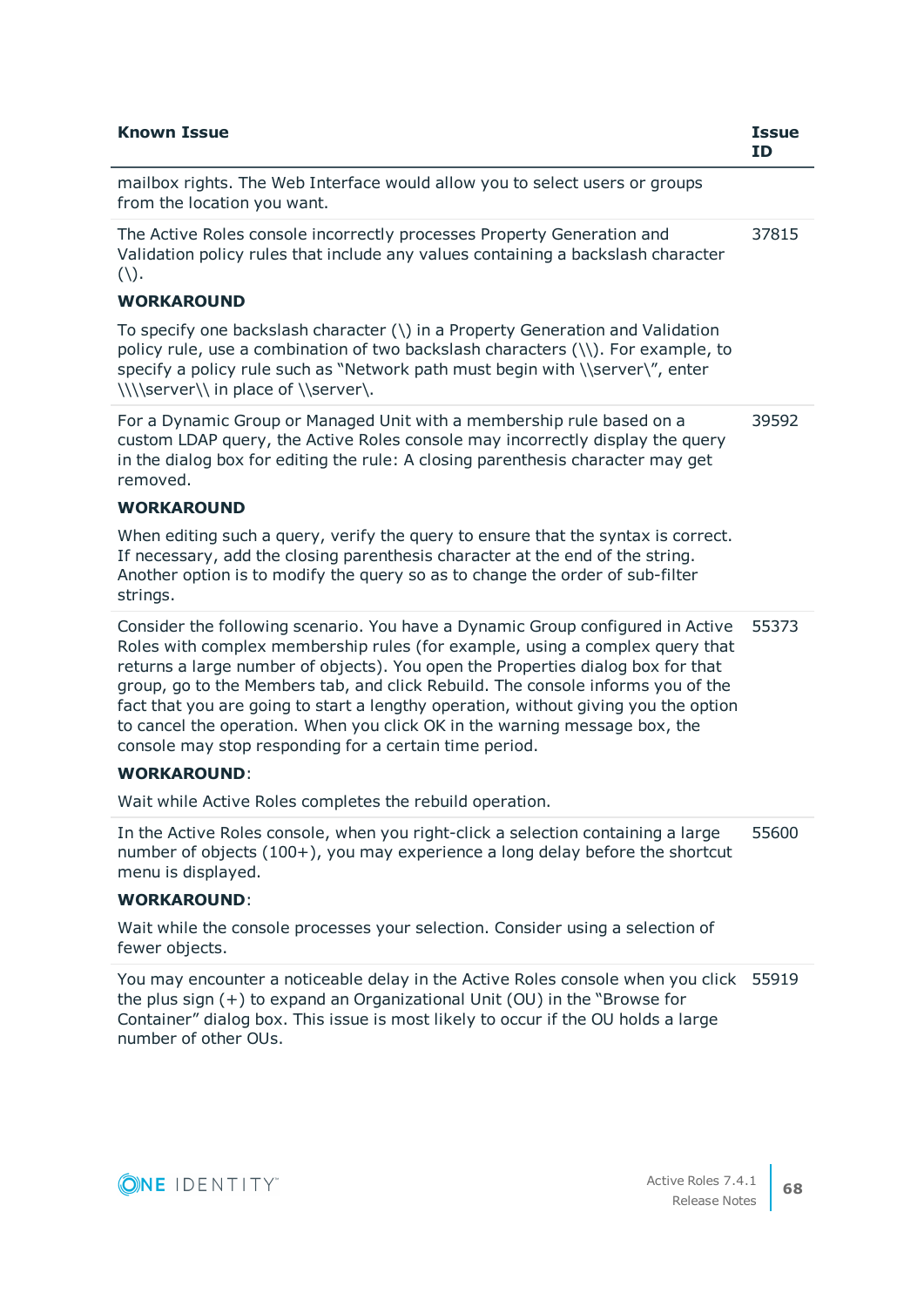| Known Issue | Issue ID |
|---|---|
| mailbox rights. The Web Interface would allow you to select users or groups from the location you want. | |
| The Active Roles console incorrectly processes Property Generation and Validation policy rules that include any values containing a backslash character (\).<br><br>**WORKAROUND**<br><br>To specify one backslash character (\) in a Property Generation and Validation policy rule, use a combination of two backslash characters (\\). For example, to specify a policy rule such as "Network path must begin with \\server\", enter \\\\server\\ in place of \\server\. | 37815 |
| For a Dynamic Group or Managed Unit with a membership rule based on a custom LDAP query, the Active Roles console may incorrectly display the query in the dialog box for editing the rule: A closing parenthesis character may get removed.<br><br>**WORKAROUND**<br><br>When editing such a query, verify the query to ensure that the syntax is correct. If necessary, add the closing parenthesis character at the end of the string. Another option is to modify the query so as to change the order of sub-filter strings. | 39592 |
| Consider the following scenario. You have a Dynamic Group configured in Active Roles with complex membership rules (for example, using a complex query that returns a large number of objects). You open the Properties dialog box for that group, go to the Members tab, and click Rebuild. The console informs you of the fact that you are going to start a lengthy operation, without giving you the option to cancel the operation. When you click OK in the warning message box, the console may stop responding for a certain time period.<br><br>**WORKAROUND**:<br><br>Wait while Active Roles completes the rebuild operation. | 55373 |
| In the Active Roles console, when you right-click a selection containing a large number of objects (100+), you may experience a long delay before the shortcut menu is displayed.<br><br>**WORKAROUND**:<br><br>Wait while the console processes your selection. Consider using a selection of fewer objects. | 55600 |
| You may encounter a noticeable delay in the Active Roles console when you click the plus sign (+) to expand an Organizational Unit (OU) in the "Browse for Container" dialog box. This issue is most likely to occur if the OU holds a large number of other OUs. | 55919 |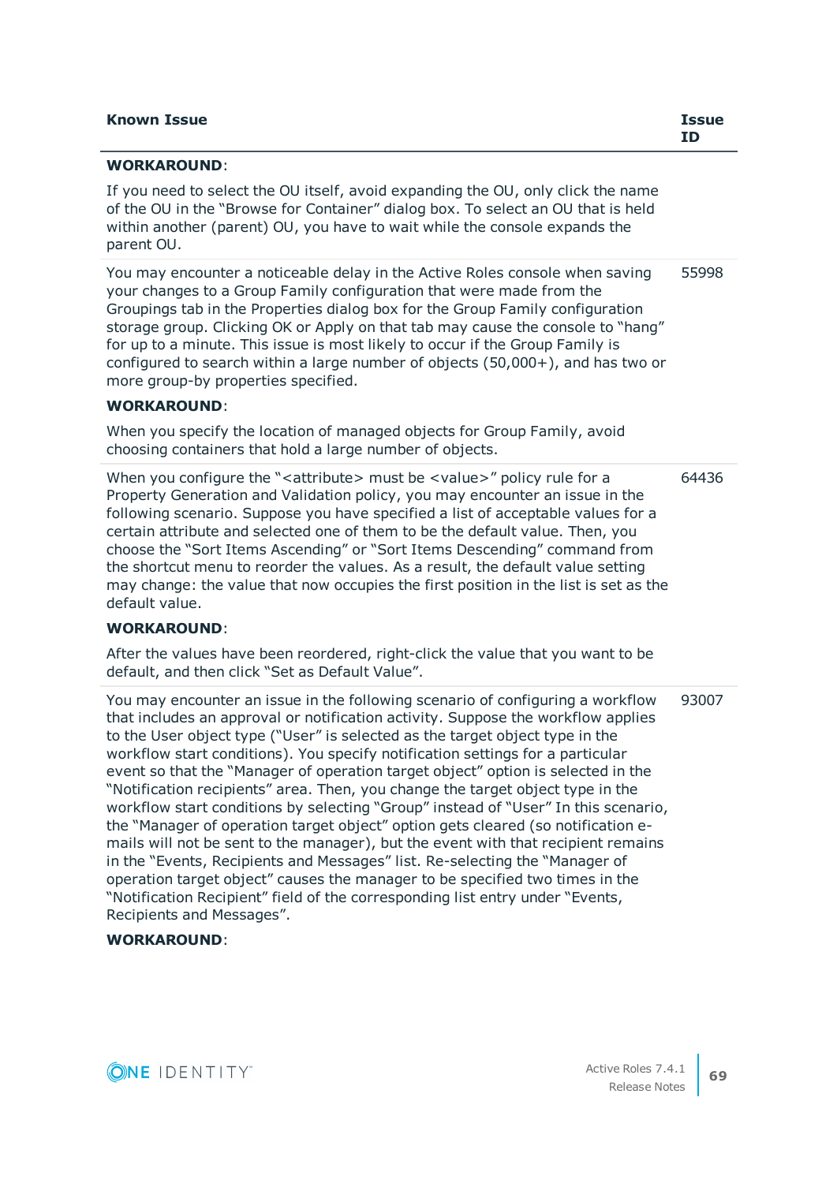| Known Issue | Issue ID |
|---|---|
| **WORKAROUND**:<br><br>If you need to select the OU itself, avoid expanding the OU, only click the name of the OU in the “Browse for Container” dialog box. To select an OU that is held within another (parent) OU, you have to wait while the console expands the parent OU. | |
| You may encounter a noticeable delay in the Active Roles console when saving your changes to a Group Family configuration that were made from the Groupings tab in the Properties dialog box for the Group Family configuration storage group. Clicking OK or Apply on that tab may cause the console to “hang” for up to a minute. This issue is most likely to occur if the Group Family is configured to search within a large number of objects (50,000+), and has two or more group-by properties specified.<br><br>**WORKAROUND**:<br><br>When you specify the location of managed objects for Group Family, avoid choosing containers that hold a large number of objects. | 55998 |
| When you configure the “<attribute> must be <value>” policy rule for a Property Generation and Validation policy, you may encounter an issue in the following scenario. Suppose you have specified a list of acceptable values for a certain attribute and selected one of them to be the default value. Then, you choose the “Sort Items Ascending” or “Sort Items Descending” command from the shortcut menu to reorder the values. As a result, the default value setting may change: the value that now occupies the first position in the list is set as the default value.<br><br>**WORKAROUND**:<br><br>After the values have been reordered, right-click the value that you want to be default, and then click “Set as Default Value”. | 64436 |
| You may encounter an issue in the following scenario of configuring a workflow that includes an approval or notification activity. Suppose the workflow applies to the User object type (“User” is selected as the target object type in the workflow start conditions). You specify notification settings for a particular event so that the “Manager of operation target object” option is selected in the “Notification recipients” area. Then, you change the target object type in the workflow start conditions by selecting “Group” instead of “User” In this scenario, the “Manager of operation target object” option gets cleared (so notification e-mails will not be sent to the manager), but the event with that recipient remains in the “Events, Recipients and Messages” list. Re-selecting the “Manager of operation target object” causes the manager to be specified two times in the “Notification Recipient” field of the corresponding list entry under “Events, Recipients and Messages”.<br><br>**WORKAROUND**: | 93007 |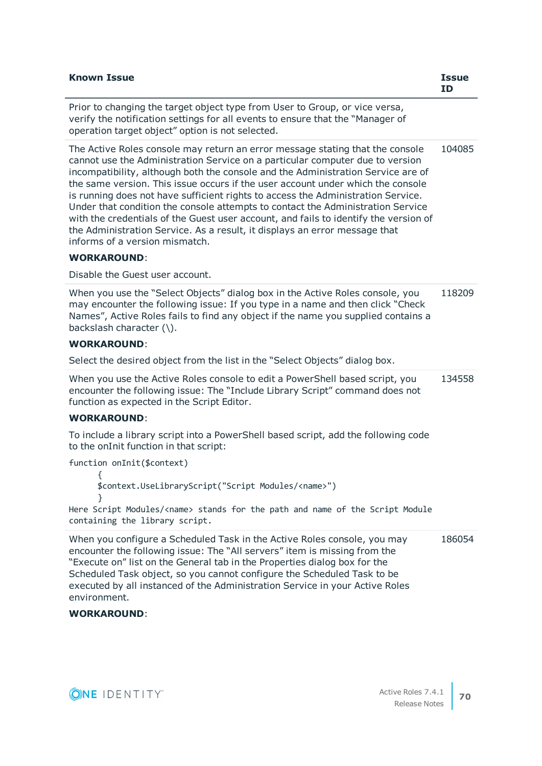| Known Issue | Issue ID |
|---|---|
| Prior to changing the target object type from User to Group, or vice versa, verify the notification settings for all events to ensure that the “Manager of operation target object” option is not selected. | |
| The Active Roles console may return an error message stating that the console cannot use the Administration Service on a particular computer due to version incompatibility, although both the console and the Administration Service are of the same version. This issue occurs if the user account under which the console is running does not have sufficient rights to access the Administration Service. Under that condition the console attempts to contact the Administration Service with the credentials of the Guest user account, and fails to identify the version of the Administration Service. As a result, it displays an error message that informs of a version mismatch.<br><br>**WORKAROUND**:<br><br>Disable the Guest user account. | 104085 |
| When you use the “Select Objects” dialog box in the Active Roles console, you may encounter the following issue: If you type in a name and then click “Check Names”, Active Roles fails to find any object if the name you supplied contains a backslash character (\).<br><br>**WORKAROUND**:<br><br>Select the desired object from the list in the “Select Objects” dialog box. | 118209 |
| When you use the Active Roles console to edit a PowerShell based script, you encounter the following issue: The “Include Library Script” command does not function as expected in the Script Editor.<br><br>**WORKAROUND**:<br><br>To include a library script into a PowerShell based script, add the following code to the onInit function in that script:<br><br>`function onInit($context)`<br>`{`<br>`$context.UseLibraryScript("Script Modules/<name>")`<br>`}`<br>`Here Script Modules/<name> stands for the path and name of the Script Module containing the library script.` | 134558 |
| When you configure a Scheduled Task in the Active Roles console, you may encounter the following issue: The “All servers” item is missing from the “Execute on” list on the General tab in the Properties dialog box for the Scheduled Task object, so you cannot configure the Scheduled Task to be executed by all instanced of the Administration Service in your Active Roles environment.<br><br>**WORKAROUND**: | 186054 |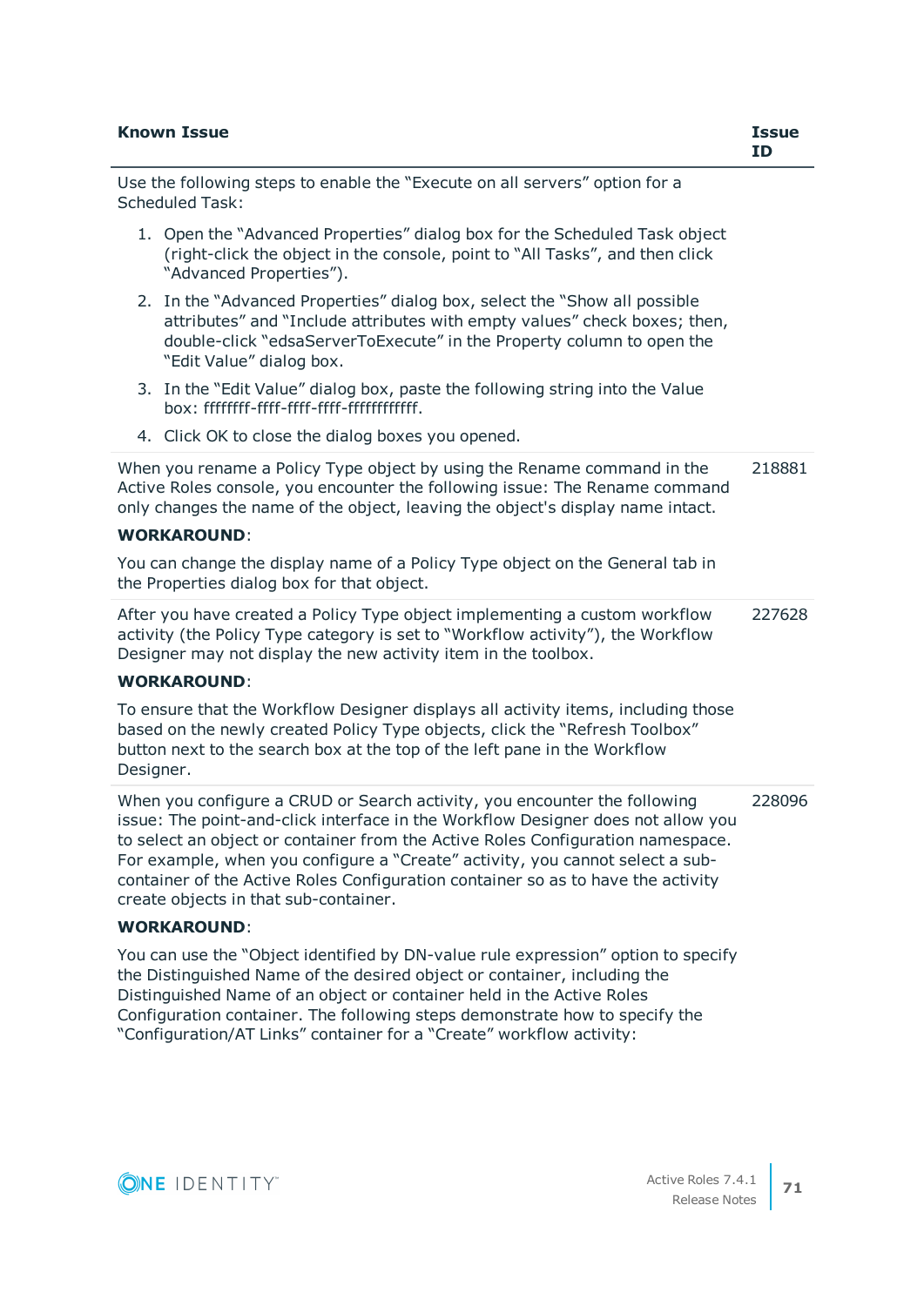| Known Issue | Issue ID |
| --- | --- |
| Use the following steps to enable the “Execute on all servers” option for a Scheduled Task:<br><br>1. Open the “Advanced Properties” dialog box for the Scheduled Task object (right-click the object in the console, point to “All Tasks”, and then click “Advanced Properties”).<br>2. In the “Advanced Properties” dialog box, select the “Show all possible attributes” and “Include attributes with empty values” check boxes; then, double-click “edsaServerToExecute” in the Property column to open the “Edit Value” dialog box.<br>3. In the “Edit Value” dialog box, paste the following string into the Value box: ffffffff-ffff-ffff-ffff-ffffffffffff.<br>4. Click OK to close the dialog boxes you opened. | |
| When you rename a Policy Type object by using the Rename command in the Active Roles console, you encounter the following issue: The Rename command only changes the name of the object, leaving the object's display name intact.<br><br>**WORKAROUND**:<br><br>You can change the display name of a Policy Type object on the General tab in the Properties dialog box for that object. | 218881 |
| After you have created a Policy Type object implementing a custom workflow activity (the Policy Type category is set to “Workflow activity”), the Workflow Designer may not display the new activity item in the toolbox.<br><br>**WORKAROUND**:<br><br>To ensure that the Workflow Designer displays all activity items, including those based on the newly created Policy Type objects, click the “Refresh Toolbox” button next to the search box at the top of the left pane in the Workflow Designer. | 227628 |
| When you configure a CRUD or Search activity, you encounter the following issue: The point-and-click interface in the Workflow Designer does not allow you to select an object or container from the Active Roles Configuration namespace. For example, when you configure a “Create” activity, you cannot select a sub-container of the Active Roles Configuration container so as to have the activity create objects in that sub-container.<br><br>**WORKAROUND**:<br><br>You can use the “Object identified by DN-value rule expression” option to specify the Distinguished Name of the desired object or container, including the Distinguished Name of an object or container held in the Active Roles Configuration container. The following steps demonstrate how to specify the “Configuration/AT Links” container for a “Create” workflow activity: | 228096 |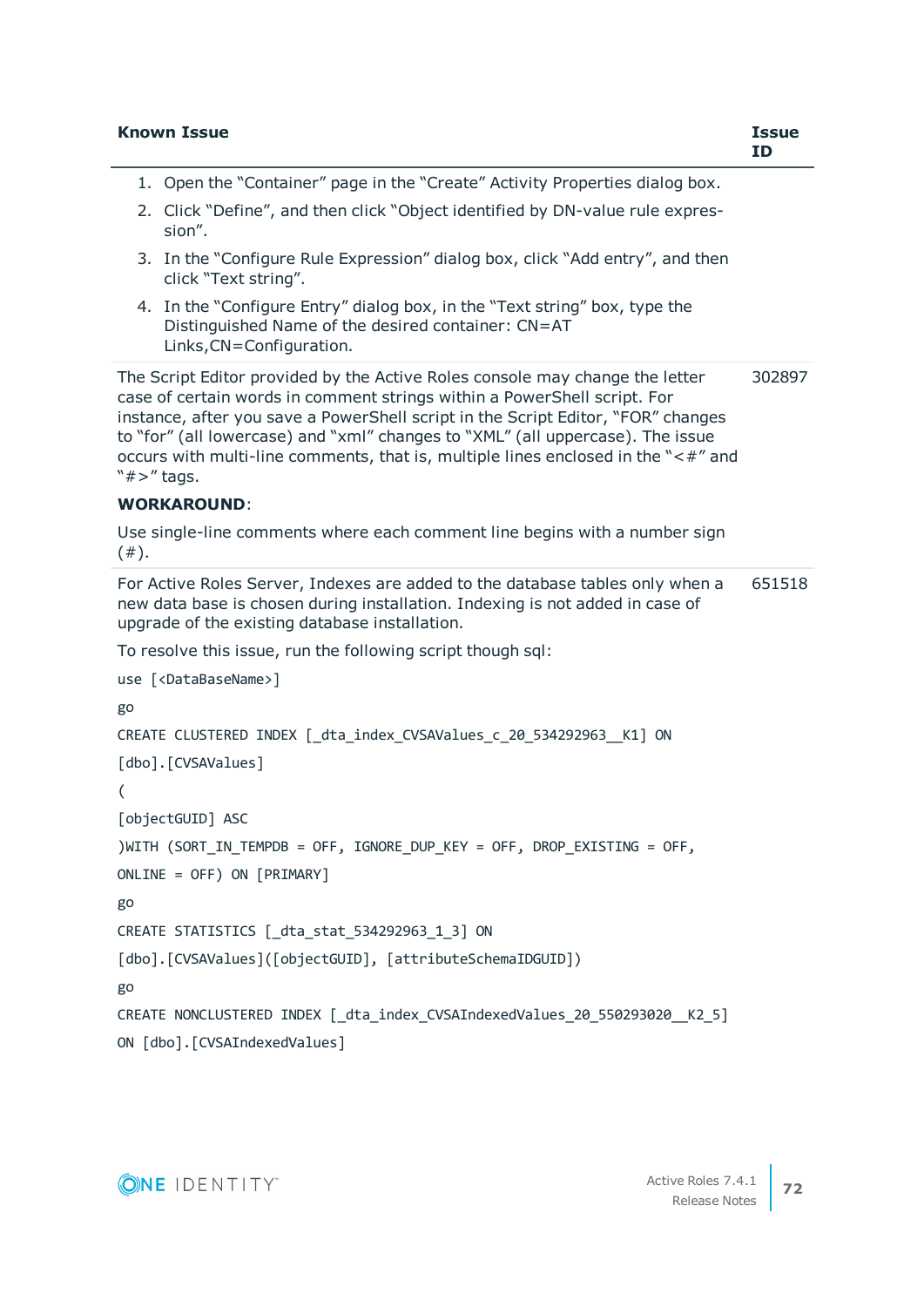| Known Issue | Issue ID |
|---|---|
| 1. Open the "Container" page in the "Create" Activity Properties dialog box.<br>2. Click "Define", and then click "Object identified by DN-value rule expression".<br>3. In the "Configure Rule Expression" dialog box, click "Add entry", and then click "Text string".<br>4. In the "Configure Entry" dialog box, in the "Text string" box, type the Distinguished Name of the desired container: CN=AT Links,CN=Configuration. | |
| The Script Editor provided by the Active Roles console may change the letter case of certain words in comment strings within a PowerShell script. For instance, after you save a PowerShell script in the Script Editor, "FOR" changes to "for" (all lowercase) and "xml" changes to "XML" (all uppercase). The issue occurs with multi-line comments, that is, multiple lines enclosed in the "<#" and "#>" tags.<br><br>**WORKAROUND**:<br><br>Use single-line comments where each comment line begins with a number sign (#). | 302897 |
| For Active Roles Server, Indexes are added to the database tables only when a new data base is chosen during installation. Indexing is not added in case of upgrade of the existing database installation.<br><br>To resolve this issue, run the following script though sql:<br><br>`use [<DataBaseName>]`<br>`go`<br>`CREATE CLUSTERED INDEX [_dta_index_CVSAValues_c_20_534292963__K1] ON`<br>`[dbo].[CVSAValues]`<br>`(`<br>`[objectGUID] ASC`<br>`)WITH (SORT_IN_TEMPDB = OFF, IGNORE_DUP_KEY = OFF, DROP_EXISTING = OFF,`<br>`ONLINE = OFF) ON [PRIMARY]`<br>`go`<br>`CREATE STATISTICS [_dta_stat_534292963_1_3] ON`<br>`[dbo].[CVSAValues]([objectGUID], [attributeSchemaIDGUID])`<br>`go`<br>`CREATE NONCLUSTERED INDEX [_dta_index_CVSAIndexedValues_20_550293020__K2_5]`<br>`ON [dbo].[CVSAIndexedValues]` | 651518 |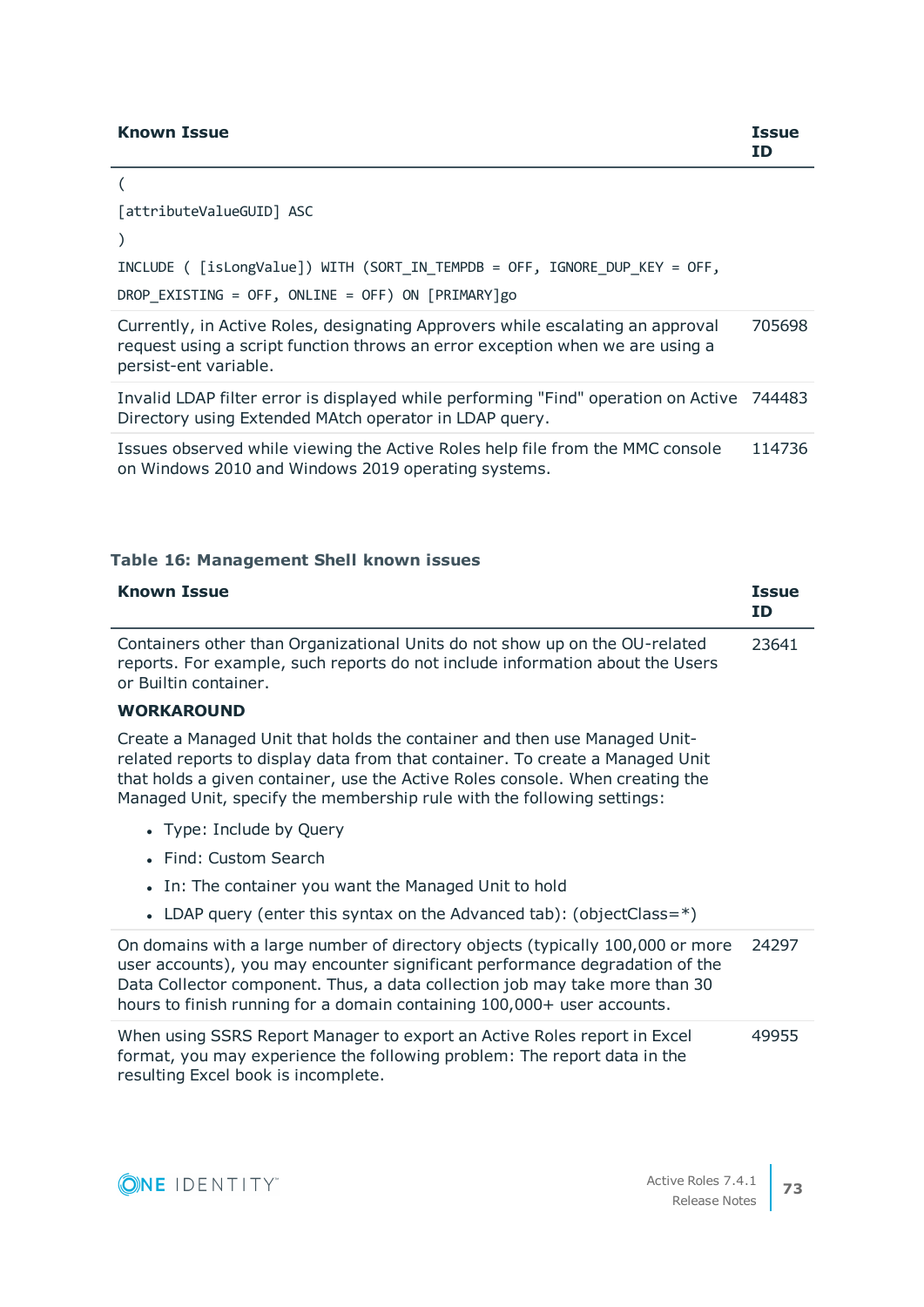| Known Issue | Issue ID |
|---|---|
| (<br>[attributeValueGUID] ASC<br>)<br>INCLUDE ( [isLongValue]) WITH (SORT_IN_TEMPDB = OFF, IGNORE_DUP_KEY = OFF,<br>DROP_EXISTING = OFF, ONLINE = OFF) ON [PRIMARY]go | |
| Currently, in Active Roles, designating Approvers while escalating an approval request using a script function throws an error exception when we are using a persist-ent variable. | 705698 |
| Invalid LDAP filter error is displayed while performing "Find" operation on Active Directory using Extended MAtch operator in LDAP query. | 744483 |
| Issues observed while viewing the Active Roles help file from the MMC console on Windows 2010 and Windows 2019 operating systems. | 114736 |

**Table 16: Management Shell known issues**

| Known Issue | Issue ID |
|---|---|
| Containers other than Organizational Units do not show up on the OU-related reports. For example, such reports do not include information about the Users or Builtin container.<br><br>**WORKAROUND**<br><br>Create a Managed Unit that holds the container and then use Managed Unit-related reports to display data from that container. To create a Managed Unit that holds a given container, use the Active Roles console. When creating the Managed Unit, specify the membership rule with the following settings:<br><br>• Type: Include by Query<br>• Find: Custom Search<br>• In: The container you want the Managed Unit to hold<br>• LDAP query (enter this syntax on the Advanced tab): (objectClass=*) | 23641 |
| On domains with a large number of directory objects (typically 100,000 or more user accounts), you may encounter significant performance degradation of the Data Collector component. Thus, a data collection job may take more than 30 hours to finish running for a domain containing 100,000+ user accounts. | 24297 |
| When using SSRS Report Manager to export an Active Roles report in Excel format, you may experience the following problem: The report data in the resulting Excel book is incomplete. | 49955 |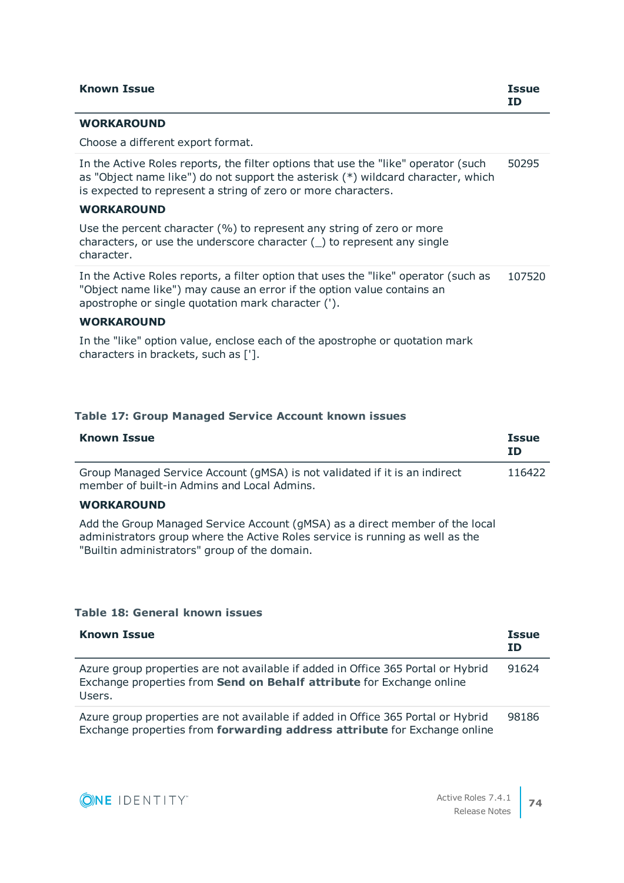| Known Issue | Issue ID |
| --- | --- |
| **WORKAROUND**<br><br>Choose a different export format. | |
| In the Active Roles reports, the filter options that use the "like" operator (such as "Object name like") do not support the asterisk (*) wildcard character, which is expected to represent a string of zero or more characters.<br><br>**WORKAROUND**<br><br>Use the percent character (%) to represent any string of zero or more characters, or use the underscore character (_) to represent any single character. | 50295 |
| In the Active Roles reports, a filter option that uses the "like" operator (such as "Object name like") may cause an error if the option value contains an apostrophe or single quotation mark character (').<br><br>**WORKAROUND**<br><br>In the "like" option value, enclose each of the apostrophe or quotation mark characters in brackets, such as [']. | 107520 |

**Table 17: Group Managed Service Account known issues**

| Known Issue | Issue ID |
| --- | --- |
| Group Managed Service Account (gMSA) is not validated if it is an indirect member of built-in Admins and Local Admins.<br><br>**WORKAROUND**<br><br>Add the Group Managed Service Account (gMSA) as a direct member of the local administrators group where the Active Roles service is running as well as the "Builtin administrators" group of the domain. | 116422 |

**Table 18: General known issues**

| Known Issue | Issue ID |
| --- | --- |
| Azure group properties are not available if added in Office 365 Portal or Hybrid Exchange properties from **Send on Behalf attribute** for Exchange online Users. | 91624 |
| Azure group properties are not available if added in Office 365 Portal or Hybrid Exchange properties from **forwarding address attribute** for Exchange online | 98186 |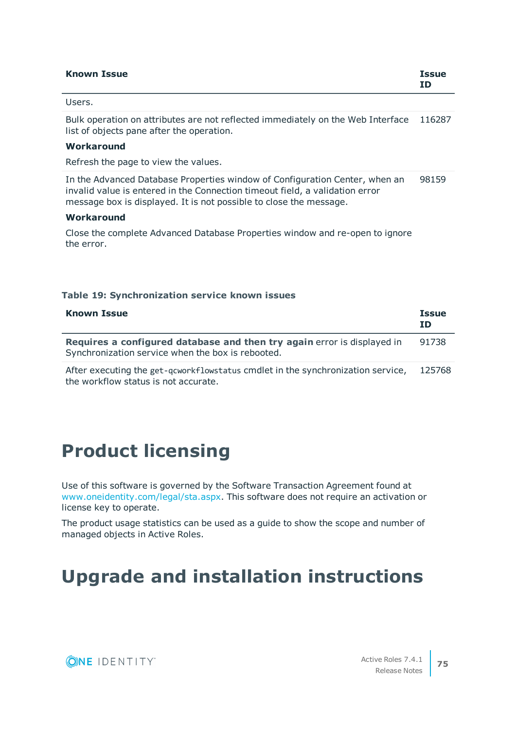| Known Issue | Issue ID |
|---|---|
| Users. | |
| Bulk operation on attributes are not reflected immediately on the Web Interface list of objects pane after the operation.<br><br>**Workaround**<br><br>Refresh the page to view the values. | 116287 |
| In the Advanced Database Properties window of Configuration Center, when an invalid value is entered in the Connection timeout field, a validation error message box is displayed. It is not possible to close the message.<br><br>**Workaround**<br><br>Close the complete Advanced Database Properties window and re-open to ignore the error. | 98159 |

**Table 19: Synchronization service known issues**

| Known Issue | Issue ID |
|---|---|
| **Requires a configured database and then try again** error is displayed in Synchronization service when the box is rebooted. | 91738 |
| After executing the `get-qcworkflowstatus` cmdlet in the synchronization service, the workflow status is not accurate. | 125768 |

# Product licensing

Use of this software is governed by the Software Transaction Agreement found at www.oneidentity.com/legal/sta.aspx. This software does not require an activation or license key to operate.

The product usage statistics can be used as a guide to show the scope and number of managed objects in Active Roles.

# Upgrade and installation instructions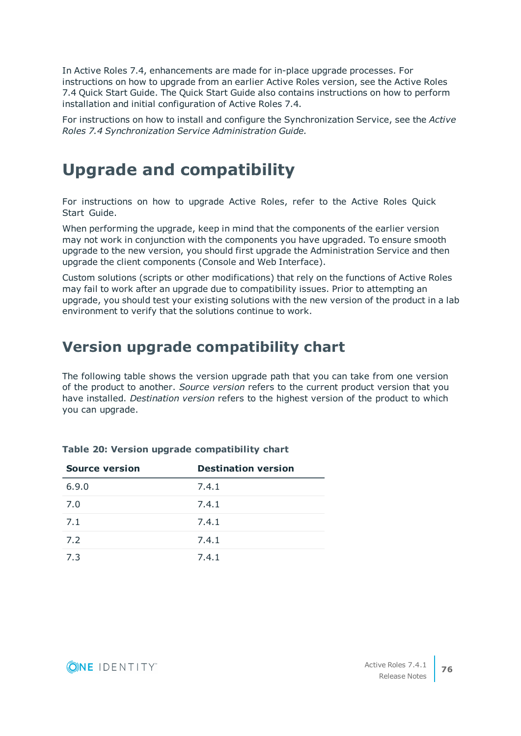In Active Roles 7.4, enhancements are made for in-place upgrade processes. For instructions on how to upgrade from an earlier Active Roles version, see the Active Roles 7.4 Quick Start Guide. The Quick Start Guide also contains instructions on how to perform installation and initial configuration of Active Roles 7.4.

For instructions on how to install and configure the Synchronization Service, see the *Active Roles 7.4 Synchronization Service Administration Guide.*

# Upgrade and compatibility

For instructions on how to upgrade Active Roles, refer to the Active Roles Quick Start Guide.

When performing the upgrade, keep in mind that the components of the earlier version may not work in conjunction with the components you have upgraded. To ensure smooth upgrade to the new version, you should first upgrade the Administration Service and then upgrade the client components (Console and Web Interface).

Custom solutions (scripts or other modifications) that rely on the functions of Active Roles may fail to work after an upgrade due to compatibility issues. Prior to attempting an upgrade, you should test your existing solutions with the new version of the product in a lab environment to verify that the solutions continue to work.

## Version upgrade compatibility chart

The following table shows the version upgrade path that you can take from one version of the product to another. *Source version* refers to the current product version that you have installed. *Destination version* refers to the highest version of the product to which you can upgrade.

**Table 20: Version upgrade compatibility chart**

| Source version | Destination version |
| --- | --- |
| 6.9.0 | 7.4.1 |
| 7.0 | 7.4.1 |
| 7.1 | 7.4.1 |
| 7.2 | 7.4.1 |
| 7.3 | 7.4.1 |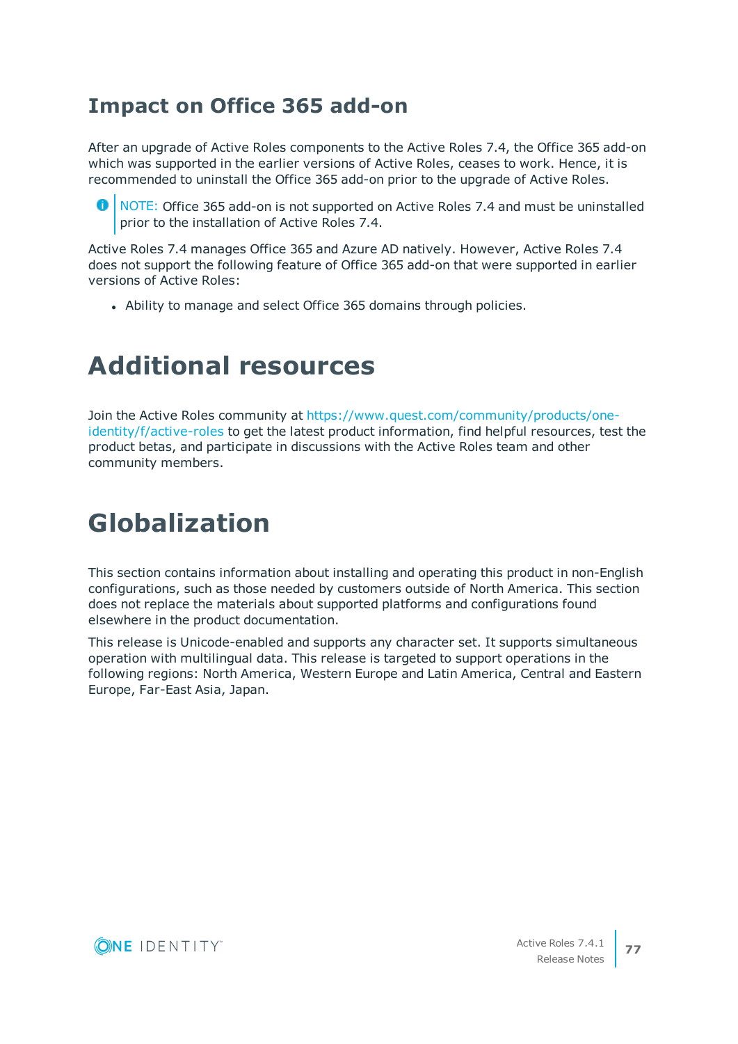## Impact on Office 365 add-on

After an upgrade of Active Roles components to the Active Roles 7.4, the Office 365 add-on which was supported in the earlier versions of Active Roles, ceases to work. Hence, it is recommended to uninstall the Office 365 add-on prior to the upgrade of Active Roles.

> NOTE: Office 365 add-on is not supported on Active Roles 7.4 and must be uninstalled prior to the installation of Active Roles 7.4.

Active Roles 7.4 manages Office 365 and Azure AD natively. However, Active Roles 7.4 does not support the following feature of Office 365 add-on that were supported in earlier versions of Active Roles:

- Ability to manage and select Office 365 domains through policies.

# Additional resources

Join the Active Roles community at https://www.quest.com/community/products/one-identity/f/active-roles to get the latest product information, find helpful resources, test the product betas, and participate in discussions with the Active Roles team and other community members.

# Globalization

This section contains information about installing and operating this product in non-English configurations, such as those needed by customers outside of North America. This section does not replace the materials about supported platforms and configurations found elsewhere in the product documentation.

This release is Unicode-enabled and supports any character set. It supports simultaneous operation with multilingual data. This release is targeted to support operations in the following regions: North America, Western Europe and Latin America, Central and Eastern Europe, Far-East Asia, Japan.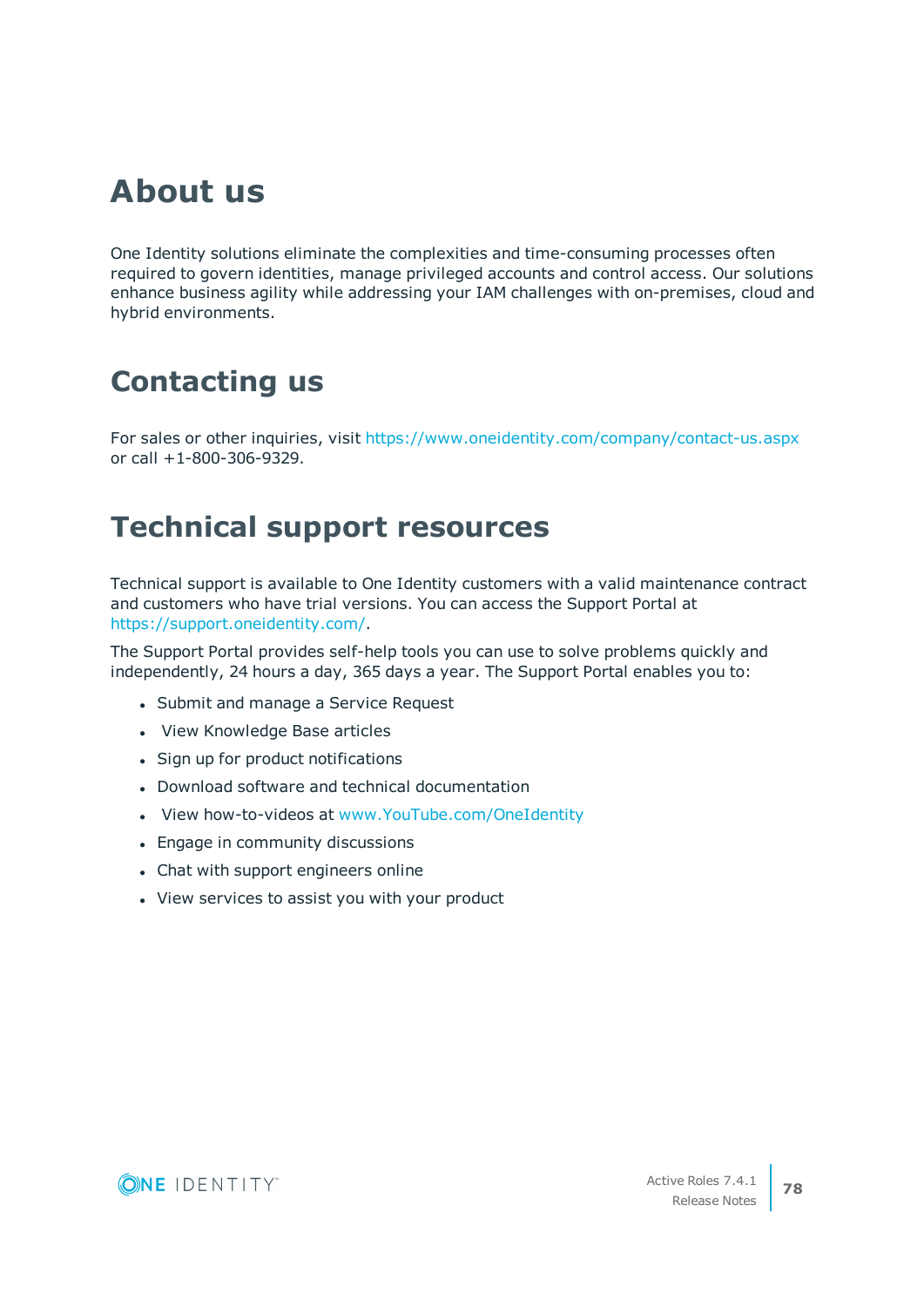# About us

One Identity solutions eliminate the complexities and time-consuming processes often required to govern identities, manage privileged accounts and control access. Our solutions enhance business agility while addressing your IAM challenges with on-premises, cloud and hybrid environments.

# Contacting us

For sales or other inquiries, visit https://www.oneidentity.com/company/contact-us.aspx or call +1-800-306-9329.

# Technical support resources

Technical support is available to One Identity customers with a valid maintenance contract and customers who have trial versions. You can access the Support Portal at https://support.oneidentity.com/.

The Support Portal provides self-help tools you can use to solve problems quickly and independently, 24 hours a day, 365 days a year. The Support Portal enables you to:

- Submit and manage a Service Request
- View Knowledge Base articles
- Sign up for product notifications
- Download software and technical documentation
- View how-to-videos at www.YouTube.com/OneIdentity
- Engage in community discussions
- Chat with support engineers online
- View services to assist you with your product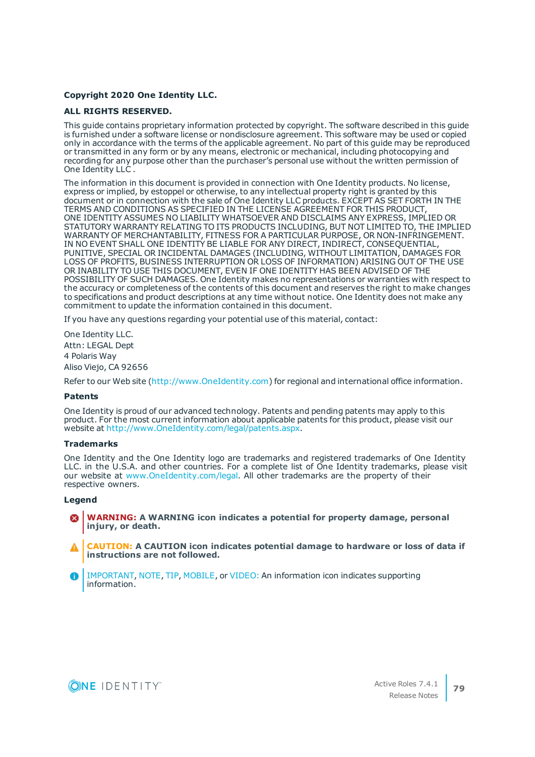**Copyright 2020 One Identity LLC.**

**ALL RIGHTS RESERVED.**

This guide contains proprietary information protected by copyright. The software described in this guide is furnished under a software license or nondisclosure agreement. This software may be used or copied only in accordance with the terms of the applicable agreement. No part of this guide may be reproduced or transmitted in any form or by any means, electronic or mechanical, including photocopying and recording for any purpose other than the purchaser's personal use without the written permission of One Identity LLC .

The information in this document is provided in connection with One Identity products. No license, express or implied, by estoppel or otherwise, to any intellectual property right is granted by this document or in connection with the sale of One Identity LLC products. EXCEPT AS SET FORTH IN THE TERMS AND CONDITIONS AS SPECIFIED IN THE LICENSE AGREEMENT FOR THIS PRODUCT, ONE IDENTITY ASSUMES NO LIABILITY WHATSOEVER AND DISCLAIMS ANY EXPRESS, IMPLIED OR STATUTORY WARRANTY RELATING TO ITS PRODUCTS INCLUDING, BUT NOT LIMITED TO, THE IMPLIED WARRANTY OF MERCHANTABILITY, FITNESS FOR A PARTICULAR PURPOSE, OR NON-INFRINGEMENT. IN NO EVENT SHALL ONE IDENTITY BE LIABLE FOR ANY DIRECT, INDIRECT, CONSEQUENTIAL, PUNITIVE, SPECIAL OR INCIDENTAL DAMAGES (INCLUDING, WITHOUT LIMITATION, DAMAGES FOR LOSS OF PROFITS, BUSINESS INTERRUPTION OR LOSS OF INFORMATION) ARISING OUT OF THE USE OR INABILITY TO USE THIS DOCUMENT, EVEN IF ONE IDENTITY HAS BEEN ADVISED OF THE POSSIBILITY OF SUCH DAMAGES. One Identity makes no representations or warranties with respect to the accuracy or completeness of the contents of this document and reserves the right to make changes to specifications and product descriptions at any time without notice. One Identity does not make any commitment to update the information contained in this document.

If you have any questions regarding your potential use of this material, contact:

One Identity LLC.
Attn: LEGAL Dept
4 Polaris Way
Aliso Viejo, CA 92656

Refer to our Web site (http://www.OneIdentity.com) for regional and international office information.

**Patents**

One Identity is proud of our advanced technology. Patents and pending patents may apply to this product. For the most current information about applicable patents for this product, please visit our website at http://www.OneIdentity.com/legal/patents.aspx.

**Trademarks**

One Identity and the One Identity logo are trademarks and registered trademarks of One Identity LLC. in the U.S.A. and other countries. For a complete list of One Identity trademarks, please visit our website at www.OneIdentity.com/legal. All other trademarks are the property of their respective owners.

**Legend**

**WARNING: A WARNING icon indicates a potential for property damage, personal injury, or death.**

**CAUTION: A CAUTION icon indicates potential damage to hardware or loss of data if instructions are not followed.**

IMPORTANT, NOTE, TIP, MOBILE, or VIDEO: An information icon indicates supporting information.